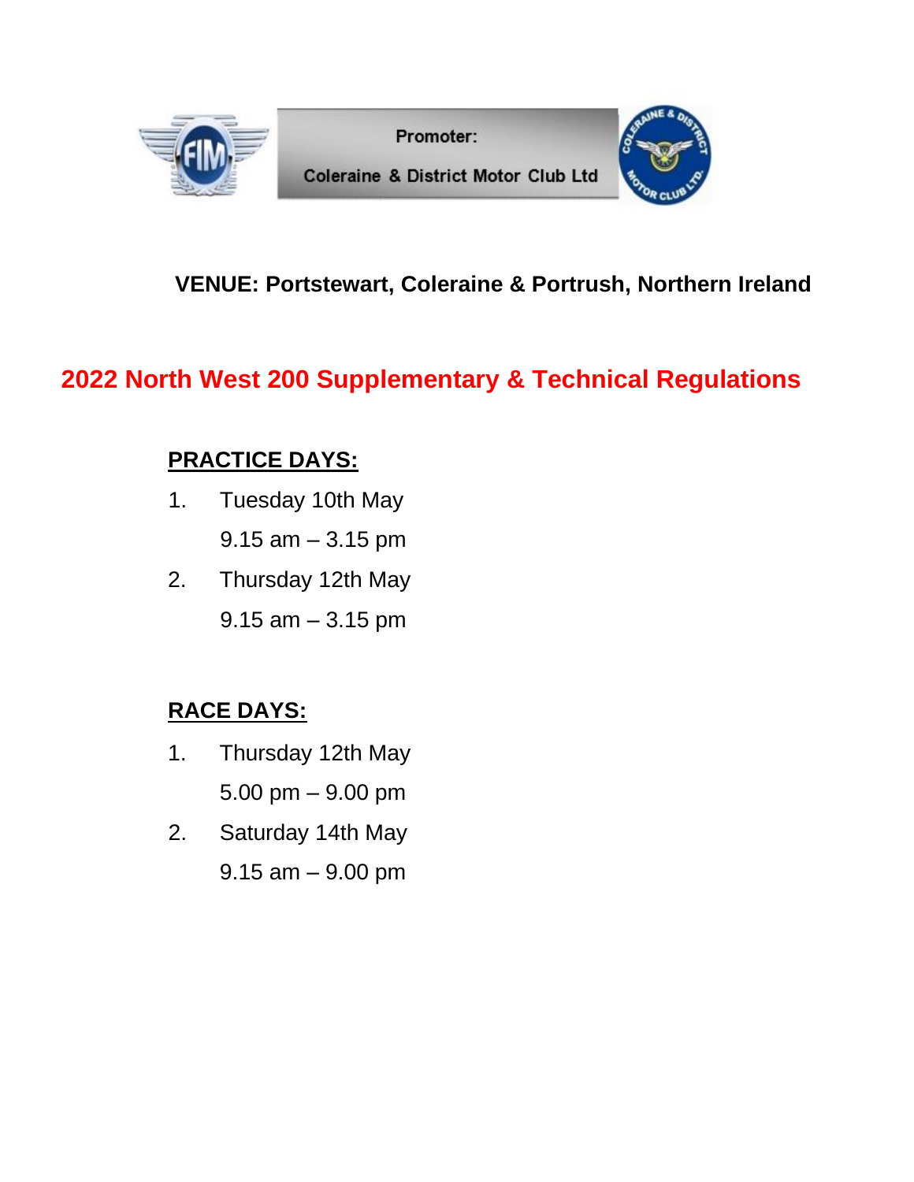Promoter:

Coleraine & District Motor Club Ltd

**VENUE: Portstewart, Coleraine & Portrush, Northern Ireland**

# 2022 North West 200 Supplementary & Technical Regulations

## PRACTICE DAYS:

1. Tuesday 10th May
   9.15 am – 3.15 pm
2. Thursday 12th May
   9.15 am – 3.15 pm

## RACE DAYS:

1. Thursday 12th May
   5.00 pm – 9.00 pm
2. Saturday 14th May
   9.15 am – 9.00 pm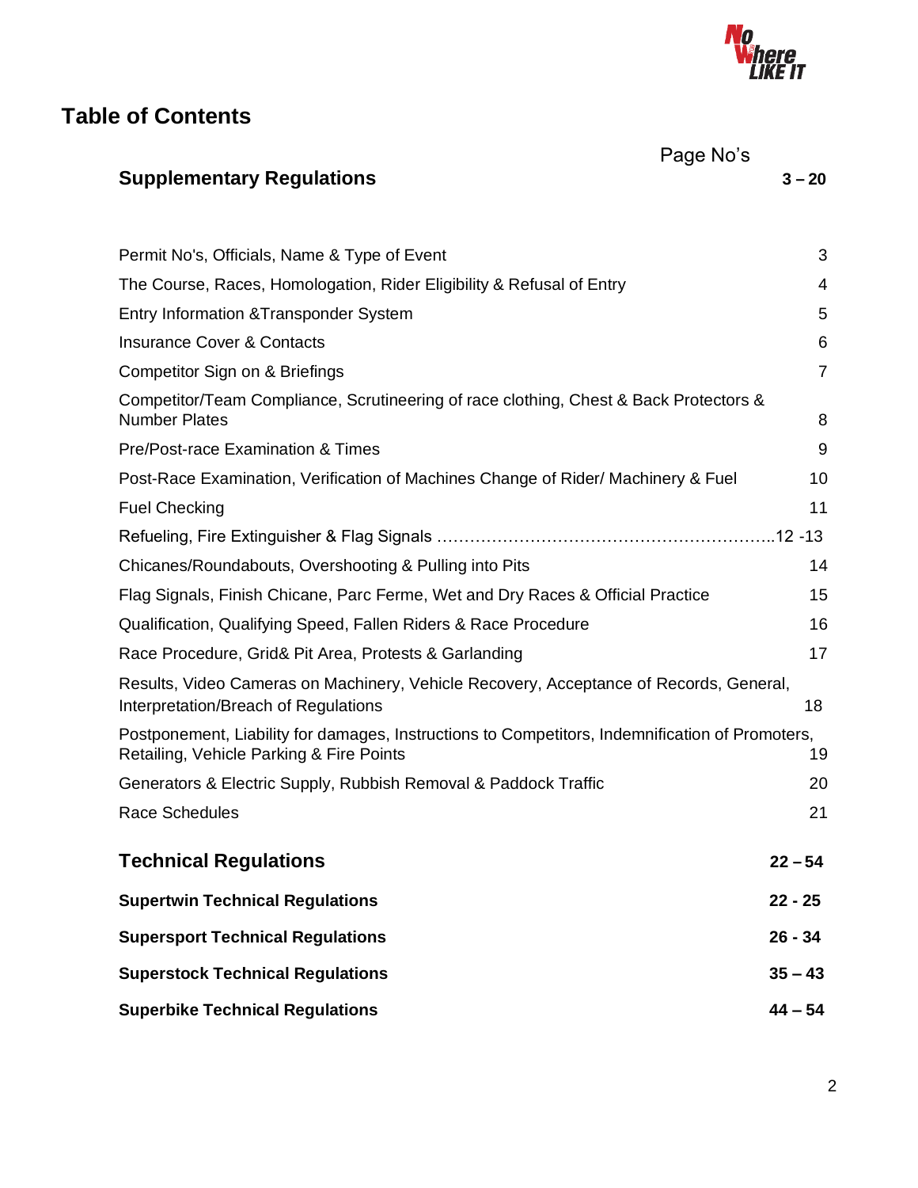# Table of Contents

| | Page No's |
|---|---|
| **Supplementary Regulations** | **3 – 20** |
| Permit No's, Officials, Name & Type of Event | 3 |
| The Course, Races, Homologation, Rider Eligibility & Refusal of Entry | 4 |
| Entry Information &Transponder System | 5 |
| Insurance Cover & Contacts | 6 |
| Competitor Sign on & Briefings | 7 |
| Competitor/Team Compliance, Scrutineering of race clothing, Chest & Back Protectors & Number Plates | 8 |
| Pre/Post-race Examination & Times | 9 |
| Post-Race Examination, Verification of Machines Change of Rider/ Machinery & Fuel | 10 |
| Fuel Checking | 11 |
| Refueling, Fire Extinguisher & Flag Signals …………………………………………………. | 12 -13 |
| Chicanes/Roundabouts, Overshooting & Pulling into Pits | 14 |
| Flag Signals, Finish Chicane, Parc Ferme, Wet and Dry Races & Official Practice | 15 |
| Qualification, Qualifying Speed, Fallen Riders & Race Procedure | 16 |
| Race Procedure, Grid& Pit Area, Protests & Garlanding | 17 |
| Results, Video Cameras on Machinery, Vehicle Recovery, Acceptance of Records, General, Interpretation/Breach of Regulations | 18 |
| Postponement, Liability for damages, Instructions to Competitors, Indemnification of Promoters, Retailing, Vehicle Parking & Fire Points | 19 |
| Generators & Electric Supply, Rubbish Removal & Paddock Traffic | 20 |
| Race Schedules | 21 |
| **Technical Regulations** | **22 – 54** |
| **Supertwin Technical Regulations** | **22 - 25** |
| **Supersport Technical Regulations** | **26 - 34** |
| **Superstock Technical Regulations** | **35 – 43** |
| **Superbike Technical Regulations** | **44 – 54** |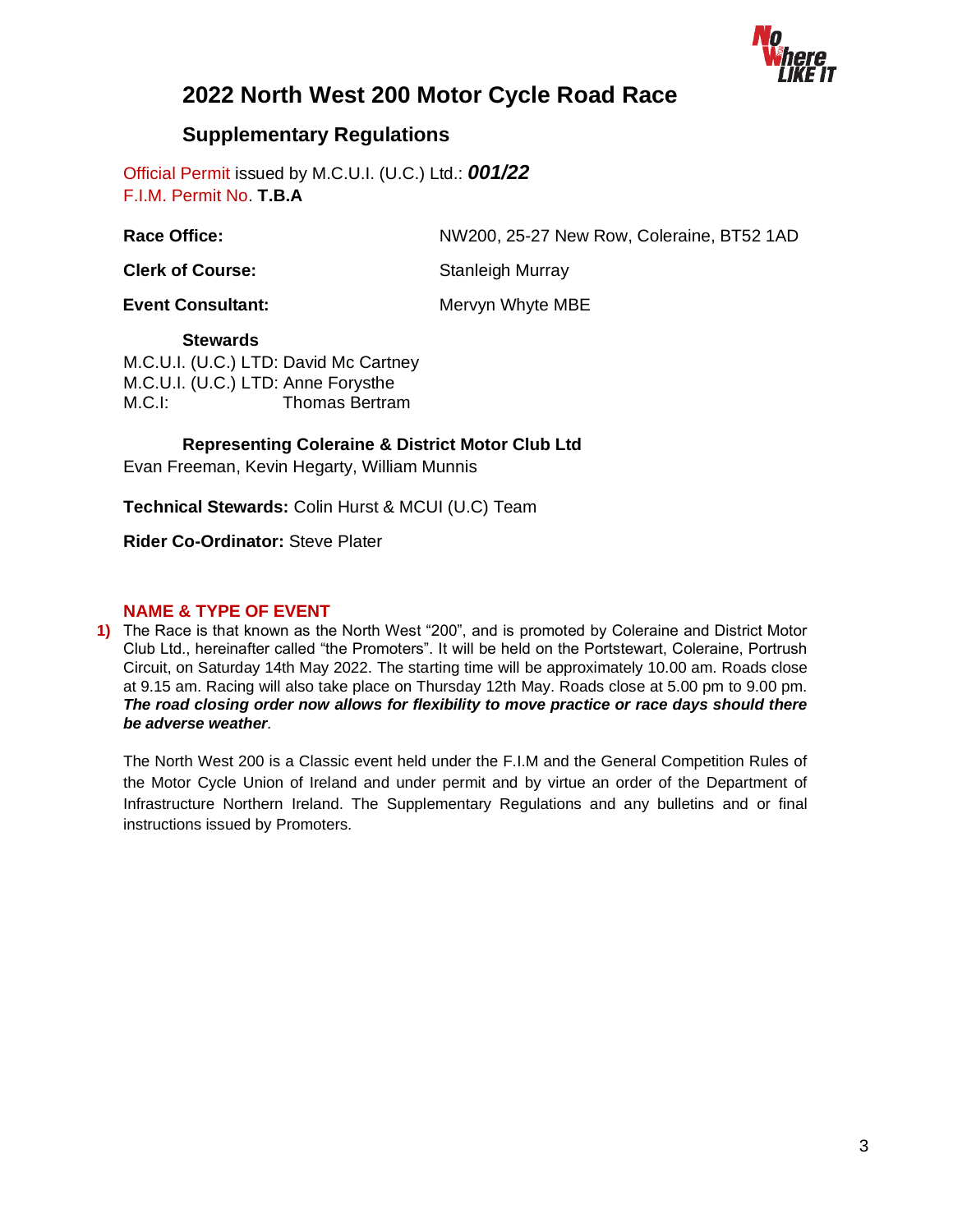# 2022 North West 200 Motor Cycle Road Race

## Supplementary Regulations

Official Permit issued by M.C.U.I. (U.C.) Ltd.: ***001/22***
F.I.M. Permit No. **T.B.A**

| | |
|---|---|
| **Race Office:** | NW200, 25-27 New Row, Coleraine, BT52 1AD |
| **Clerk of Course:** | Stanleigh Murray |
| **Event Consultant:** | Mervyn Whyte MBE |

**Stewards**

M.C.U.I. (U.C.) LTD: David Mc Cartney
M.C.U.I. (U.C.) LTD: Anne Forysthe
M.C.I: Thomas Bertram

**Representing Coleraine & District Motor Club Ltd**

Evan Freeman, Kevin Hegarty, William Munnis

**Technical Stewards:** Colin Hurst & MCUI (U.C) Team

**Rider Co-Ordinator:** Steve Plater

### NAME & TYPE OF EVENT

**1)** The Race is that known as the North West "200", and is promoted by Coleraine and District Motor Club Ltd., hereinafter called "the Promoters". It will be held on the Portstewart, Coleraine, Portrush Circuit, on Saturday 14th May 2022. The starting time will be approximately 10.00 am. Roads close at 9.15 am. Racing will also take place on Thursday 12th May. Roads close at 5.00 pm to 9.00 pm. ***The road closing order now allows for flexibility to move practice or race days should there be adverse weather***.

The North West 200 is a Classic event held under the F.I.M and the General Competition Rules of the Motor Cycle Union of Ireland and under permit and by virtue an order of the Department of Infrastructure Northern Ireland. The Supplementary Regulations and any bulletins and or final instructions issued by Promoters.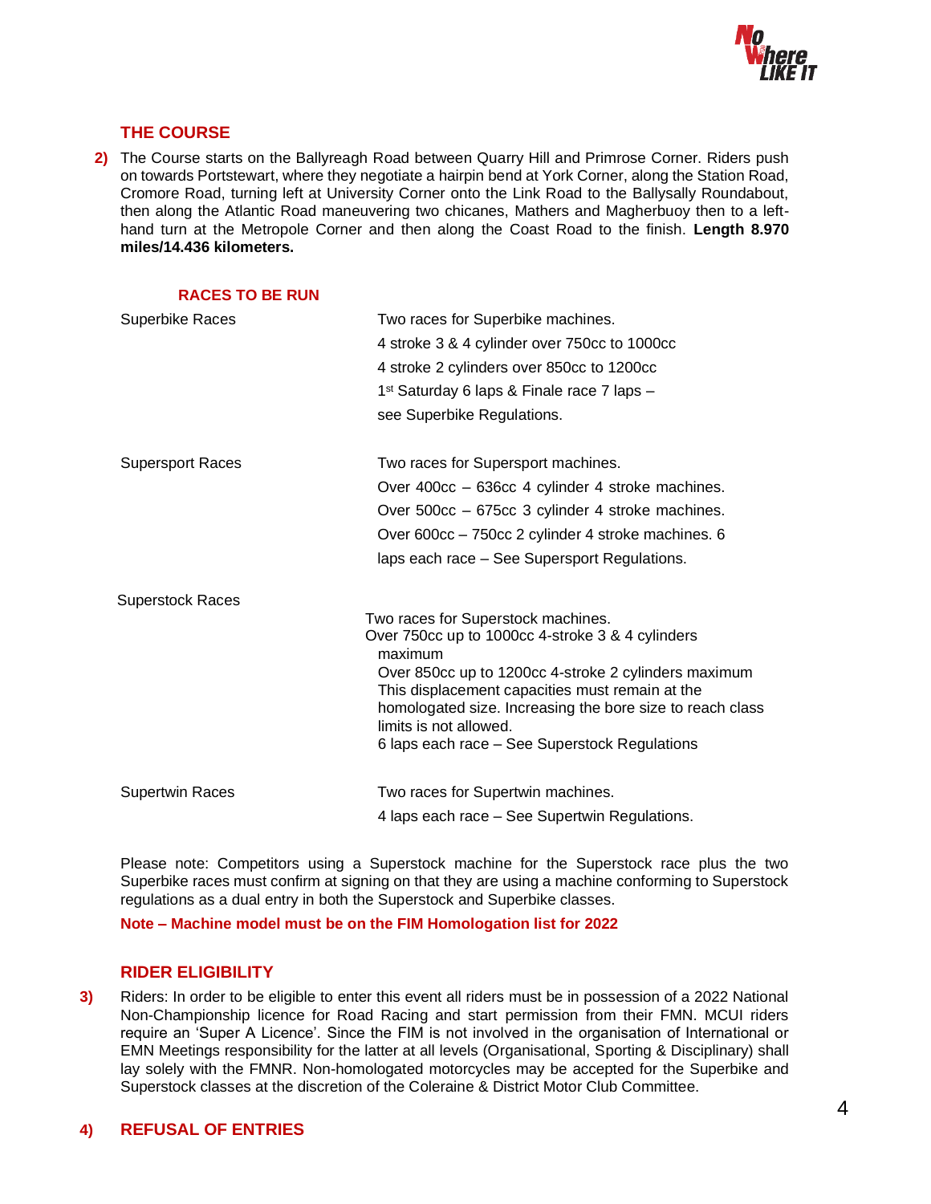## THE COURSE

**2)** The Course starts on the Ballyreagh Road between Quarry Hill and Primrose Corner. Riders push on towards Portstewart, where they negotiate a hairpin bend at York Corner, along the Station Road, Cromore Road, turning left at University Corner onto the Link Road to the Ballysally Roundabout, then along the Atlantic Road maneuvering two chicanes, Mathers and Magherbuoy then to a left-hand turn at the Metropole Corner and then along the Coast Road to the finish. **Length 8.970 miles/14.436 kilometers.**

### RACES TO BE RUN

| | |
|---|---|
| Superbike Races | Two races for Superbike machines.<br>4 stroke 3 & 4 cylinder over 750cc to 1000cc<br>4 stroke 2 cylinders over 850cc to 1200cc<br>1st Saturday 6 laps & Finale race 7 laps – see Superbike Regulations. |
| Supersport Races | Two races for Supersport machines.<br>Over 400cc – 636cc 4 cylinder 4 stroke machines.<br>Over 500cc – 675cc 3 cylinder 4 stroke machines.<br>Over 600cc – 750cc 2 cylinder 4 stroke machines. 6 laps each race – See Supersport Regulations. |
| Superstock Races | Two races for Superstock machines.<br>Over 750cc up to 1000cc 4-stroke 3 & 4 cylinders maximum<br>Over 850cc up to 1200cc 4-stroke 2 cylinders maximum<br>This displacement capacities must remain at the homologated size. Increasing the bore size to reach class limits is not allowed.<br>6 laps each race – See Superstock Regulations |
| Supertwin Races | Two races for Supertwin machines.<br>4 laps each race – See Supertwin Regulations. |

Please note: Competitors using a Superstock machine for the Superstock race plus the two Superbike races must confirm at signing on that they are using a machine conforming to Superstock regulations as a dual entry in both the Superstock and Superbike classes.

**Note – Machine model must be on the FIM Homologation list for 2022**

## RIDER ELIGIBILITY

**3)** Riders: In order to be eligible to enter this event all riders must be in possession of a 2022 National Non-Championship licence for Road Racing and start permission from their FMN. MCUI riders require an 'Super A Licence'. Since the FIM is not involved in the organisation of International or EMN Meetings responsibility for the latter at all levels (Organisational, Sporting & Disciplinary) shall lay solely with the FMNR. Non-homologated motorcycles may be accepted for the Superbike and Superstock classes at the discretion of the Coleraine & District Motor Club Committee.

## 4) REFUSAL OF ENTRIES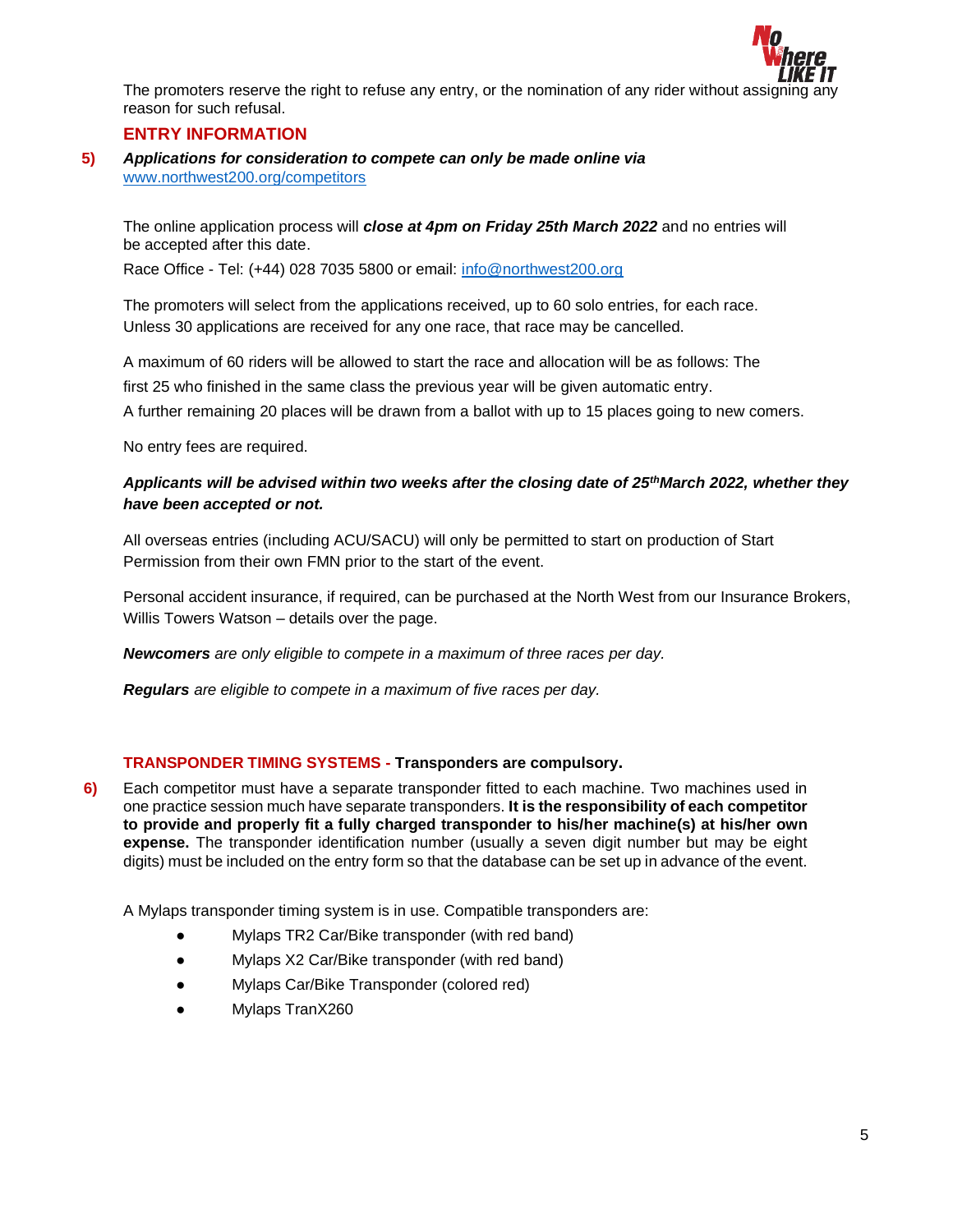The promoters reserve the right to refuse any entry, or the nomination of any rider without assigning any reason for such refusal.

## ENTRY INFORMATION

**5)** ***Applications for consideration to compete can only be made online via*** [www.northwest200.org/competitors](www.northwest200.org/competitors)

The online application process will ***close at 4pm on Friday 25th March 2022*** and no entries will be accepted after this date.

Race Office - Tel: (+44) 028 7035 5800 or email: [info@northwest200.org](mailto:info@northwest200.org)

The promoters will select from the applications received, up to 60 solo entries, for each race. Unless 30 applications are received for any one race, that race may be cancelled.

A maximum of 60 riders will be allowed to start the race and allocation will be as follows: The first 25 who finished in the same class the previous year will be given automatic entry.

A further remaining 20 places will be drawn from a ballot with up to 15 places going to new comers.

No entry fees are required.

***Applicants will be advised within two weeks after the closing date of 25th March 2022, whether they have been accepted or not.***

All overseas entries (including ACU/SACU) will only be permitted to start on production of Start Permission from their own FMN prior to the start of the event.

Personal accident insurance, if required, can be purchased at the North West from our Insurance Brokers, Willis Towers Watson – details over the page.

***Newcomers*** *are only eligible to compete in a maximum of three races per day.*

***Regulars*** *are eligible to compete in a maximum of five races per day.*

## TRANSPONDER TIMING SYSTEMS - Transponders are compulsory.

**6)** Each competitor must have a separate transponder fitted to each machine. Two machines used in one practice session much have separate transponders. **It is the responsibility of each competitor to provide and properly fit a fully charged transponder to his/her machine(s) at his/her own expense.** The transponder identification number (usually a seven digit number but may be eight digits) must be included on the entry form so that the database can be set up in advance of the event.

A Mylaps transponder timing system is in use. Compatible transponders are:

- Mylaps TR2 Car/Bike transponder (with red band)
- Mylaps X2 Car/Bike transponder (with red band)
- Mylaps Car/Bike Transponder (colored red)
- Mylaps TranX260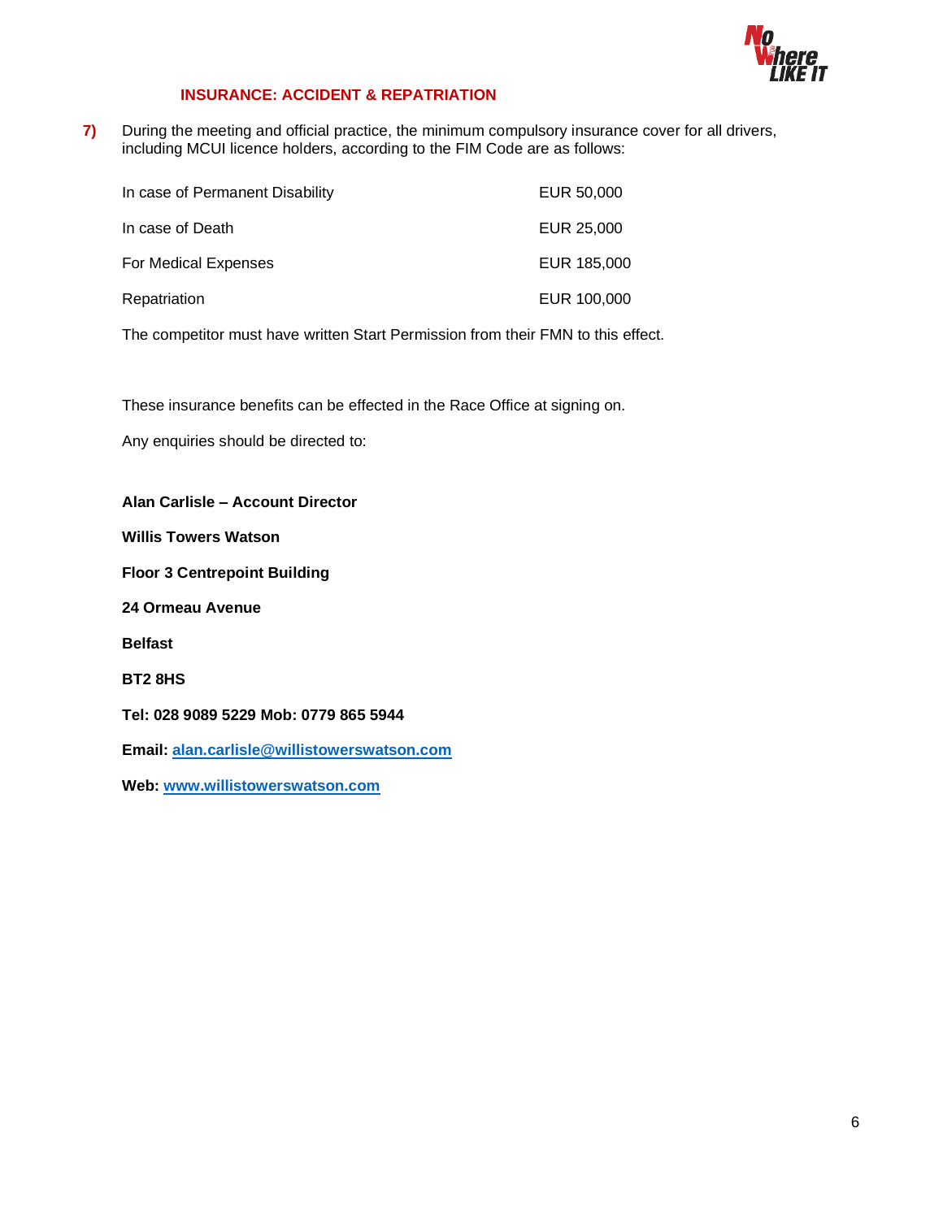## INSURANCE: ACCIDENT & REPATRIATION

**7)** During the meeting and official practice, the minimum compulsory insurance cover for all drivers, including MCUI licence holders, according to the FIM Code are as follows:

| | |
|---|---|
| In case of Permanent Disability | EUR 50,000 |
| In case of Death | EUR 25,000 |
| For Medical Expenses | EUR 185,000 |
| Repatriation | EUR 100,000 |

The competitor must have written Start Permission from their FMN to this effect.

These insurance benefits can be effected in the Race Office at signing on.

Any enquiries should be directed to:

**Alan Carlisle – Account Director**

**Willis Towers Watson**

**Floor 3 Centrepoint Building**

**24 Ormeau Avenue**

**Belfast**

**BT2 8HS**

**Tel: 028 9089 5229 Mob: 0779 865 5944**

**Email: alan.carlisle@willistowerswatson.com**

**Web: www.willistowerswatson.com**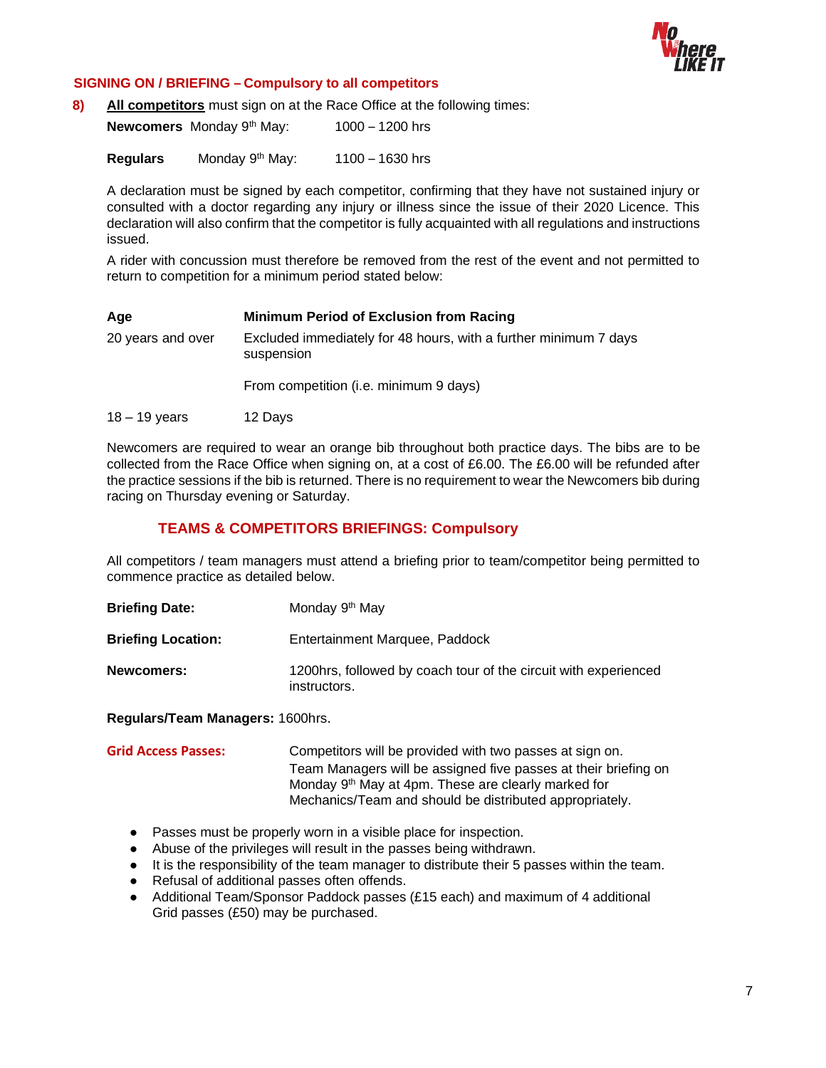## SIGNING ON / BRIEFING – Compulsory to all competitors

**8)** **All competitors** must sign on at the Race Office at the following times:

| | | |
|---|---|---|
| **Newcomers** | Monday 9th May: | 1000 – 1200 hrs |
| **Regulars** | Monday 9th May: | 1100 – 1630 hrs |

A declaration must be signed by each competitor, confirming that they have not sustained injury or consulted with a doctor regarding any injury or illness since the issue of their 2020 Licence. This declaration will also confirm that the competitor is fully acquainted with all regulations and instructions issued.

A rider with concussion must therefore be removed from the rest of the event and not permitted to return to competition for a minimum period stated below:

| Age | Minimum Period of Exclusion from Racing |
|---|---|
| 20 years and over | Excluded immediately for 48 hours, with a further minimum 7 days suspension<br><br>From competition (i.e. minimum 9 days) |
| 18 – 19 years | 12 Days |

Newcomers are required to wear an orange bib throughout both practice days. The bibs are to be collected from the Race Office when signing on, at a cost of £6.00. The £6.00 will be refunded after the practice sessions if the bib is returned. There is no requirement to wear the Newcomers bib during racing on Thursday evening or Saturday.

## TEAMS & COMPETITORS BRIEFINGS: Compulsory

All competitors / team managers must attend a briefing prior to team/competitor being permitted to commence practice as detailed below.

**Briefing Date:** Monday 9th May

**Briefing Location:** Entertainment Marquee, Paddock

**Newcomers:** 1200hrs, followed by coach tour of the circuit with experienced instructors.

**Regulars/Team Managers:** 1600hrs.

**Grid Access Passes:** Competitors will be provided with two passes at sign on. Team Managers will be assigned five passes at their briefing on Monday 9th May at 4pm. These are clearly marked for Mechanics/Team and should be distributed appropriately.

- Passes must be properly worn in a visible place for inspection.
- Abuse of the privileges will result in the passes being withdrawn.
- It is the responsibility of the team manager to distribute their 5 passes within the team.
- Refusal of additional passes often offends.
- Additional Team/Sponsor Paddock passes (£15 each) and maximum of 4 additional Grid passes (£50) may be purchased.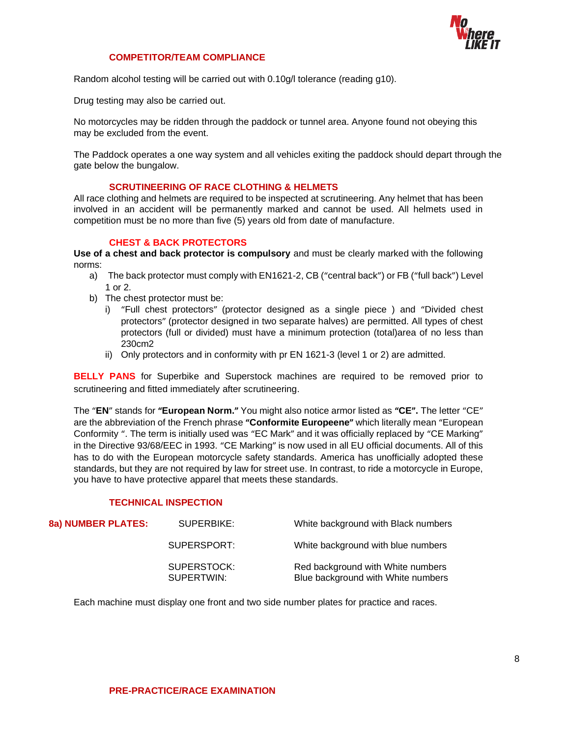### COMPETITOR/TEAM COMPLIANCE

Random alcohol testing will be carried out with 0.10g/l tolerance (reading g10).

Drug testing may also be carried out.

No motorcycles may be ridden through the paddock or tunnel area. Anyone found not obeying this may be excluded from the event.

The Paddock operates a one way system and all vehicles exiting the paddock should depart through the gate below the bungalow.

### SCRUTINEERING OF RACE CLOTHING & HELMETS

All race clothing and helmets are required to be inspected at scrutineering. Any helmet that has been involved in an accident will be permanently marked and cannot be used. All helmets used in competition must be no more than five (5) years old from date of manufacture.

### CHEST & BACK PROTECTORS

**Use of a chest and back protector is compulsory** and must be clearly marked with the following norms:

a) The back protector must comply with EN1621-2, CB ("central back") or FB ("full back") Level 1 or 2.

b) The chest protector must be:

   i) "Full chest protectors" (protector designed as a single piece ) and "Divided chest protectors" (protector designed in two separate halves) are permitted. All types of chest protectors (full or divided) must have a minimum protection (total)area of no less than 230cm2

   ii) Only protectors and in conformity with pr EN 1621-3 (level 1 or 2) are admitted.

**BELLY PANS** for Superbike and Superstock machines are required to be removed prior to scrutineering and fitted immediately after scrutineering.

The "**EN**" stands for **"European Norm."** You might also notice armor listed as **"CE".** The letter "CE" are the abbreviation of the French phrase **"Conformite Europeene"** which literally mean "European Conformity ". The term is initially used was "EC Mark" and it was officially replaced by "CE Marking" in the Directive 93/68/EEC in 1993. "CE Marking" is now used in all EU official documents. All of this has to do with the European motorcycle safety standards. America has unofficially adopted these standards, but they are not required by law for street use. In contrast, to ride a motorcycle in Europe, you have to have protective apparel that meets these standards.

### TECHNICAL INSPECTION

**8a) NUMBER PLATES:**

| Class | Number plate |
|---|---|
| SUPERBIKE: | White background with Black numbers |
| SUPERSPORT: | White background with blue numbers |
| SUPERSTOCK: | Red background with White numbers |
| SUPERTWIN: | Blue background with White numbers |

Each machine must display one front and two side number plates for practice and races.

### PRE-PRACTICE/RACE EXAMINATION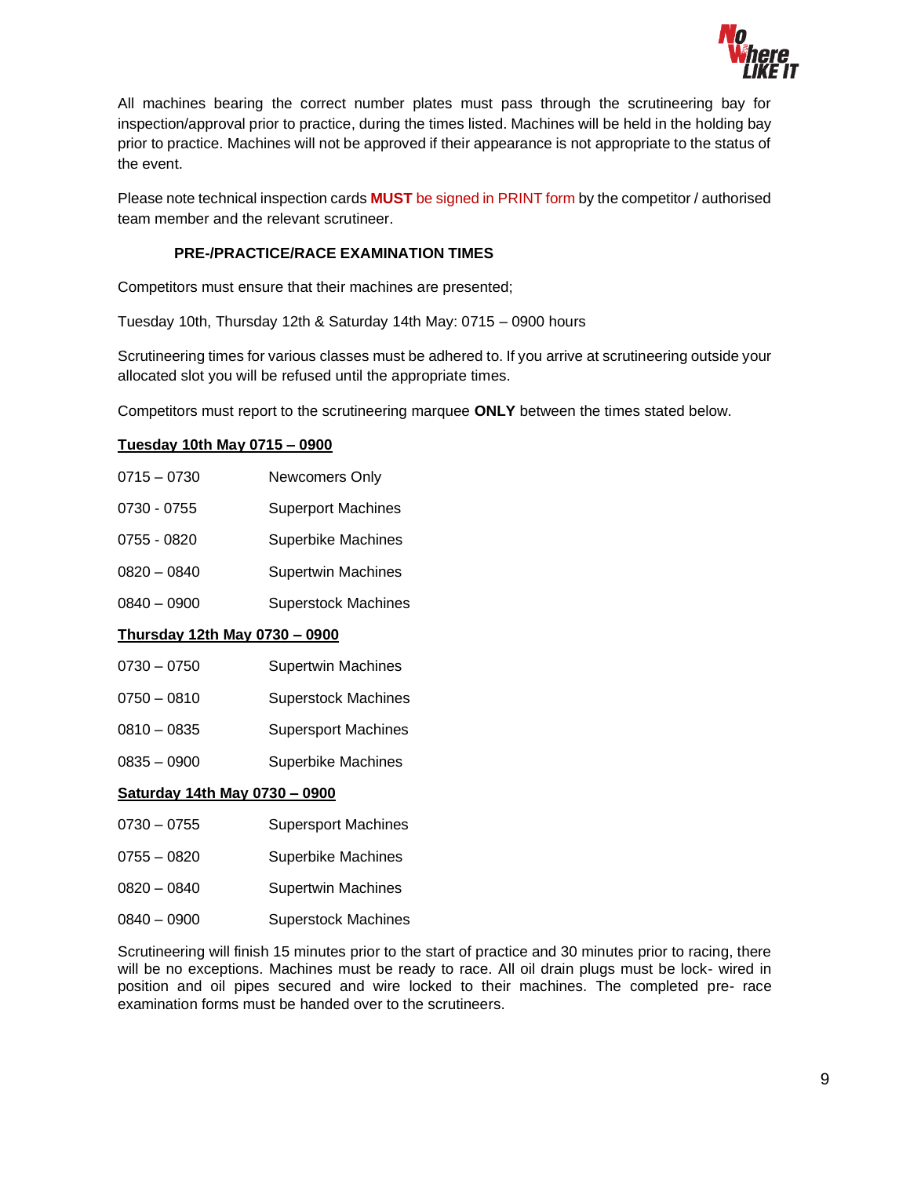All machines bearing the correct number plates must pass through the scrutineering bay for inspection/approval prior to practice, during the times listed. Machines will be held in the holding bay prior to practice. Machines will not be approved if their appearance is not appropriate to the status of the event.

Please note technical inspection cards **MUST** be signed in PRINT form by the competitor / authorised team member and the relevant scrutineer.

### PRE-/PRACTICE/RACE EXAMINATION TIMES

Competitors must ensure that their machines are presented;

Tuesday 10th, Thursday 12th & Saturday 14th May: 0715 – 0900 hours

Scrutineering times for various classes must be adhered to. If you arrive at scrutineering outside your allocated slot you will be refused until the appropriate times.

Competitors must report to the scrutineering marquee **ONLY** between the times stated below.

**Tuesday 10th May 0715 – 0900**

| | |
|---|---|
| 0715 – 0730 | Newcomers Only |
| 0730 - 0755 | Superport Machines |
| 0755 - 0820 | Superbike Machines |
| 0820 – 0840 | Supertwin Machines |
| 0840 – 0900 | Superstock Machines |

**Thursday 12th May 0730 – 0900**

| | |
|---|---|
| 0730 – 0750 | Supertwin Machines |
| 0750 – 0810 | Superstock Machines |
| 0810 – 0835 | Supersport Machines |
| 0835 – 0900 | Superbike Machines |

**Saturday 14th May 0730 – 0900**

| | |
|---|---|
| 0730 – 0755 | Supersport Machines |
| 0755 – 0820 | Superbike Machines |
| 0820 – 0840 | Supertwin Machines |
| 0840 – 0900 | Superstock Machines |

Scrutineering will finish 15 minutes prior to the start of practice and 30 minutes prior to racing, there will be no exceptions. Machines must be ready to race. All oil drain plugs must be lock- wired in position and oil pipes secured and wire locked to their machines. The completed pre- race examination forms must be handed over to the scrutineers.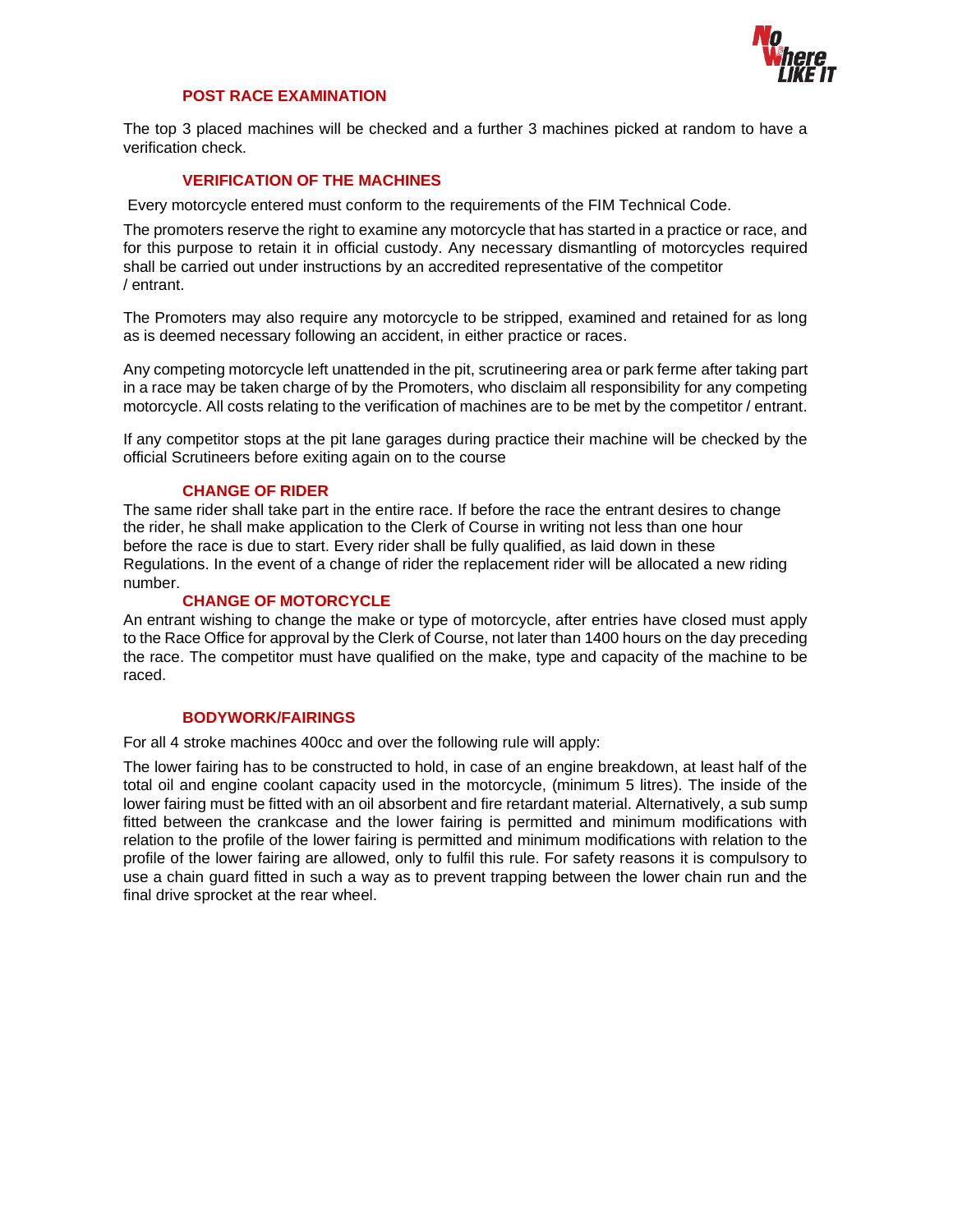## POST RACE EXAMINATION

The top 3 placed machines will be checked and a further 3 machines picked at random to have a verification check.

## VERIFICATION OF THE MACHINES

Every motorcycle entered must conform to the requirements of the FIM Technical Code.

The promoters reserve the right to examine any motorcycle that has started in a practice or race, and for this purpose to retain it in official custody. Any necessary dismantling of motorcycles required shall be carried out under instructions by an accredited representative of the competitor / entrant.

The Promoters may also require any motorcycle to be stripped, examined and retained for as long as is deemed necessary following an accident, in either practice or races.

Any competing motorcycle left unattended in the pit, scrutineering area or park ferme after taking part in a race may be taken charge of by the Promoters, who disclaim all responsibility for any competing motorcycle. All costs relating to the verification of machines are to be met by the competitor / entrant.

If any competitor stops at the pit lane garages during practice their machine will be checked by the official Scrutineers before exiting again on to the course

## CHANGE OF RIDER

The same rider shall take part in the entire race. If before the race the entrant desires to change the rider, he shall make application to the Clerk of Course in writing not less than one hour before the race is due to start. Every rider shall be fully qualified, as laid down in these Regulations. In the event of a change of rider the replacement rider will be allocated a new riding number.

## CHANGE OF MOTORCYCLE

An entrant wishing to change the make or type of motorcycle, after entries have closed must apply to the Race Office for approval by the Clerk of Course, not later than 1400 hours on the day preceding the race. The competitor must have qualified on the make, type and capacity of the machine to be raced.

## BODYWORK/FAIRINGS

For all 4 stroke machines 400cc and over the following rule will apply:

The lower fairing has to be constructed to hold, in case of an engine breakdown, at least half of the total oil and engine coolant capacity used in the motorcycle, (minimum 5 litres). The inside of the lower fairing must be fitted with an oil absorbent and fire retardant material. Alternatively, a sub sump fitted between the crankcase and the lower fairing is permitted and minimum modifications with relation to the profile of the lower fairing is permitted and minimum modifications with relation to the profile of the lower fairing are allowed, only to fulfil this rule. For safety reasons it is compulsory to use a chain guard fitted in such a way as to prevent trapping between the lower chain run and the final drive sprocket at the rear wheel.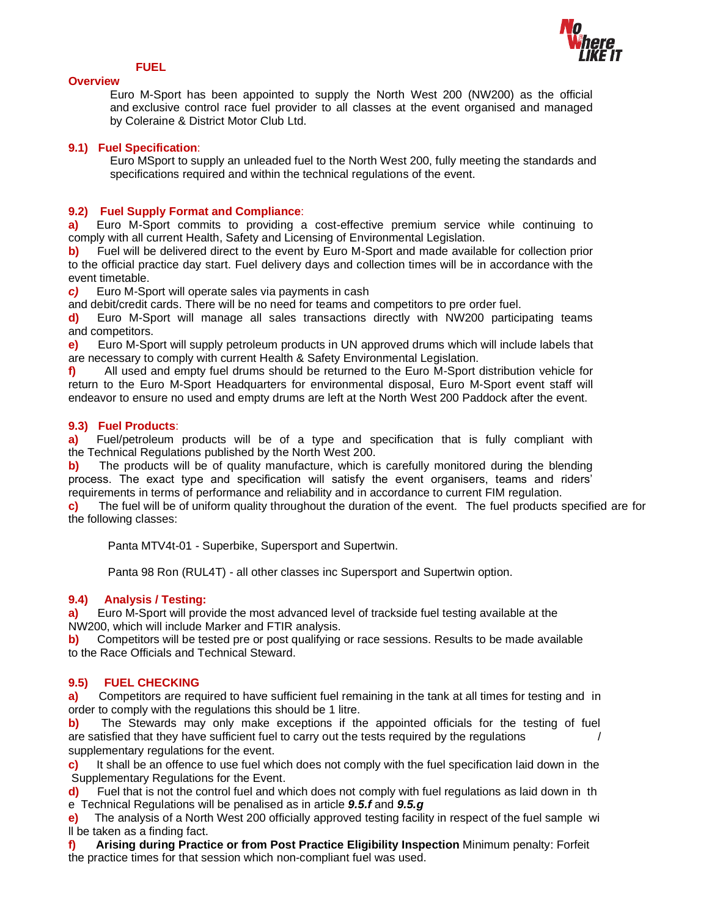## FUEL

### Overview

Euro M-Sport has been appointed to supply the North West 200 (NW200) as the official and exclusive control race fuel provider to all classes at the event organised and managed by Coleraine & District Motor Club Ltd.

### 9.1) Fuel Specification:

Euro MSport to supply an unleaded fuel to the North West 200, fully meeting the standards and specifications required and within the technical regulations of the event.

### 9.2) Fuel Supply Format and Compliance:

**a)** Euro M-Sport commits to providing a cost-effective premium service while continuing to comply with all current Health, Safety and Licensing of Environmental Legislation.

**b)** Fuel will be delivered direct to the event by Euro M-Sport and made available for collection prior to the official practice day start. Fuel delivery days and collection times will be in accordance with the event timetable.

***c)*** Euro M-Sport will operate sales via payments in cash and debit/credit cards. There will be no need for teams and competitors to pre order fuel.

**d)** Euro M-Sport will manage all sales transactions directly with NW200 participating teams and competitors.

**e)** Euro M-Sport will supply petroleum products in UN approved drums which will include labels that are necessary to comply with current Health & Safety Environmental Legislation.

**f)** All used and empty fuel drums should be returned to the Euro M-Sport distribution vehicle for return to the Euro M-Sport Headquarters for environmental disposal, Euro M-Sport event staff will endeavor to ensure no used and empty drums are left at the North West 200 Paddock after the event.

### 9.3) Fuel Products:

**a)** Fuel/petroleum products will be of a type and specification that is fully compliant with the Technical Regulations published by the North West 200.

**b)** The products will be of quality manufacture, which is carefully monitored during the blending process. The exact type and specification will satisfy the event organisers, teams and riders' requirements in terms of performance and reliability and in accordance to current FIM regulation.

**c)** The fuel will be of uniform quality throughout the duration of the event. The fuel products specified are for the following classes:

Panta MTV4t-01 - Superbike, Supersport and Supertwin.

Panta 98 Ron (RUL4T) - all other classes inc Supersport and Supertwin option.

### 9.4) Analysis / Testing:

**a)** Euro M-Sport will provide the most advanced level of trackside fuel testing available at the NW200, which will include Marker and FTIR analysis.

**b)** Competitors will be tested pre or post qualifying or race sessions. Results to be made available to the Race Officials and Technical Steward.

### 9.5) FUEL CHECKING

**a)** Competitors are required to have sufficient fuel remaining in the tank at all times for testing and in order to comply with the regulations this should be 1 litre.

**b)** The Stewards may only make exceptions if the appointed officials for the testing of fuel are satisfied that they have sufficient fuel to carry out the tests required by the regulations / supplementary regulations for the event.

**c)** It shall be an offence to use fuel which does not comply with the fuel specification laid down in the Supplementary Regulations for the Event.

**d)** Fuel that is not the control fuel and which does not comply with fuel regulations as laid down in the Technical Regulations will be penalised as in article ***9.5.f*** and ***9.5.g***

**e)** The analysis of a North West 200 officially approved testing facility in respect of the fuel sample will be taken as a finding fact.

**f) Arising during Practice or from Post Practice Eligibility Inspection** Minimum penalty: Forfeit the practice times for that session which non-compliant fuel was used.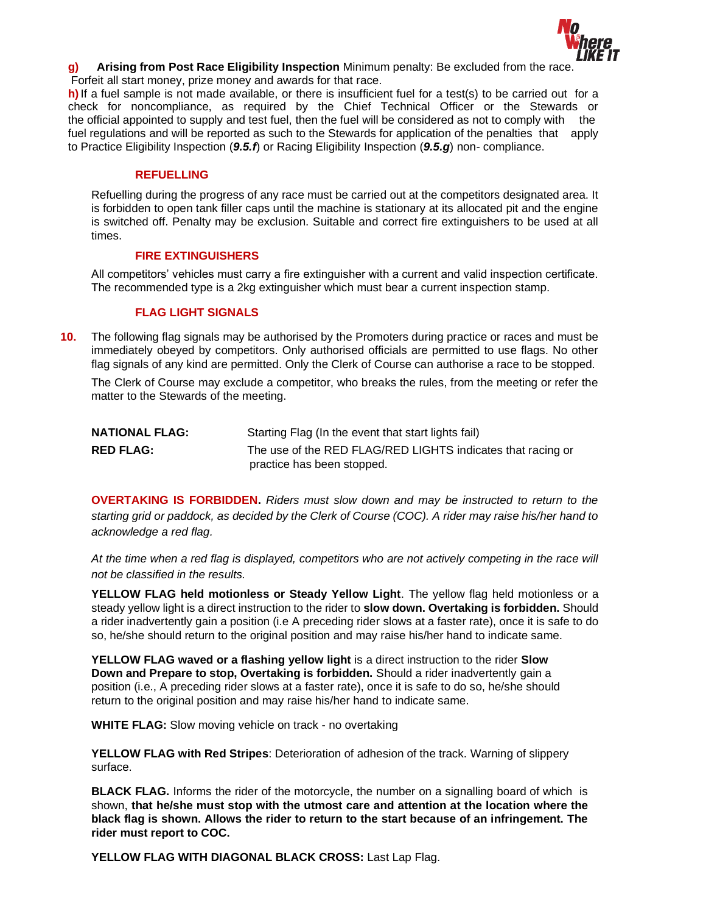**g) Arising from Post Race Eligibility Inspection** Minimum penalty: Be excluded from the race. Forfeit all start money, prize money and awards for that race.

**h)** If a fuel sample is not made available, or there is insufficient fuel for a test(s) to be carried out for a check for noncompliance, as required by the Chief Technical Officer or the Stewards or the official appointed to supply and test fuel, then the fuel will be considered as not to comply with the fuel regulations and will be reported as such to the Stewards for application of the penalties that apply to Practice Eligibility Inspection (***9.5.f***) or Racing Eligibility Inspection (***9.5.g***) non- compliance.

### REFUELLING

Refuelling during the progress of any race must be carried out at the competitors designated area. It is forbidden to open tank filler caps until the machine is stationary at its allocated pit and the engine is switched off. Penalty may be exclusion. Suitable and correct fire extinguishers to be used at all times.

### FIRE EXTINGUISHERS

All competitors' vehicles must carry a fire extinguisher with a current and valid inspection certificate. The recommended type is a 2kg extinguisher which must bear a current inspection stamp.

### FLAG LIGHT SIGNALS

**10.** The following flag signals may be authorised by the Promoters during practice or races and must be immediately obeyed by competitors. Only authorised officials are permitted to use flags. No other flag signals of any kind are permitted. Only the Clerk of Course can authorise a race to be stopped.

The Clerk of Course may exclude a competitor, who breaks the rules, from the meeting or refer the matter to the Stewards of the meeting.

| | |
|---|---|
| **NATIONAL FLAG:** | Starting Flag (In the event that start lights fail) |
| **RED FLAG:** | The use of the RED FLAG/RED LIGHTS indicates that racing or practice has been stopped. |

**OVERTAKING IS FORBIDDEN.** *Riders must slow down and may be instructed to return to the starting grid or paddock, as decided by the Clerk of Course (COC). A rider may raise his/her hand to acknowledge a red flag.*

*At the time when a red flag is displayed, competitors who are not actively competing in the race will not be classified in the results.*

**YELLOW FLAG held motionless or Steady Yellow Light**. The yellow flag held motionless or a steady yellow light is a direct instruction to the rider to **slow down. Overtaking is forbidden.** Should a rider inadvertently gain a position (i.e A preceding rider slows at a faster rate), once it is safe to do so, he/she should return to the original position and may raise his/her hand to indicate same.

**YELLOW FLAG waved or a flashing yellow light** is a direct instruction to the rider **Slow Down and Prepare to stop, Overtaking is forbidden.** Should a rider inadvertently gain a position (i.e., A preceding rider slows at a faster rate), once it is safe to do so, he/she should return to the original position and may raise his/her hand to indicate same.

**WHITE FLAG:** Slow moving vehicle on track - no overtaking

**YELLOW FLAG with Red Stripes**: Deterioration of adhesion of the track. Warning of slippery surface.

**BLACK FLAG.** Informs the rider of the motorcycle, the number on a signalling board of which is shown, **that he/she must stop with the utmost care and attention at the location where the black flag is shown. Allows the rider to return to the start because of an infringement. The rider must report to COC.**

**YELLOW FLAG WITH DIAGONAL BLACK CROSS:** Last Lap Flag.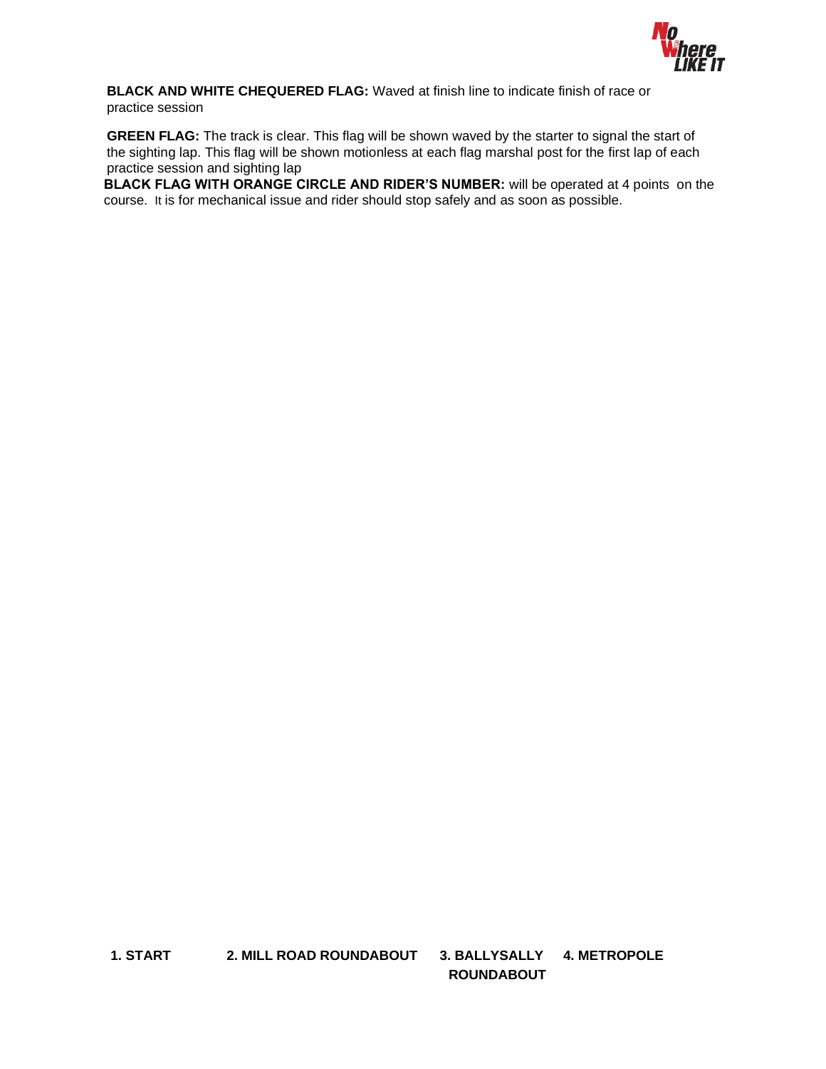**BLACK AND WHITE CHEQUERED FLAG:** Waved at finish line to indicate finish of race or practice session

**GREEN FLAG:** The track is clear. This flag will be shown waved by the starter to signal the start of the sighting lap. This flag will be shown motionless at each flag marshal post for the first lap of each practice session and sighting lap

**BLACK FLAG WITH ORANGE CIRCLE AND RIDER'S NUMBER:** will be operated at 4 points on the course. It is for mechanical issue and rider should stop safely and as soon as possible.

**1. START** **2. MILL ROAD ROUNDABOUT** **3. BALLYSALLY ROUNDABOUT** **4. METROPOLE**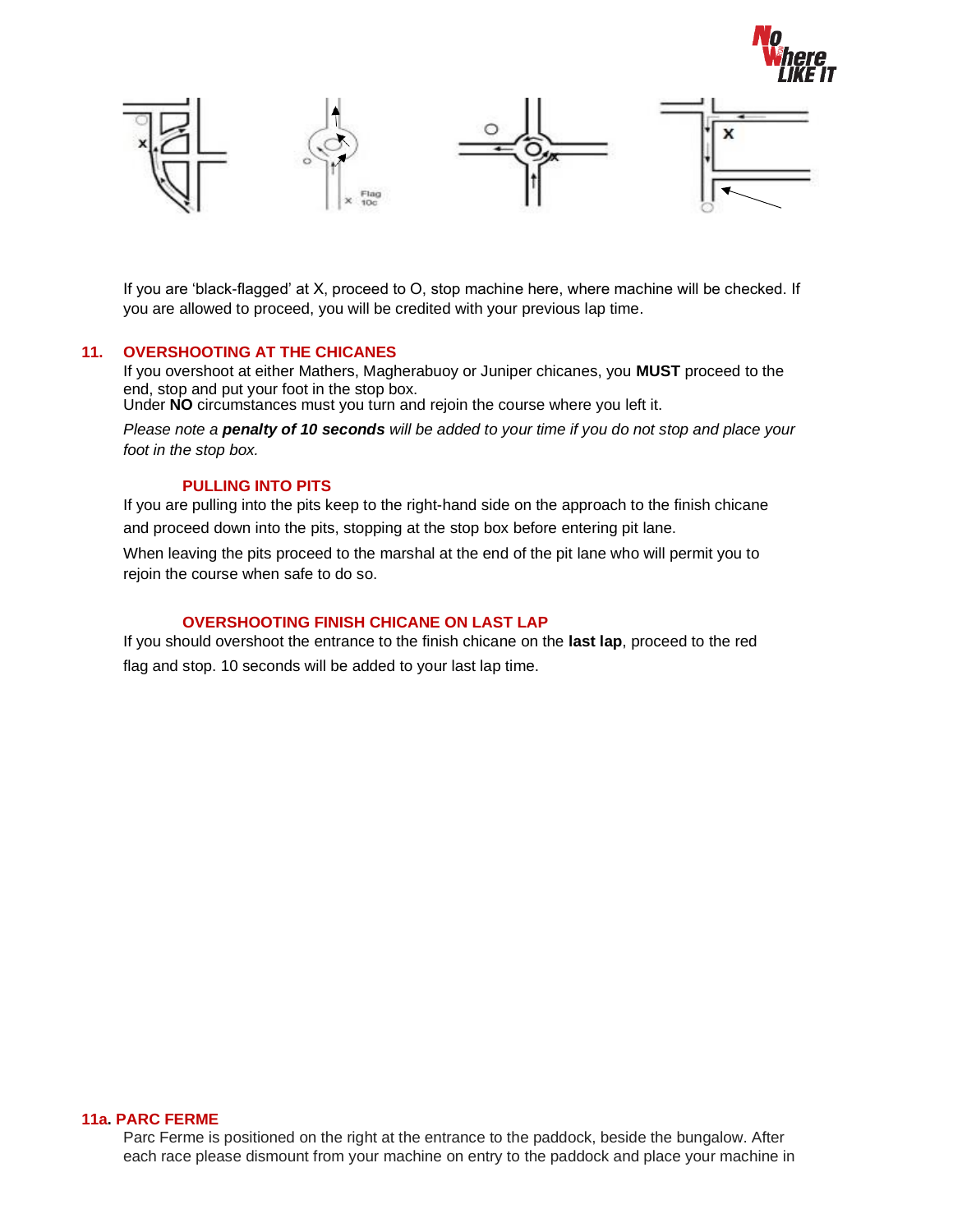If you are 'black-flagged' at X, proceed to O, stop machine here, where machine will be checked. If you are allowed to proceed, you will be credited with your previous lap time.

## 11. OVERSHOOTING AT THE CHICANES

If you overshoot at either Mathers, Magherabuoy or Juniper chicanes, you **MUST** proceed to the end, stop and put your foot in the stop box.
Under **NO** circumstances must you turn and rejoin the course where you left it.

*Please note a **penalty of 10 seconds** will be added to your time if you do not stop and place your foot in the stop box.*

### PULLING INTO PITS

If you are pulling into the pits keep to the right-hand side on the approach to the finish chicane and proceed down into the pits, stopping at the stop box before entering pit lane.

When leaving the pits proceed to the marshal at the end of the pit lane who will permit you to rejoin the course when safe to do so.

### OVERSHOOTING FINISH CHICANE ON LAST LAP

If you should overshoot the entrance to the finish chicane on the **last lap**, proceed to the red flag and stop. 10 seconds will be added to your last lap time.

## 11a. PARC FERME

Parc Ferme is positioned on the right at the entrance to the paddock, beside the bungalow. After each race please dismount from your machine on entry to the paddock and place your machine in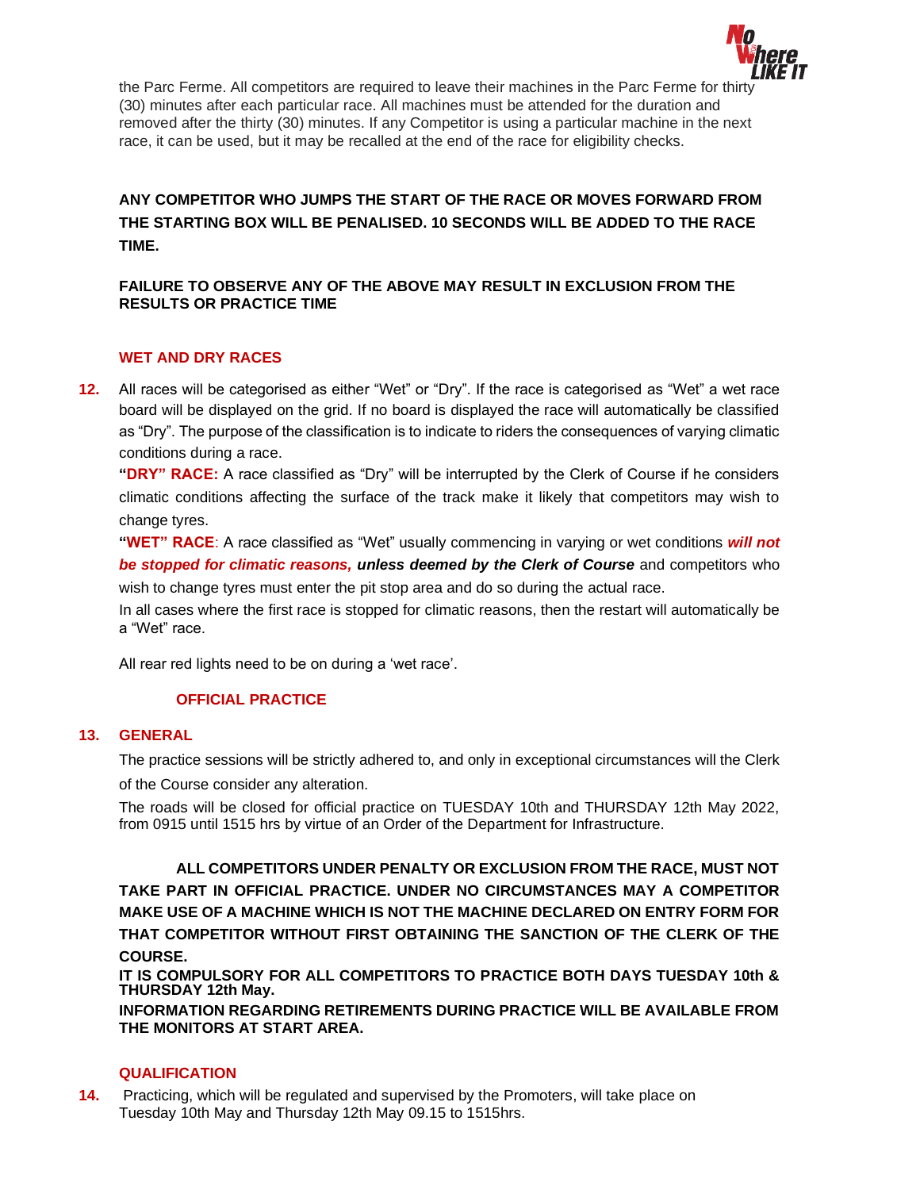the Parc Ferme. All competitors are required to leave their machines in the Parc Ferme for thirty (30) minutes after each particular race. All machines must be attended for the duration and removed after the thirty (30) minutes. If any Competitor is using a particular machine in the next race, it can be used, but it may be recalled at the end of the race for eligibility checks.

**ANY COMPETITOR WHO JUMPS THE START OF THE RACE OR MOVES FORWARD FROM THE STARTING BOX WILL BE PENALISED. 10 SECONDS WILL BE ADDED TO THE RACE TIME.**

**FAILURE TO OBSERVE ANY OF THE ABOVE MAY RESULT IN EXCLUSION FROM THE RESULTS OR PRACTICE TIME**

## WET AND DRY RACES

**12.** All races will be categorised as either "Wet" or "Dry". If the race is categorised as "Wet" a wet race board will be displayed on the grid. If no board is displayed the race will automatically be classified as "Dry". The purpose of the classification is to indicate to riders the consequences of varying climatic conditions during a race.

**"DRY" RACE:** A race classified as "Dry" will be interrupted by the Clerk of Course if he considers climatic conditions affecting the surface of the track make it likely that competitors may wish to change tyres.

**"WET" RACE**: A race classified as "Wet" usually commencing in varying or wet conditions ***will not be stopped for climatic reasons, unless deemed by the Clerk of Course*** and competitors who wish to change tyres must enter the pit stop area and do so during the actual race.

In all cases where the first race is stopped for climatic reasons, then the restart will automatically be a "Wet" race.

All rear red lights need to be on during a 'wet race'.

## OFFICIAL PRACTICE

**13. GENERAL**

The practice sessions will be strictly adhered to, and only in exceptional circumstances will the Clerk of the Course consider any alteration.

The roads will be closed for official practice on TUESDAY 10th and THURSDAY 12th May 2022, from 0915 until 1515 hrs by virtue of an Order of the Department for Infrastructure.

**ALL COMPETITORS UNDER PENALTY OR EXCLUSION FROM THE RACE, MUST NOT TAKE PART IN OFFICIAL PRACTICE. UNDER NO CIRCUMSTANCES MAY A COMPETITOR MAKE USE OF A MACHINE WHICH IS NOT THE MACHINE DECLARED ON ENTRY FORM FOR THAT COMPETITOR WITHOUT FIRST OBTAINING THE SANCTION OF THE CLERK OF THE COURSE.**

**IT IS COMPULSORY FOR ALL COMPETITORS TO PRACTICE BOTH DAYS TUESDAY 10th & THURSDAY 12th May.**

**INFORMATION REGARDING RETIREMENTS DURING PRACTICE WILL BE AVAILABLE FROM THE MONITORS AT START AREA.**

## QUALIFICATION

**14.** Practicing, which will be regulated and supervised by the Promoters, will take place on Tuesday 10th May and Thursday 12th May 09.15 to 1515hrs.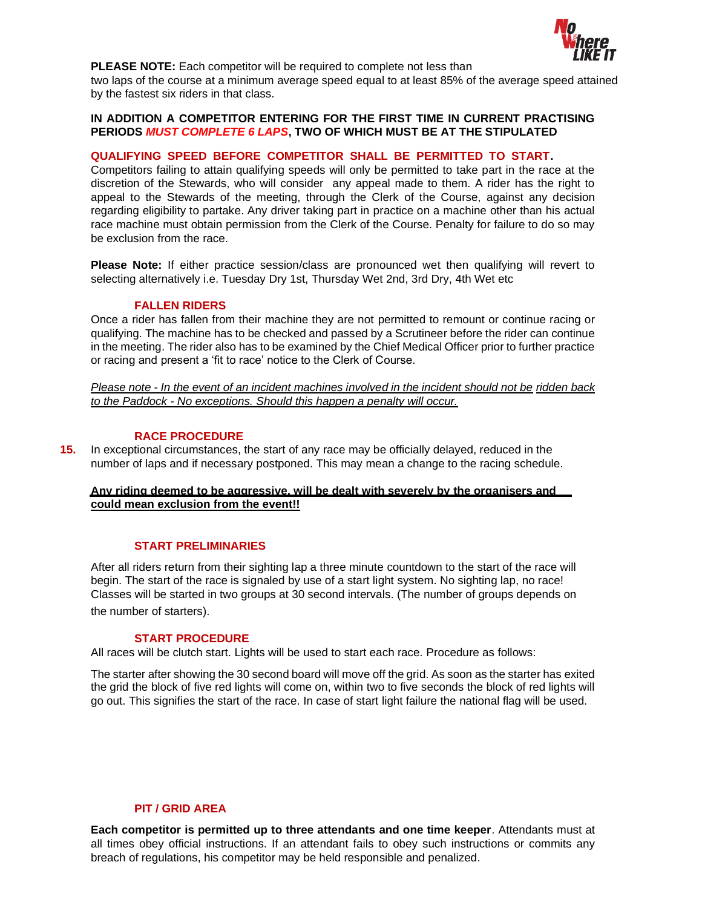**PLEASE NOTE:** Each competitor will be required to complete not less than two laps of the course at a minimum average speed equal to at least 85% of the average speed attained by the fastest six riders in that class.

**IN ADDITION A COMPETITOR ENTERING FOR THE FIRST TIME IN CURRENT PRACTISING PERIODS *MUST COMPLETE 6 LAPS*, TWO OF WHICH MUST BE AT THE STIPULATED**

**QUALIFYING SPEED BEFORE COMPETITOR SHALL BE PERMITTED TO START.**

Competitors failing to attain qualifying speeds will only be permitted to take part in the race at the discretion of the Stewards, who will consider any appeal made to them. A rider has the right to appeal to the Stewards of the meeting, through the Clerk of the Course, against any decision regarding eligibility to partake. Any driver taking part in practice on a machine other than his actual race machine must obtain permission from the Clerk of the Course. Penalty for failure to do so may be exclusion from the race.

**Please Note:** If either practice session/class are pronounced wet then qualifying will revert to selecting alternatively i.e. Tuesday Dry 1st, Thursday Wet 2nd, 3rd Dry, 4th Wet etc

### FALLEN RIDERS

Once a rider has fallen from their machine they are not permitted to remount or continue racing or qualifying. The machine has to be checked and passed by a Scrutineer before the rider can continue in the meeting. The rider also has to be examined by the Chief Medical Officer prior to further practice or racing and present a 'fit to race' notice to the Clerk of Course.

*Please note - In the event of an incident machines involved in the incident should not be ridden back to the Paddock - No exceptions. Should this happen a penalty will occur.*

### RACE PROCEDURE

**15.** In exceptional circumstances, the start of any race may be officially delayed, reduced in the number of laps and if necessary postponed. This may mean a change to the racing schedule.

**Any riding deemed to be aggressive, will be dealt with severely by the organisers and could mean exclusion from the event!!**

### START PRELIMINARIES

After all riders return from their sighting lap a three minute countdown to the start of the race will begin. The start of the race is signaled by use of a start light system. No sighting lap, no race! Classes will be started in two groups at 30 second intervals. (The number of groups depends on the number of starters).

### START PROCEDURE

All races will be clutch start. Lights will be used to start each race. Procedure as follows:

The starter after showing the 30 second board will move off the grid. As soon as the starter has exited the grid the block of five red lights will come on, within two to five seconds the block of red lights will go out. This signifies the start of the race. In case of start light failure the national flag will be used.

### PIT / GRID AREA

**Each competitor is permitted up to three attendants and one time keeper**. Attendants must at all times obey official instructions. If an attendant fails to obey such instructions or commits any breach of regulations, his competitor may be held responsible and penalized.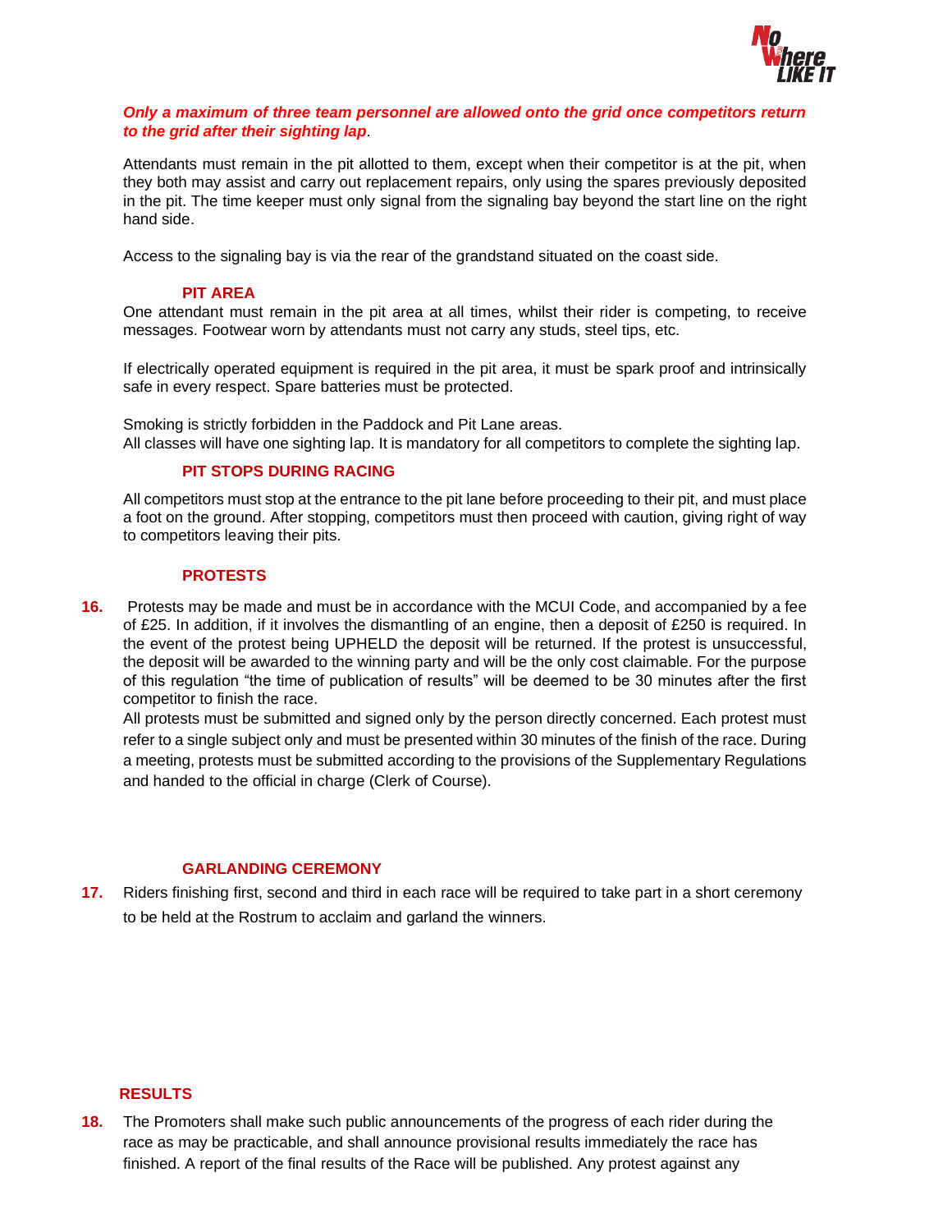***Only a maximum of three team personnel are allowed onto the grid once competitors return to the grid after their sighting lap*.**

Attendants must remain in the pit allotted to them, except when their competitor is at the pit, when they both may assist and carry out replacement repairs, only using the spares previously deposited in the pit. The time keeper must only signal from the signaling bay beyond the start line on the right hand side.

Access to the signaling bay is via the rear of the grandstand situated on the coast side.

### PIT AREA

One attendant must remain in the pit area at all times, whilst their rider is competing, to receive messages. Footwear worn by attendants must not carry any studs, steel tips, etc.

If electrically operated equipment is required in the pit area, it must be spark proof and intrinsically safe in every respect. Spare batteries must be protected.

Smoking is strictly forbidden in the Paddock and Pit Lane areas.
All classes will have one sighting lap. It is mandatory for all competitors to complete the sighting lap.

### PIT STOPS DURING RACING

All competitors must stop at the entrance to the pit lane before proceeding to their pit, and must place a foot on the ground. After stopping, competitors must then proceed with caution, giving right of way to competitors leaving their pits.

### PROTESTS

**16.** Protests may be made and must be in accordance with the MCUI Code, and accompanied by a fee of £25. In addition, if it involves the dismantling of an engine, then a deposit of £250 is required. In the event of the protest being UPHELD the deposit will be returned. If the protest is unsuccessful, the deposit will be awarded to the winning party and will be the only cost claimable. For the purpose of this regulation “the time of publication of results” will be deemed to be 30 minutes after the first competitor to finish the race.
All protests must be submitted and signed only by the person directly concerned. Each protest must refer to a single subject only and must be presented within 30 minutes of the finish of the race. During a meeting, protests must be submitted according to the provisions of the Supplementary Regulations and handed to the official in charge (Clerk of Course).

### GARLANDING CEREMONY

**17.** Riders finishing first, second and third in each race will be required to take part in a short ceremony to be held at the Rostrum to acclaim and garland the winners.

### RESULTS

**18.** The Promoters shall make such public announcements of the progress of each rider during the race as may be practicable, and shall announce provisional results immediately the race has finished. A report of the final results of the Race will be published. Any protest against any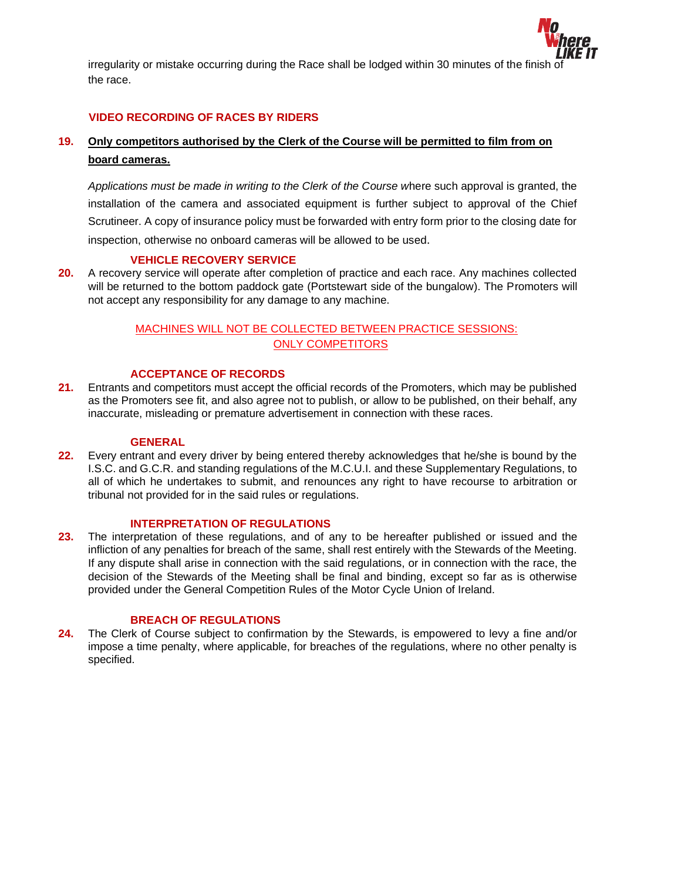irregularity or mistake occurring during the Race shall be lodged within 30 minutes of the finish of the race.

### VIDEO RECORDING OF RACES BY RIDERS

**19.** **Only competitors authorised by the Clerk of the Course will be permitted to film from on board cameras.**

*Applications must be made in writing to the Clerk of the Course w*here such approval is granted, the installation of the camera and associated equipment is further subject to approval of the Chief Scrutineer. A copy of insurance policy must be forwarded with entry form prior to the closing date for inspection, otherwise no onboard cameras will be allowed to be used.

### VEHICLE RECOVERY SERVICE

**20.** A recovery service will operate after completion of practice and each race. Any machines collected will be returned to the bottom paddock gate (Portstewart side of the bungalow). The Promoters will not accept any responsibility for any damage to any machine.

MACHINES WILL NOT BE COLLECTED BETWEEN PRACTICE SESSIONS: ONLY COMPETITORS

### ACCEPTANCE OF RECORDS

**21.** Entrants and competitors must accept the official records of the Promoters, which may be published as the Promoters see fit, and also agree not to publish, or allow to be published, on their behalf, any inaccurate, misleading or premature advertisement in connection with these races.

### GENERAL

**22.** Every entrant and every driver by being entered thereby acknowledges that he/she is bound by the I.S.C. and G.C.R. and standing regulations of the M.C.U.I. and these Supplementary Regulations, to all of which he undertakes to submit, and renounces any right to have recourse to arbitration or tribunal not provided for in the said rules or regulations.

### INTERPRETATION OF REGULATIONS

**23.** The interpretation of these regulations, and of any to be hereafter published or issued and the infliction of any penalties for breach of the same, shall rest entirely with the Stewards of the Meeting. If any dispute shall arise in connection with the said regulations, or in connection with the race, the decision of the Stewards of the Meeting shall be final and binding, except so far as is otherwise provided under the General Competition Rules of the Motor Cycle Union of Ireland.

### BREACH OF REGULATIONS

**24.** The Clerk of Course subject to confirmation by the Stewards, is empowered to levy a fine and/or impose a time penalty, where applicable, for breaches of the regulations, where no other penalty is specified.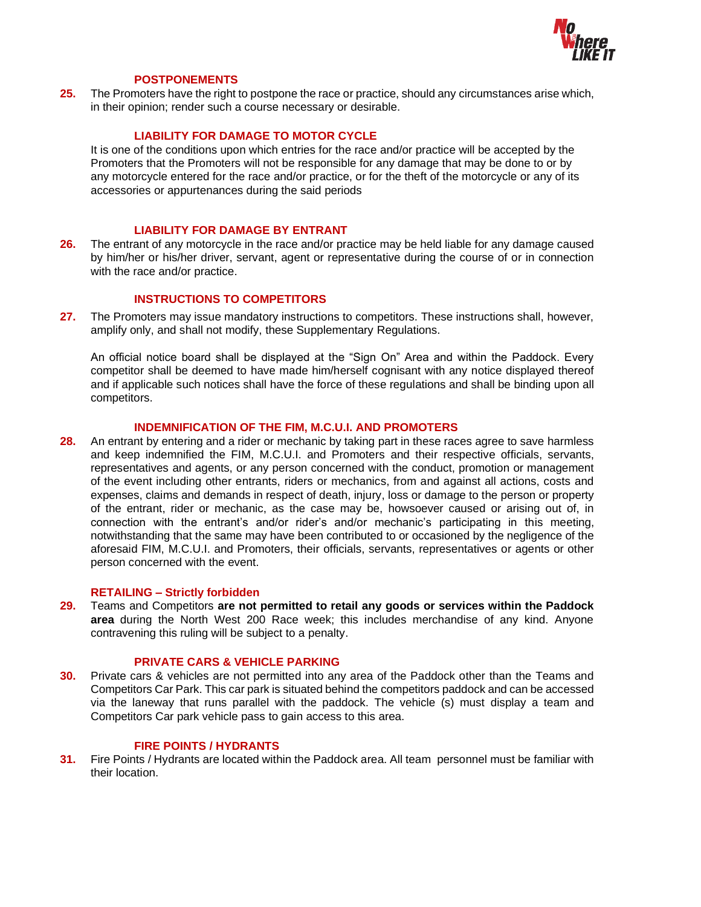### POSTPONEMENTS

**25.** The Promoters have the right to postpone the race or practice, should any circumstances arise which, in their opinion; render such a course necessary or desirable.

### LIABILITY FOR DAMAGE TO MOTOR CYCLE

It is one of the conditions upon which entries for the race and/or practice will be accepted by the Promoters that the Promoters will not be responsible for any damage that may be done to or by any motorcycle entered for the race and/or practice, or for the theft of the motorcycle or any of its accessories or appurtenances during the said periods

### LIABILITY FOR DAMAGE BY ENTRANT

**26.** The entrant of any motorcycle in the race and/or practice may be held liable for any damage caused by him/her or his/her driver, servant, agent or representative during the course of or in connection with the race and/or practice.

### INSTRUCTIONS TO COMPETITORS

**27.** The Promoters may issue mandatory instructions to competitors. These instructions shall, however, amplify only, and shall not modify, these Supplementary Regulations.

An official notice board shall be displayed at the “Sign On” Area and within the Paddock. Every competitor shall be deemed to have made him/herself cognisant with any notice displayed thereof and if applicable such notices shall have the force of these regulations and shall be binding upon all competitors.

### INDEMNIFICATION OF THE FIM, M.C.U.I. AND PROMOTERS

**28.** An entrant by entering and a rider or mechanic by taking part in these races agree to save harmless and keep indemnified the FIM, M.C.U.I. and Promoters and their respective officials, servants, representatives and agents, or any person concerned with the conduct, promotion or management of the event including other entrants, riders or mechanics, from and against all actions, costs and expenses, claims and demands in respect of death, injury, loss or damage to the person or property of the entrant, rider or mechanic, as the case may be, howsoever caused or arising out of, in connection with the entrant’s and/or rider’s and/or mechanic’s participating in this meeting, notwithstanding that the same may have been contributed to or occasioned by the negligence of the aforesaid FIM, M.C.U.I. and Promoters, their officials, servants, representatives or agents or other person concerned with the event.

### RETAILING – Strictly forbidden

**29.** Teams and Competitors **are not permitted to retail any goods or services within the Paddock area** during the North West 200 Race week; this includes merchandise of any kind. Anyone contravening this ruling will be subject to a penalty.

### PRIVATE CARS & VEHICLE PARKING

**30.** Private cars & vehicles are not permitted into any area of the Paddock other than the Teams and Competitors Car Park. This car park is situated behind the competitors paddock and can be accessed via the laneway that runs parallel with the paddock. The vehicle (s) must display a team and Competitors Car park vehicle pass to gain access to this area.

### FIRE POINTS / HYDRANTS

**31.** Fire Points / Hydrants are located within the Paddock area. All team personnel must be familiar with their location.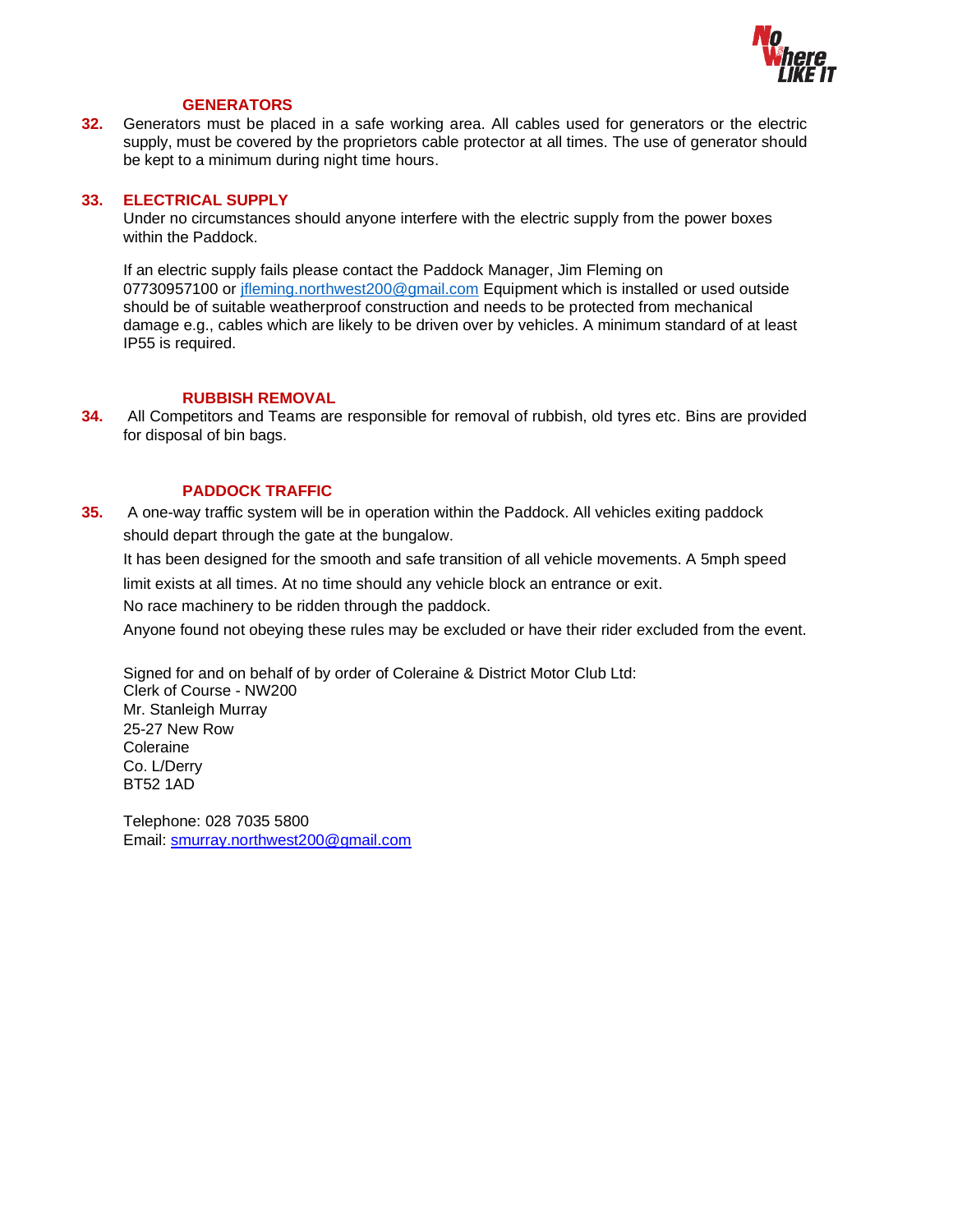### GENERATORS

**32.** Generators must be placed in a safe working area. All cables used for generators or the electric supply, must be covered by the proprietors cable protector at all times. The use of generator should be kept to a minimum during night time hours.

### 33. ELECTRICAL SUPPLY

Under no circumstances should anyone interfere with the electric supply from the power boxes within the Paddock.

If an electric supply fails please contact the Paddock Manager, Jim Fleming on 07730957100 or jfleming.northwest200@gmail.com Equipment which is installed or used outside should be of suitable weatherproof construction and needs to be protected from mechanical damage e.g., cables which are likely to be driven over by vehicles. A minimum standard of at least IP55 is required.

### RUBBISH REMOVAL

**34.** All Competitors and Teams are responsible for removal of rubbish, old tyres etc. Bins are provided for disposal of bin bags.

### PADDOCK TRAFFIC

**35.** A one-way traffic system will be in operation within the Paddock. All vehicles exiting paddock should depart through the gate at the bungalow.

It has been designed for the smooth and safe transition of all vehicle movements. A 5mph speed limit exists at all times. At no time should any vehicle block an entrance or exit.

No race machinery to be ridden through the paddock.

Anyone found not obeying these rules may be excluded or have their rider excluded from the event.

Signed for and on behalf of by order of Coleraine & District Motor Club Ltd:
Clerk of Course - NW200
Mr. Stanleigh Murray
25-27 New Row
Coleraine
Co. L/Derry
BT52 1AD

Telephone: 028 7035 5800
Email: smurray.northwest200@gmail.com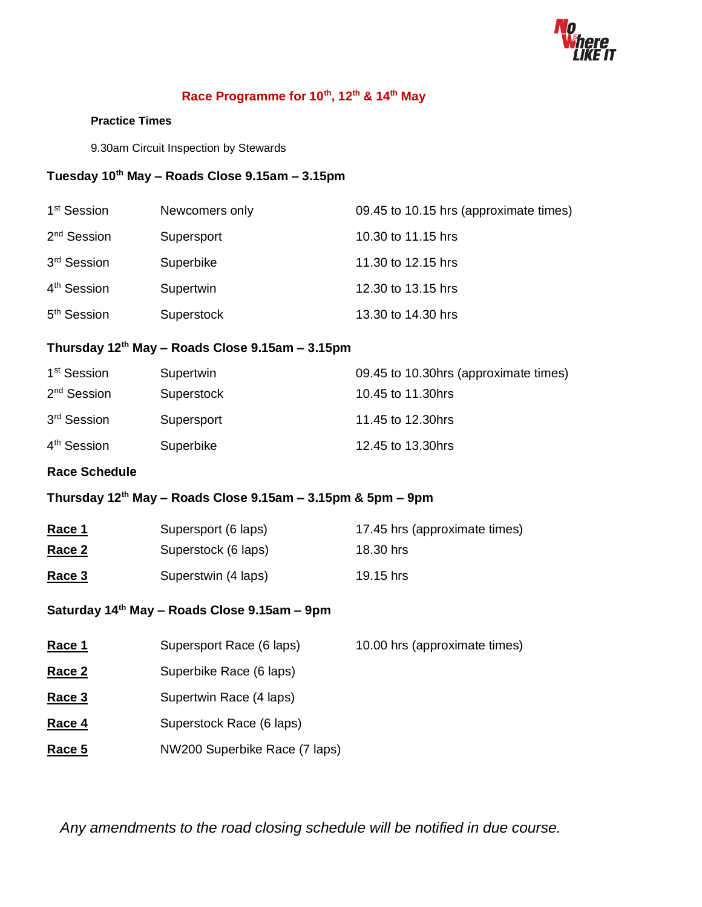## Race Programme for 10th, 12th & 14th May

**Practice Times**

9.30am Circuit Inspection by Stewards

**Tuesday 10th May – Roads Close 9.15am – 3.15pm**

| | | |
|---|---|---|
| 1st Session | Newcomers only | 09.45 to 10.15 hrs (approximate times) |
| 2nd Session | Supersport | 10.30 to 11.15 hrs |
| 3rd Session | Superbike | 11.30 to 12.15 hrs |
| 4th Session | Supertwin | 12.30 to 13.15 hrs |
| 5th Session | Superstock | 13.30 to 14.30 hrs |

**Thursday 12th May – Roads Close 9.15am – 3.15pm**

| | | |
|---|---|---|
| 1st Session | Supertwin | 09.45 to 10.30hrs (approximate times) |
| 2nd Session | Superstock | 10.45 to 11.30hrs |
| 3rd Session | Supersport | 11.45 to 12.30hrs |
| 4th Session | Superbike | 12.45 to 13.30hrs |

**Race Schedule**

**Thursday 12th May – Roads Close 9.15am – 3.15pm & 5pm – 9pm**

| | | |
|---|---|---|
| **Race 1** | Supersport (6 laps) | 17.45 hrs (approximate times) |
| **Race 2** | Superstock (6 laps) | 18.30 hrs |
| **Race 3** | Superstwin (4 laps) | 19.15 hrs |

**Saturday 14th May – Roads Close 9.15am – 9pm**

| | | |
|---|---|---|
| **Race 1** | Supersport Race (6 laps) | 10.00 hrs (approximate times) |
| **Race 2** | Superbike Race (6 laps) | |
| **Race 3** | Supertwin Race (4 laps) | |
| **Race 4** | Superstock Race (6 laps) | |
| **Race 5** | NW200 Superbike Race (7 laps) | |

*Any amendments to the road closing schedule will be notified in due course.*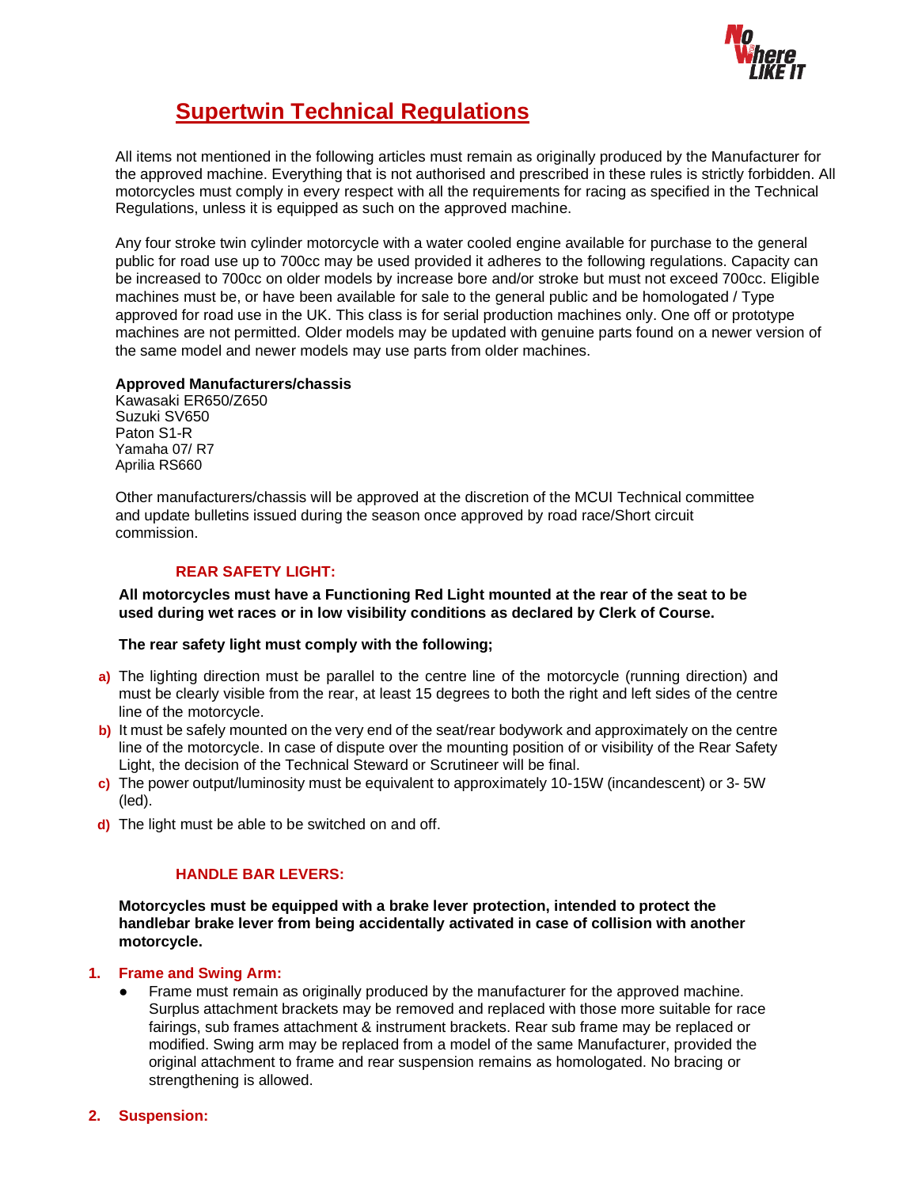# Supertwin Technical Regulations

All items not mentioned in the following articles must remain as originally produced by the Manufacturer for the approved machine. Everything that is not authorised and prescribed in these rules is strictly forbidden. All motorcycles must comply in every respect with all the requirements for racing as specified in the Technical Regulations, unless it is equipped as such on the approved machine.

Any four stroke twin cylinder motorcycle with a water cooled engine available for purchase to the general public for road use up to 700cc may be used provided it adheres to the following regulations. Capacity can be increased to 700cc on older models by increase bore and/or stroke but must not exceed 700cc. Eligible machines must be, or have been available for sale to the general public and be homologated / Type approved for road use in the UK. This class is for serial production machines only. One off or prototype machines are not permitted. Older models may be updated with genuine parts found on a newer version of the same model and newer models may use parts from older machines.

**Approved Manufacturers/chassis**
Kawasaki ER650/Z650
Suzuki SV650
Paton S1-R
Yamaha 07/ R7
Aprilia RS660

Other manufacturers/chassis will be approved at the discretion of the MCUI Technical committee and update bulletins issued during the season once approved by road race/Short circuit commission.

### REAR SAFETY LIGHT:

**All motorcycles must have a Functioning Red Light mounted at the rear of the seat to be used during wet races or in low visibility conditions as declared by Clerk of Course.**

**The rear safety light must comply with the following;**

a) The lighting direction must be parallel to the centre line of the motorcycle (running direction) and must be clearly visible from the rear, at least 15 degrees to both the right and left sides of the centre line of the motorcycle.
b) It must be safely mounted on the very end of the seat/rear bodywork and approximately on the centre line of the motorcycle. In case of dispute over the mounting position of or visibility of the Rear Safety Light, the decision of the Technical Steward or Scrutineer will be final.
c) The power output/luminosity must be equivalent to approximately 10-15W (incandescent) or 3- 5W (led).
d) The light must be able to be switched on and off.

### HANDLE BAR LEVERS:

**Motorcycles must be equipped with a brake lever protection, intended to protect the handlebar brake lever from being accidentally activated in case of collision with another motorcycle.**

### 1. Frame and Swing Arm:

- Frame must remain as originally produced by the manufacturer for the approved machine. Surplus attachment brackets may be removed and replaced with those more suitable for race fairings, sub frames attachment & instrument brackets. Rear sub frame may be replaced or modified. Swing arm may be replaced from a model of the same Manufacturer, provided the original attachment to frame and rear suspension remains as homologated. No bracing or strengthening is allowed.

### 2. Suspension: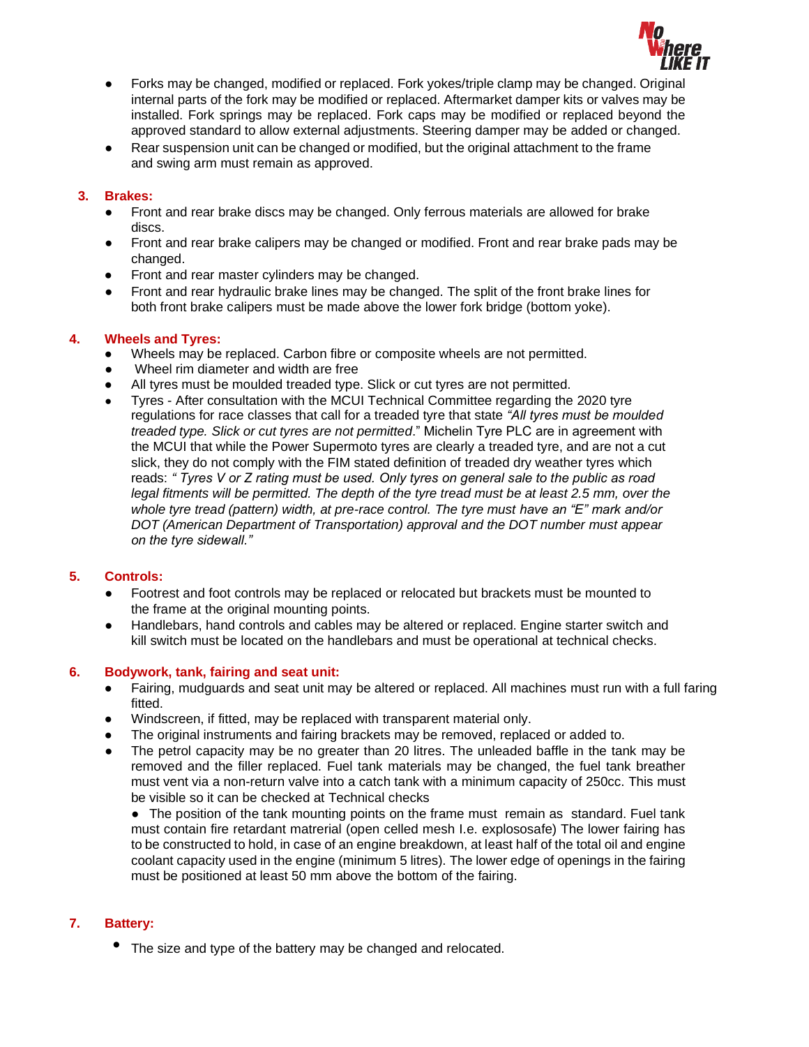- Forks may be changed, modified or replaced. Fork yokes/triple clamp may be changed. Original internal parts of the fork may be modified or replaced. Aftermarket damper kits or valves may be installed. Fork springs may be replaced. Fork caps may be modified or replaced beyond the approved standard to allow external adjustments. Steering damper may be added or changed.
- Rear suspension unit can be changed or modified, but the original attachment to the frame and swing arm must remain as approved.

### 3. Brakes:

- Front and rear brake discs may be changed. Only ferrous materials are allowed for brake discs.
- Front and rear brake calipers may be changed or modified. Front and rear brake pads may be changed.
- Front and rear master cylinders may be changed.
- Front and rear hydraulic brake lines may be changed. The split of the front brake lines for both front brake calipers must be made above the lower fork bridge (bottom yoke).

### 4. Wheels and Tyres:

- Wheels may be replaced. Carbon fibre or composite wheels are not permitted.
- Wheel rim diameter and width are free
- All tyres must be moulded treaded type. Slick or cut tyres are not permitted.
- Tyres - After consultation with the MCUI Technical Committee regarding the 2020 tyre regulations for race classes that call for a treaded tyre that state *"All tyres must be moulded treaded type. Slick or cut tyres are not permitted*." Michelin Tyre PLC are in agreement with the MCUI that while the Power Supermoto tyres are clearly a treaded tyre, and are not a cut slick, they do not comply with the FIM stated definition of treaded dry weather tyres which reads: *" Tyres V or Z rating must be used. Only tyres on general sale to the public as road legal fitments will be permitted. The depth of the tyre tread must be at least 2.5 mm, over the whole tyre tread (pattern) width, at pre-race control. The tyre must have an "E" mark and/or DOT (American Department of Transportation) approval and the DOT number must appear on the tyre sidewall."*

### 5. Controls:

- Footrest and foot controls may be replaced or relocated but brackets must be mounted to the frame at the original mounting points.
- Handlebars, hand controls and cables may be altered or replaced. Engine starter switch and kill switch must be located on the handlebars and must be operational at technical checks.

### 6. Bodywork, tank, fairing and seat unit:

- Fairing, mudguards and seat unit may be altered or replaced. All machines must run with a full faring fitted.
- Windscreen, if fitted, may be replaced with transparent material only.
- The original instruments and fairing brackets may be removed, replaced or added to.
- The petrol capacity may be no greater than 20 litres. The unleaded baffle in the tank may be removed and the filler replaced. Fuel tank materials may be changed, the fuel tank breather must vent via a non-return valve into a catch tank with a minimum capacity of 250cc. This must be visible so it can be checked at Technical checks

  - The position of the tank mounting points on the frame must remain as standard. Fuel tank must contain fire retardant matrerial (open celled mesh I.e. explososafe) The lower fairing has to be constructed to hold, in case of an engine breakdown, at least half of the total oil and engine coolant capacity used in the engine (minimum 5 litres). The lower edge of openings in the fairing must be positioned at least 50 mm above the bottom of the fairing.

### 7. Battery:

- The size and type of the battery may be changed and relocated.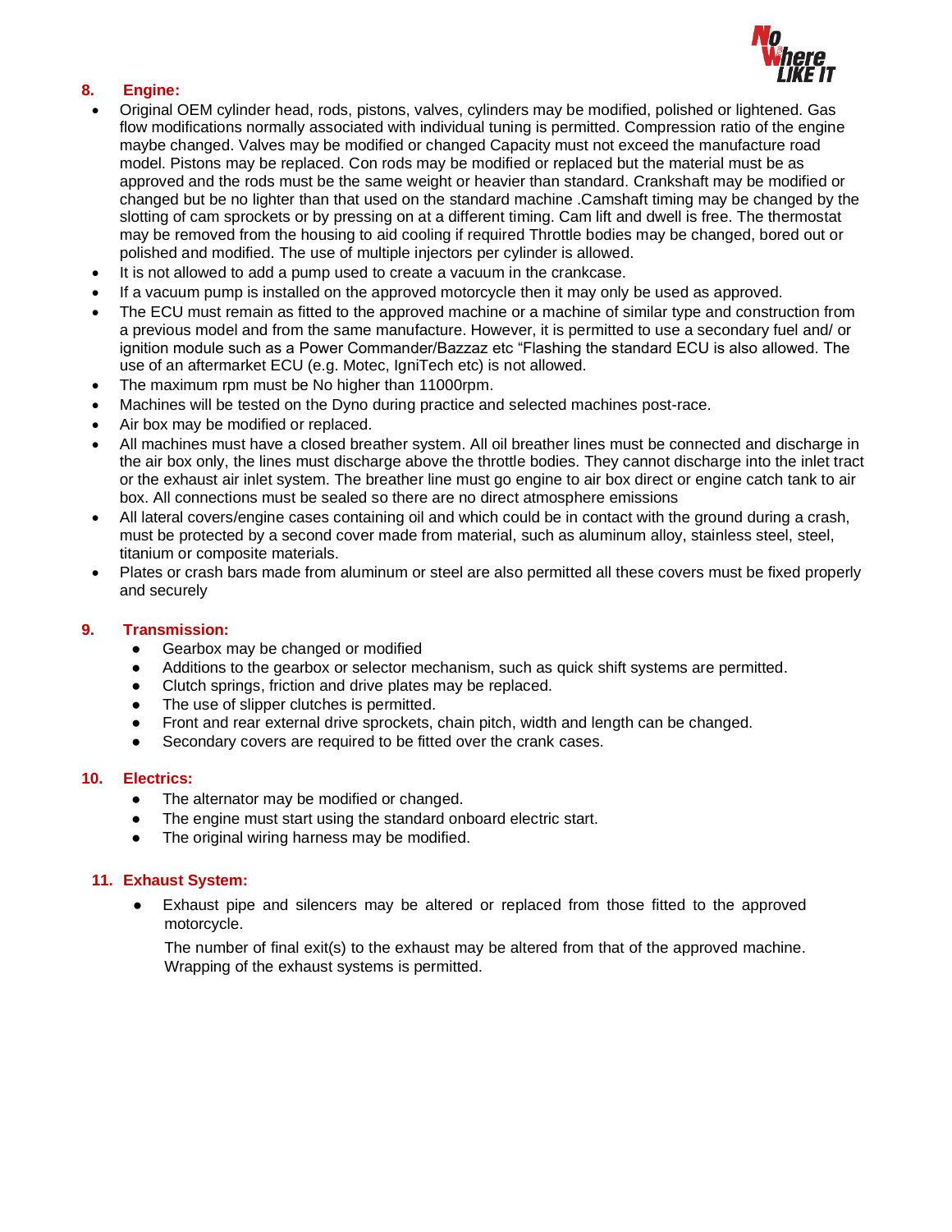## 8. Engine:

- Original OEM cylinder head, rods, pistons, valves, cylinders may be modified, polished or lightened. Gas flow modifications normally associated with individual tuning is permitted. Compression ratio of the engine maybe changed. Valves may be modified or changed Capacity must not exceed the manufacture road model. Pistons may be replaced. Con rods may be modified or replaced but the material must be as approved and the rods must be the same weight or heavier than standard. Crankshaft may be modified or changed but be no lighter than that used on the standard machine .Camshaft timing may be changed by the slotting of cam sprockets or by pressing on at a different timing. Cam lift and dwell is free. The thermostat may be removed from the housing to aid cooling if required Throttle bodies may be changed, bored out or polished and modified. The use of multiple injectors per cylinder is allowed.
- It is not allowed to add a pump used to create a vacuum in the crankcase.
- If a vacuum pump is installed on the approved motorcycle then it may only be used as approved.
- The ECU must remain as fitted to the approved machine or a machine of similar type and construction from a previous model and from the same manufacture. However, it is permitted to use a secondary fuel and/ or ignition module such as a Power Commander/Bazzaz etc "Flashing the standard ECU is also allowed. The use of an aftermarket ECU (e.g. Motec, IgniTech etc) is not allowed.
- The maximum rpm must be No higher than 11000rpm.
- Machines will be tested on the Dyno during practice and selected machines post-race.
- Air box may be modified or replaced.
- All machines must have a closed breather system. All oil breather lines must be connected and discharge in the air box only, the lines must discharge above the throttle bodies. They cannot discharge into the inlet tract or the exhaust air inlet system. The breather line must go engine to air box direct or engine catch tank to air box. All connections must be sealed so there are no direct atmosphere emissions
- All lateral covers/engine cases containing oil and which could be in contact with the ground during a crash, must be protected by a second cover made from material, such as aluminum alloy, stainless steel, steel, titanium or composite materials.
- Plates or crash bars made from aluminum or steel are also permitted all these covers must be fixed properly and securely

## 9. Transmission:

- Gearbox may be changed or modified
- Additions to the gearbox or selector mechanism, such as quick shift systems are permitted.
- Clutch springs, friction and drive plates may be replaced.
- The use of slipper clutches is permitted.
- Front and rear external drive sprockets, chain pitch, width and length can be changed.
- Secondary covers are required to be fitted over the crank cases.

## 10. Electrics:

- The alternator may be modified or changed.
- The engine must start using the standard onboard electric start.
- The original wiring harness may be modified.

## 11. Exhaust System:

- Exhaust pipe and silencers may be altered or replaced from those fitted to the approved motorcycle.

  The number of final exit(s) to the exhaust may be altered from that of the approved machine. Wrapping of the exhaust systems is permitted.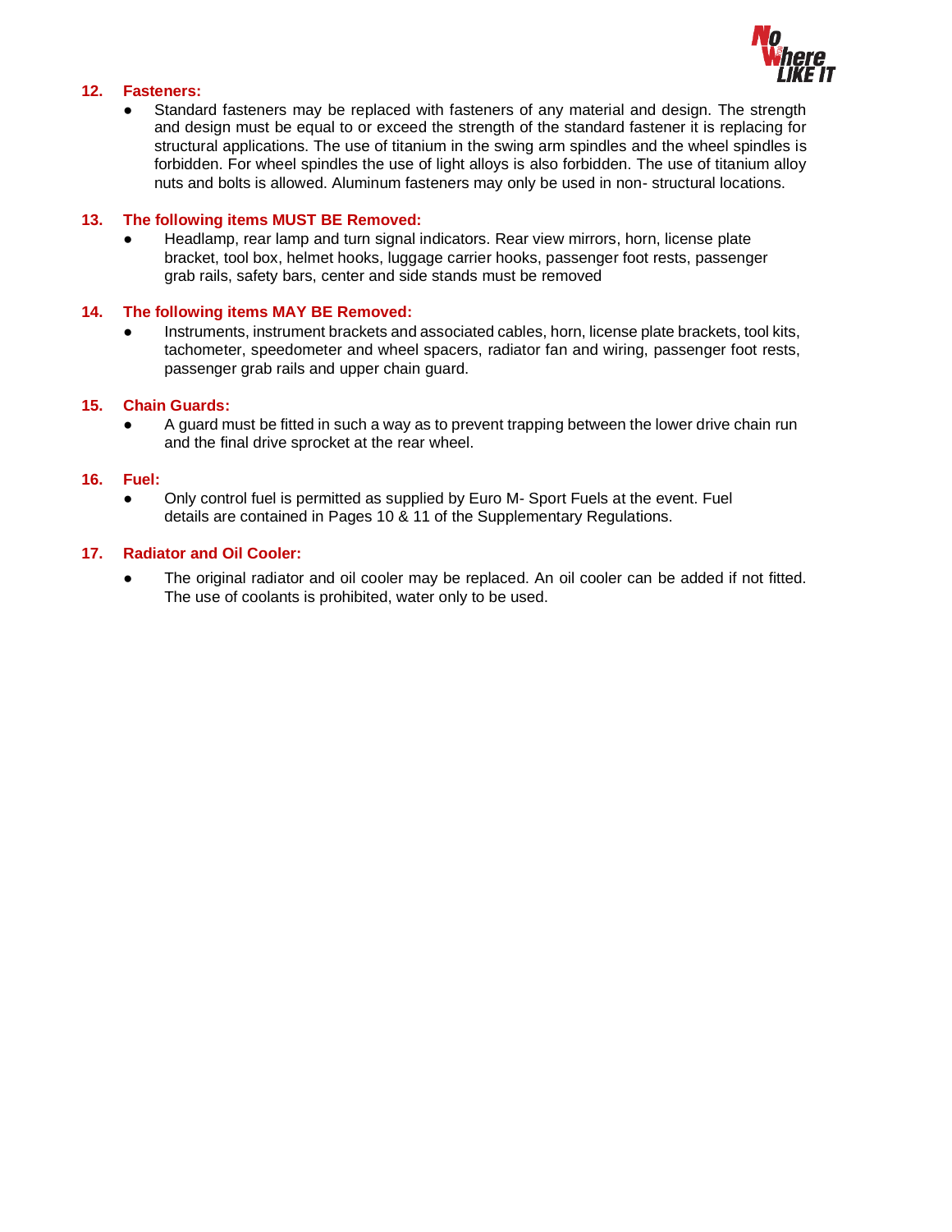### 12. Fasteners:

- Standard fasteners may be replaced with fasteners of any material and design. The strength and design must be equal to or exceed the strength of the standard fastener it is replacing for structural applications. The use of titanium in the swing arm spindles and the wheel spindles is forbidden. For wheel spindles the use of light alloys is also forbidden. The use of titanium alloy nuts and bolts is allowed. Aluminum fasteners may only be used in non- structural locations.

### 13. The following items MUST BE Removed:

- Headlamp, rear lamp and turn signal indicators. Rear view mirrors, horn, license plate bracket, tool box, helmet hooks, luggage carrier hooks, passenger foot rests, passenger grab rails, safety bars, center and side stands must be removed

### 14. The following items MAY BE Removed:

- Instruments, instrument brackets and associated cables, horn, license plate brackets, tool kits, tachometer, speedometer and wheel spacers, radiator fan and wiring, passenger foot rests, passenger grab rails and upper chain guard.

### 15. Chain Guards:

- A guard must be fitted in such a way as to prevent trapping between the lower drive chain run and the final drive sprocket at the rear wheel.

### 16. Fuel:

- Only control fuel is permitted as supplied by Euro M- Sport Fuels at the event. Fuel details are contained in Pages 10 & 11 of the Supplementary Regulations.

### 17. Radiator and Oil Cooler:

- The original radiator and oil cooler may be replaced. An oil cooler can be added if not fitted. The use of coolants is prohibited, water only to be used.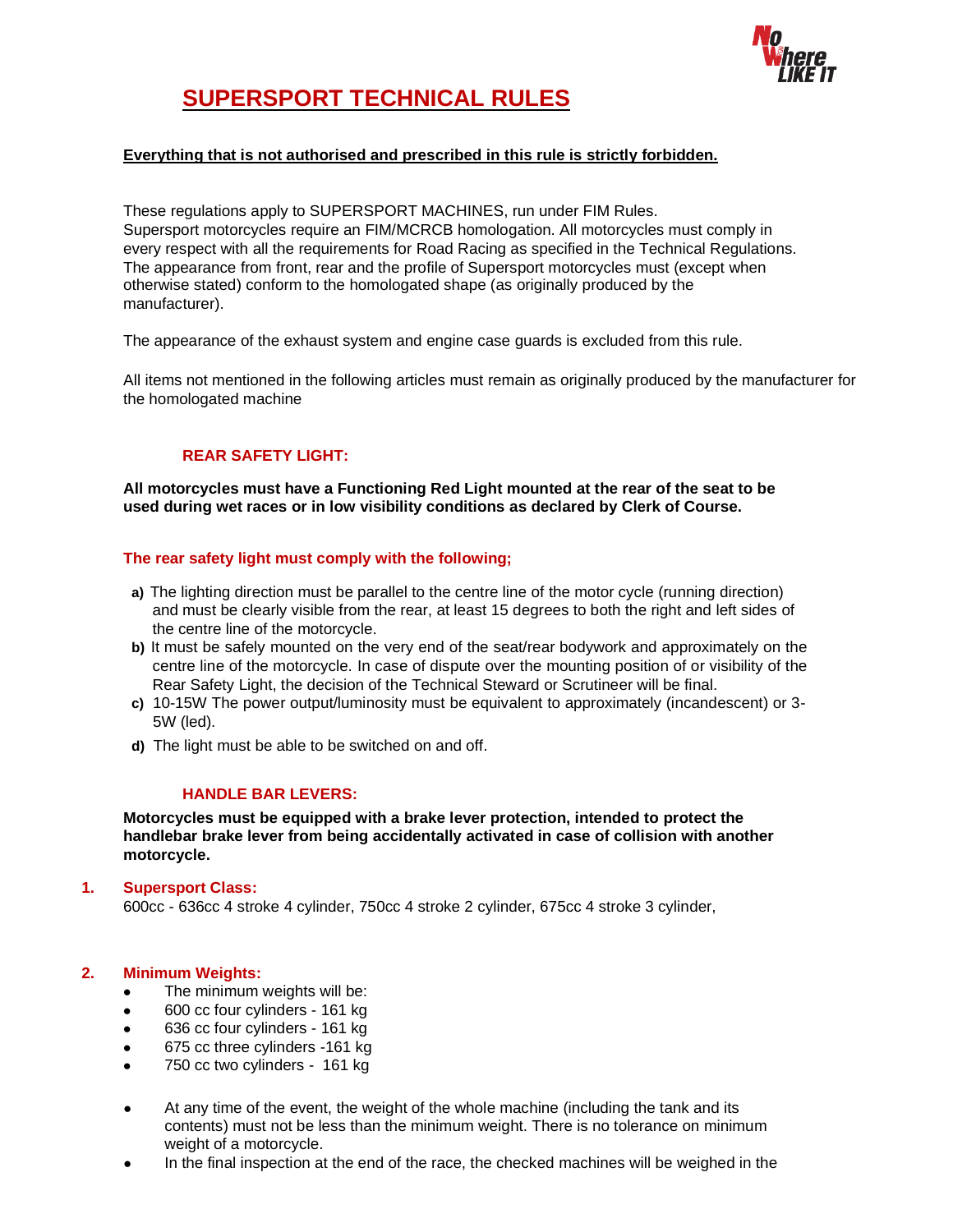# SUPERSPORT TECHNICAL RULES

**Everything that is not authorised and prescribed in this rule is strictly forbidden.**

These regulations apply to SUPERSPORT MACHINES, run under FIM Rules.
Supersport motorcycles require an FIM/MCRCB homologation. All motorcycles must comply in every respect with all the requirements for Road Racing as specified in the Technical Regulations. The appearance from front, rear and the profile of Supersport motorcycles must (except when otherwise stated) conform to the homologated shape (as originally produced by the manufacturer).

The appearance of the exhaust system and engine case guards is excluded from this rule.

All items not mentioned in the following articles must remain as originally produced by the manufacturer for the homologated machine

### REAR SAFETY LIGHT:

**All motorcycles must have a Functioning Red Light mounted at the rear of the seat to be used during wet races or in low visibility conditions as declared by Clerk of Course.**

**The rear safety light must comply with the following;**

- **a)** The lighting direction must be parallel to the centre line of the motor cycle (running direction) and must be clearly visible from the rear, at least 15 degrees to both the right and left sides of the centre line of the motorcycle.
- **b)** It must be safely mounted on the very end of the seat/rear bodywork and approximately on the centre line of the motorcycle. In case of dispute over the mounting position of or visibility of the Rear Safety Light, the decision of the Technical Steward or Scrutineer will be final.
- **c)** 10-15W The power output/luminosity must be equivalent to approximately (incandescent) or 3-5W (led).
- **d)** The light must be able to be switched on and off.

### HANDLE BAR LEVERS:

**Motorcycles must be equipped with a brake lever protection, intended to protect the handlebar brake lever from being accidentally activated in case of collision with another motorcycle.**

## 1. Supersport Class:

600cc - 636cc 4 stroke 4 cylinder, 750cc 4 stroke 2 cylinder, 675cc 4 stroke 3 cylinder,

## 2. Minimum Weights:

- The minimum weights will be:
- 600 cc four cylinders - 161 kg
- 636 cc four cylinders - 161 kg
- 675 cc three cylinders -161 kg
- 750 cc two cylinders - 161 kg

- At any time of the event, the weight of the whole machine (including the tank and its contents) must not be less than the minimum weight. There is no tolerance on minimum weight of a motorcycle.
- In the final inspection at the end of the race, the checked machines will be weighed in the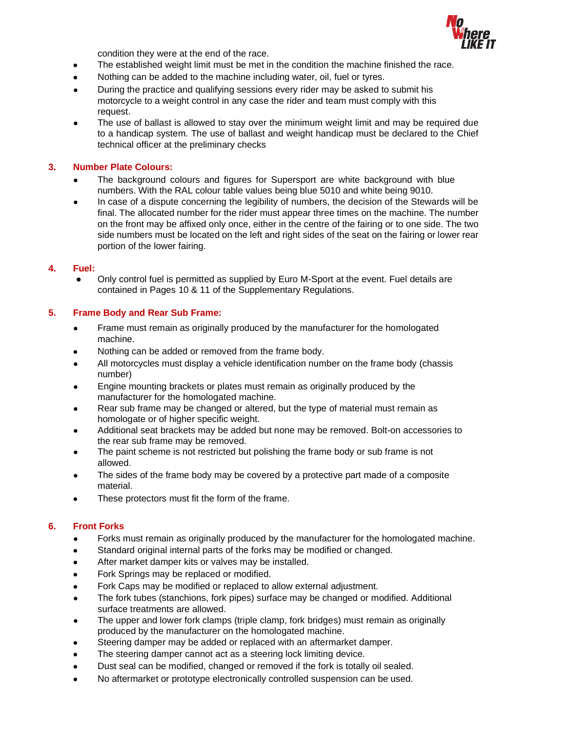condition they were at the end of the race.

- The established weight limit must be met in the condition the machine finished the race.
- Nothing can be added to the machine including water, oil, fuel or tyres.
- During the practice and qualifying sessions every rider may be asked to submit his motorcycle to a weight control in any case the rider and team must comply with this request.
- The use of ballast is allowed to stay over the minimum weight limit and may be required due to a handicap system. The use of ballast and weight handicap must be declared to the Chief technical officer at the preliminary checks

### 3. Number Plate Colours:

- The background colours and figures for Supersport are white background with blue numbers. With the RAL colour table values being blue 5010 and white being 9010.
- In case of a dispute concerning the legibility of numbers, the decision of the Stewards will be final. The allocated number for the rider must appear three times on the machine. The number on the front may be affixed only once, either in the centre of the fairing or to one side. The two side numbers must be located on the left and right sides of the seat on the fairing or lower rear portion of the lower fairing.

### 4. Fuel:

- Only control fuel is permitted as supplied by Euro M-Sport at the event. Fuel details are contained in Pages 10 & 11 of the Supplementary Regulations.

### 5. Frame Body and Rear Sub Frame:

- Frame must remain as originally produced by the manufacturer for the homologated machine.
- Nothing can be added or removed from the frame body.
- All motorcycles must display a vehicle identification number on the frame body (chassis number)
- Engine mounting brackets or plates must remain as originally produced by the manufacturer for the homologated machine.
- Rear sub frame may be changed or altered, but the type of material must remain as homologate or of higher specific weight.
- Additional seat brackets may be added but none may be removed. Bolt-on accessories to the rear sub frame may be removed.
- The paint scheme is not restricted but polishing the frame body or sub frame is not allowed.
- The sides of the frame body may be covered by a protective part made of a composite material.
- These protectors must fit the form of the frame.

### 6. Front Forks

- Forks must remain as originally produced by the manufacturer for the homologated machine.
- Standard original internal parts of the forks may be modified or changed.
- After market damper kits or valves may be installed.
- Fork Springs may be replaced or modified.
- Fork Caps may be modified or replaced to allow external adjustment.
- The fork tubes (stanchions, fork pipes) surface may be changed or modified. Additional surface treatments are allowed.
- The upper and lower fork clamps (triple clamp, fork bridges) must remain as originally produced by the manufacturer on the homologated machine.
- Steering damper may be added or replaced with an aftermarket damper.
- The steering damper cannot act as a steering lock limiting device.
- Dust seal can be modified, changed or removed if the fork is totally oil sealed.
- No aftermarket or prototype electronically controlled suspension can be used.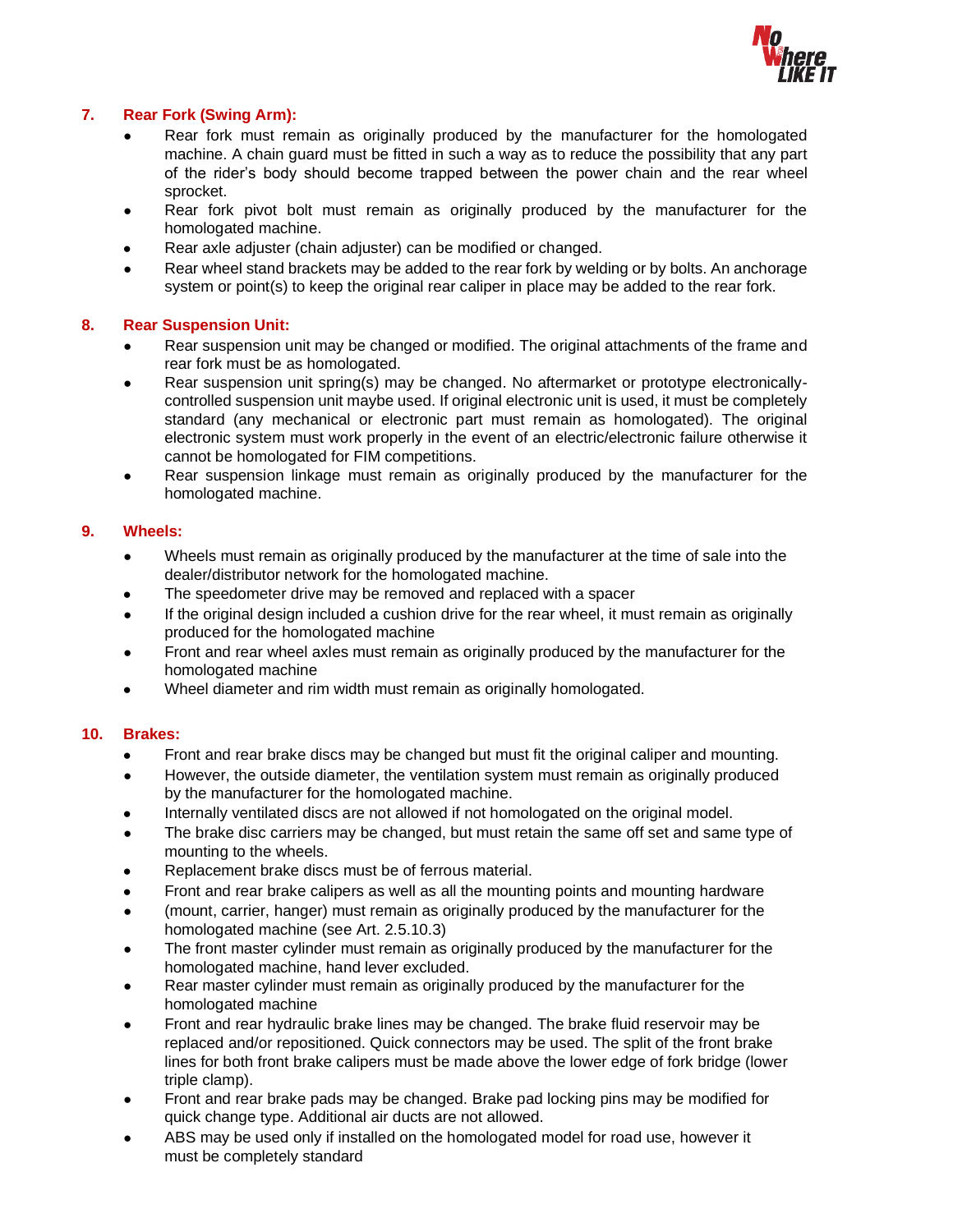## 7. Rear Fork (Swing Arm):

- Rear fork must remain as originally produced by the manufacturer for the homologated machine. A chain guard must be fitted in such a way as to reduce the possibility that any part of the rider's body should become trapped between the power chain and the rear wheel sprocket.
- Rear fork pivot bolt must remain as originally produced by the manufacturer for the homologated machine.
- Rear axle adjuster (chain adjuster) can be modified or changed.
- Rear wheel stand brackets may be added to the rear fork by welding or by bolts. An anchorage system or point(s) to keep the original rear caliper in place may be added to the rear fork.

## 8. Rear Suspension Unit:

- Rear suspension unit may be changed or modified. The original attachments of the frame and rear fork must be as homologated.
- Rear suspension unit spring(s) may be changed. No aftermarket or prototype electronically-controlled suspension unit maybe used. If original electronic unit is used, it must be completely standard (any mechanical or electronic part must remain as homologated). The original electronic system must work properly in the event of an electric/electronic failure otherwise it cannot be homologated for FIM competitions.
- Rear suspension linkage must remain as originally produced by the manufacturer for the homologated machine.

## 9. Wheels:

- Wheels must remain as originally produced by the manufacturer at the time of sale into the dealer/distributor network for the homologated machine.
- The speedometer drive may be removed and replaced with a spacer
- If the original design included a cushion drive for the rear wheel, it must remain as originally produced for the homologated machine
- Front and rear wheel axles must remain as originally produced by the manufacturer for the homologated machine
- Wheel diameter and rim width must remain as originally homologated.

## 10. Brakes:

- Front and rear brake discs may be changed but must fit the original caliper and mounting.
- However, the outside diameter, the ventilation system must remain as originally produced by the manufacturer for the homologated machine.
- Internally ventilated discs are not allowed if not homologated on the original model.
- The brake disc carriers may be changed, but must retain the same off set and same type of mounting to the wheels.
- Replacement brake discs must be of ferrous material.
- Front and rear brake calipers as well as all the mounting points and mounting hardware
- (mount, carrier, hanger) must remain as originally produced by the manufacturer for the homologated machine (see Art. 2.5.10.3)
- The front master cylinder must remain as originally produced by the manufacturer for the homologated machine, hand lever excluded.
- Rear master cylinder must remain as originally produced by the manufacturer for the homologated machine
- Front and rear hydraulic brake lines may be changed. The brake fluid reservoir may be replaced and/or repositioned. Quick connectors may be used. The split of the front brake lines for both front brake calipers must be made above the lower edge of fork bridge (lower triple clamp).
- Front and rear brake pads may be changed. Brake pad locking pins may be modified for quick change type. Additional air ducts are not allowed.
- ABS may be used only if installed on the homologated model for road use, however it must be completely standard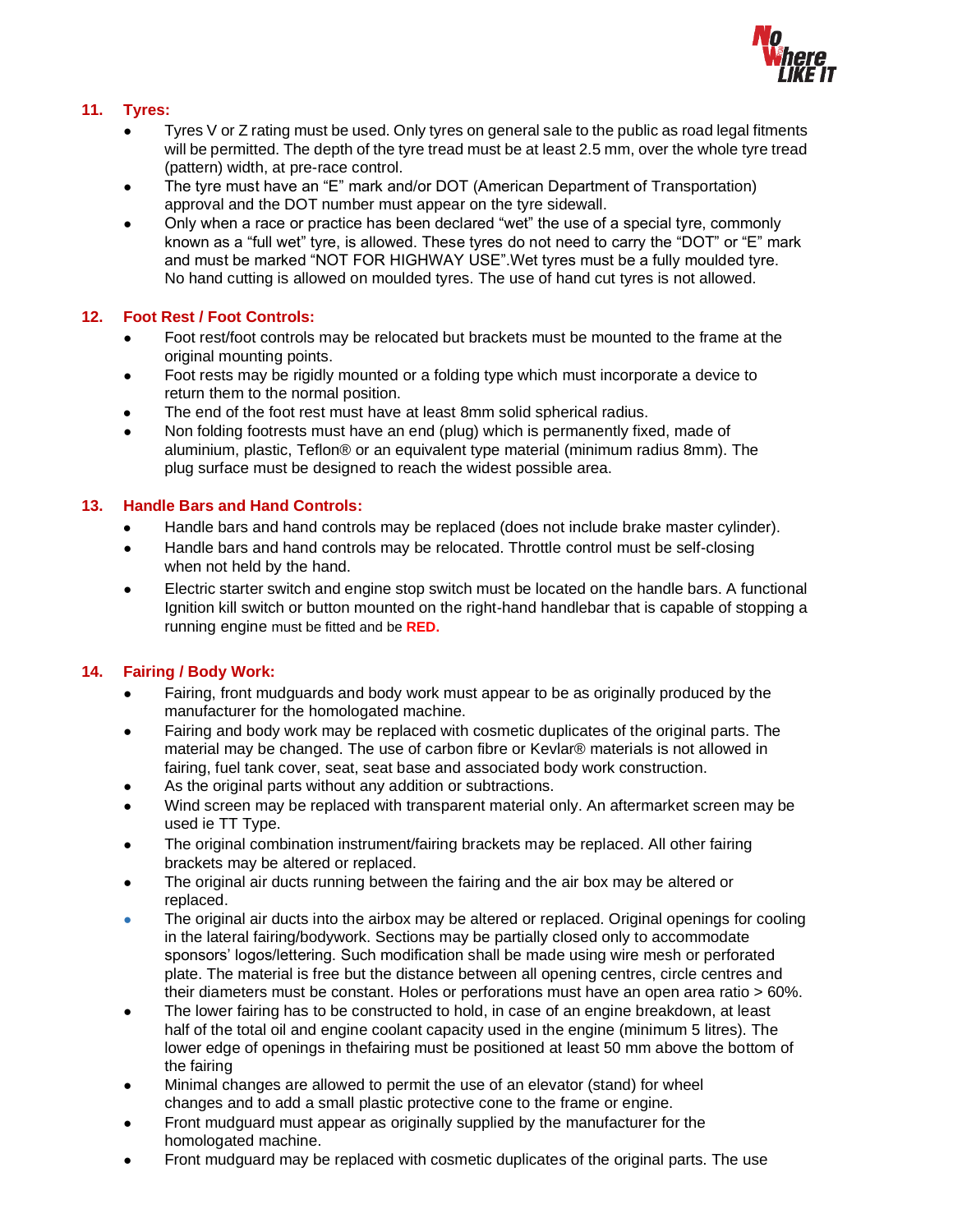## 11. Tyres:

- Tyres V or Z rating must be used. Only tyres on general sale to the public as road legal fitments will be permitted. The depth of the tyre tread must be at least 2.5 mm, over the whole tyre tread (pattern) width, at pre-race control.
- The tyre must have an "E" mark and/or DOT (American Department of Transportation) approval and the DOT number must appear on the tyre sidewall.
- Only when a race or practice has been declared "wet" the use of a special tyre, commonly known as a "full wet" tyre, is allowed. These tyres do not need to carry the "DOT" or "E" mark and must be marked "NOT FOR HIGHWAY USE".Wet tyres must be a fully moulded tyre. No hand cutting is allowed on moulded tyres. The use of hand cut tyres is not allowed.

## 12. Foot Rest / Foot Controls:

- Foot rest/foot controls may be relocated but brackets must be mounted to the frame at the original mounting points.
- Foot rests may be rigidly mounted or a folding type which must incorporate a device to return them to the normal position.
- The end of the foot rest must have at least 8mm solid spherical radius.
- Non folding footrests must have an end (plug) which is permanently fixed, made of aluminium, plastic, Teflon® or an equivalent type material (minimum radius 8mm). The plug surface must be designed to reach the widest possible area.

## 13. Handle Bars and Hand Controls:

- Handle bars and hand controls may be replaced (does not include brake master cylinder).
- Handle bars and hand controls may be relocated. Throttle control must be self-closing when not held by the hand.
- Electric starter switch and engine stop switch must be located on the handle bars. A functional Ignition kill switch or button mounted on the right-hand handlebar that is capable of stopping a running engine must be fitted and be **RED.**

## 14. Fairing / Body Work:

- Fairing, front mudguards and body work must appear to be as originally produced by the manufacturer for the homologated machine.
- Fairing and body work may be replaced with cosmetic duplicates of the original parts. The material may be changed. The use of carbon fibre or Kevlar® materials is not allowed in fairing, fuel tank cover, seat, seat base and associated body work construction.
- As the original parts without any addition or subtractions.
- Wind screen may be replaced with transparent material only. An aftermarket screen may be used ie TT Type.
- The original combination instrument/fairing brackets may be replaced. All other fairing brackets may be altered or replaced.
- The original air ducts running between the fairing and the air box may be altered or replaced.
- The original air ducts into the airbox may be altered or replaced. Original openings for cooling in the lateral fairing/bodywork. Sections may be partially closed only to accommodate sponsors' logos/lettering. Such modification shall be made using wire mesh or perforated plate. The material is free but the distance between all opening centres, circle centres and their diameters must be constant. Holes or perforations must have an open area ratio > 60%.
- The lower fairing has to be constructed to hold, in case of an engine breakdown, at least half of the total oil and engine coolant capacity used in the engine (minimum 5 litres). The lower edge of openings in thefairing must be positioned at least 50 mm above the bottom of the fairing
- Minimal changes are allowed to permit the use of an elevator (stand) for wheel changes and to add a small plastic protective cone to the frame or engine.
- Front mudguard must appear as originally supplied by the manufacturer for the homologated machine.
- Front mudguard may be replaced with cosmetic duplicates of the original parts. The use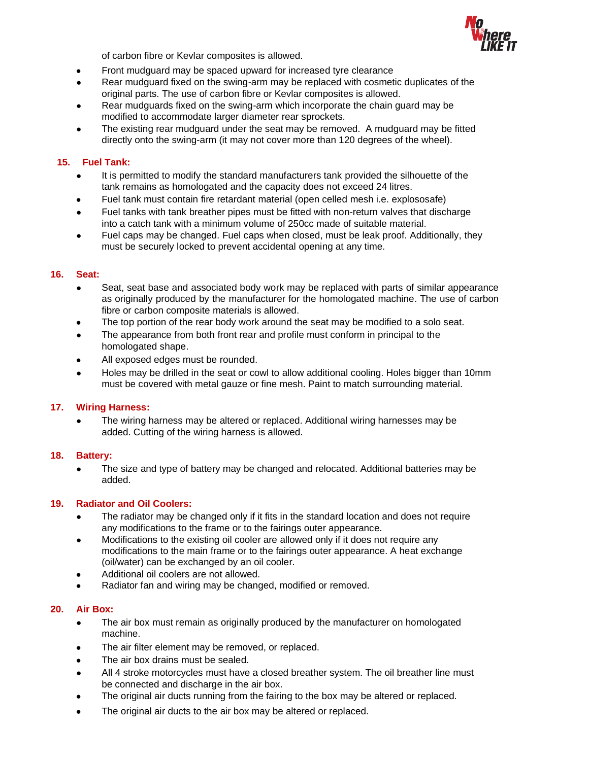of carbon fibre or Kevlar composites is allowed.

- Front mudguard may be spaced upward for increased tyre clearance
- Rear mudguard fixed on the swing-arm may be replaced with cosmetic duplicates of the original parts. The use of carbon fibre or Kevlar composites is allowed.
- Rear mudguards fixed on the swing-arm which incorporate the chain guard may be modified to accommodate larger diameter rear sprockets.
- The existing rear mudguard under the seat may be removed. A mudguard may be fitted directly onto the swing-arm (it may not cover more than 120 degrees of the wheel).

### 15. Fuel Tank:

- It is permitted to modify the standard manufacturers tank provided the silhouette of the tank remains as homologated and the capacity does not exceed 24 litres.
- Fuel tank must contain fire retardant material (open celled mesh i.e. explosafe)
- Fuel tanks with tank breather pipes must be fitted with non-return valves that discharge into a catch tank with a minimum volume of 250cc made of suitable material.
- Fuel caps may be changed. Fuel caps when closed, must be leak proof. Additionally, they must be securely locked to prevent accidental opening at any time.

### 16. Seat:

- Seat, seat base and associated body work may be replaced with parts of similar appearance as originally produced by the manufacturer for the homologated machine. The use of carbon fibre or carbon composite materials is allowed.
- The top portion of the rear body work around the seat may be modified to a solo seat.
- The appearance from both front rear and profile must conform in principal to the homologated shape.
- All exposed edges must be rounded.
- Holes may be drilled in the seat or cowl to allow additional cooling. Holes bigger than 10mm must be covered with metal gauze or fine mesh. Paint to match surrounding material.

### 17. Wiring Harness:

- The wiring harness may be altered or replaced. Additional wiring harnesses may be added. Cutting of the wiring harness is allowed.

### 18. Battery:

- The size and type of battery may be changed and relocated. Additional batteries may be added.

### 19. Radiator and Oil Coolers:

- The radiator may be changed only if it fits in the standard location and does not require any modifications to the frame or to the fairings outer appearance.
- Modifications to the existing oil cooler are allowed only if it does not require any modifications to the main frame or to the fairings outer appearance. A heat exchange (oil/water) can be exchanged by an oil cooler.
- Additional oil coolers are not allowed.
- Radiator fan and wiring may be changed, modified or removed.

### 20. Air Box:

- The air box must remain as originally produced by the manufacturer on homologated machine.
- The air filter element may be removed, or replaced.
- The air box drains must be sealed.
- All 4 stroke motorcycles must have a closed breather system. The oil breather line must be connected and discharge in the air box.
- The original air ducts running from the fairing to the box may be altered or replaced.
- The original air ducts to the air box may be altered or replaced.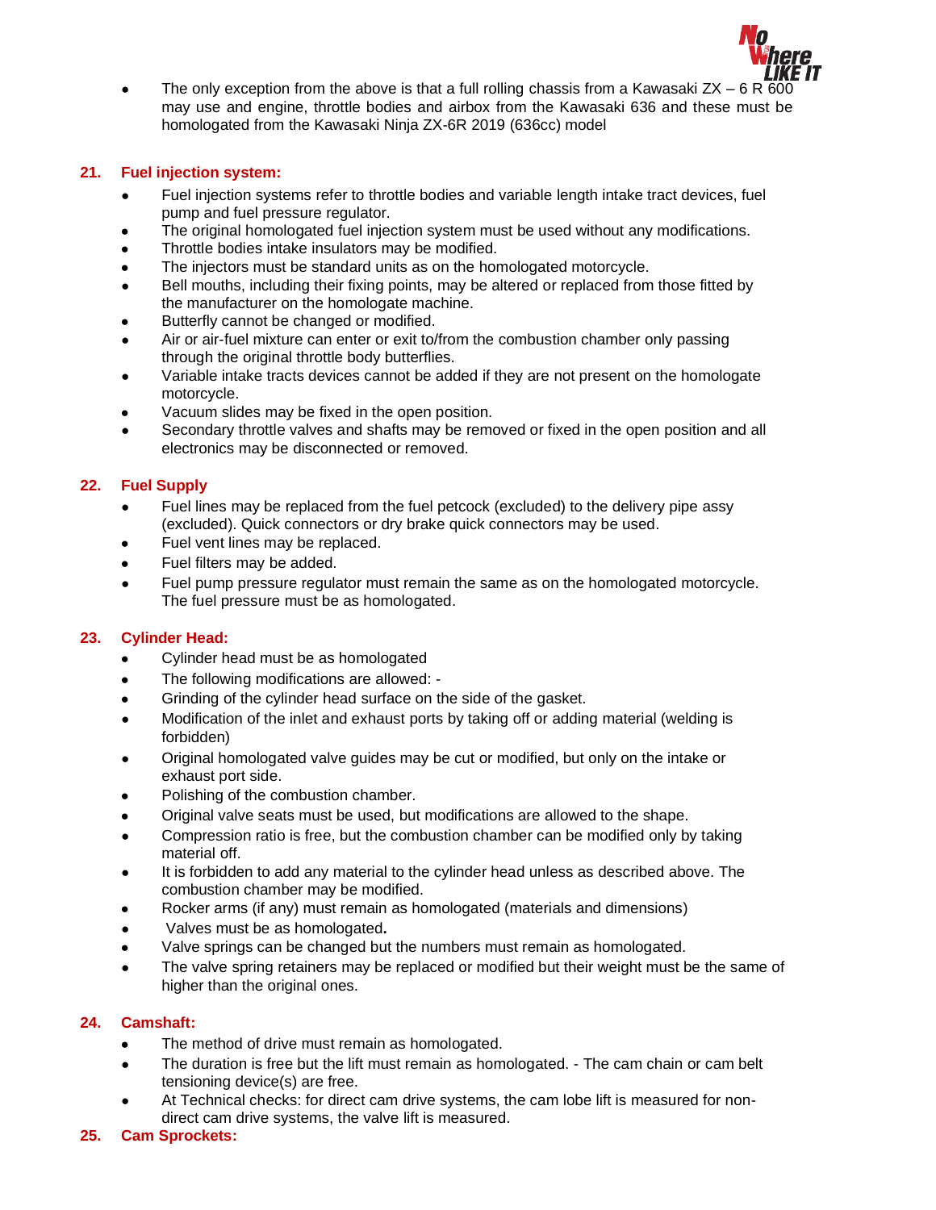- The only exception from the above is that a full rolling chassis from a Kawasaki ZX – 6 R 600 may use and engine, throttle bodies and airbox from the Kawasaki 636 and these must be homologated from the Kawasaki Ninja ZX-6R 2019 (636cc) model

## 21. Fuel injection system:

- Fuel injection systems refer to throttle bodies and variable length intake tract devices, fuel pump and fuel pressure regulator.
- The original homologated fuel injection system must be used without any modifications.
- Throttle bodies intake insulators may be modified.
- The injectors must be standard units as on the homologated motorcycle.
- Bell mouths, including their fixing points, may be altered or replaced from those fitted by the manufacturer on the homologate machine.
- Butterfly cannot be changed or modified.
- Air or air-fuel mixture can enter or exit to/from the combustion chamber only passing through the original throttle body butterflies.
- Variable intake tracts devices cannot be added if they are not present on the homologate motorcycle.
- Vacuum slides may be fixed in the open position.
- Secondary throttle valves and shafts may be removed or fixed in the open position and all electronics may be disconnected or removed.

## 22. Fuel Supply

- Fuel lines may be replaced from the fuel petcock (excluded) to the delivery pipe assy (excluded). Quick connectors or dry brake quick connectors may be used.
- Fuel vent lines may be replaced.
- Fuel filters may be added.
- Fuel pump pressure regulator must remain the same as on the homologated motorcycle. The fuel pressure must be as homologated.

## 23. Cylinder Head:

- Cylinder head must be as homologated
- The following modifications are allowed: -
- Grinding of the cylinder head surface on the side of the gasket.
- Modification of the inlet and exhaust ports by taking off or adding material (welding is forbidden)
- Original homologated valve guides may be cut or modified, but only on the intake or exhaust port side.
- Polishing of the combustion chamber.
- Original valve seats must be used, but modifications are allowed to the shape.
- Compression ratio is free, but the combustion chamber can be modified only by taking material off.
- It is forbidden to add any material to the cylinder head unless as described above. The combustion chamber may be modified.
- Rocker arms (if any) must remain as homologated (materials and dimensions)
- Valves must be as homologated**.**
- Valve springs can be changed but the numbers must remain as homologated.
- The valve spring retainers may be replaced or modified but their weight must be the same of higher than the original ones.

## 24. Camshaft:

- The method of drive must remain as homologated.
- The duration is free but the lift must remain as homologated. - The cam chain or cam belt tensioning device(s) are free.
- At Technical checks: for direct cam drive systems, the cam lobe lift is measured for non-direct cam drive systems, the valve lift is measured.

## 25. Cam Sprockets: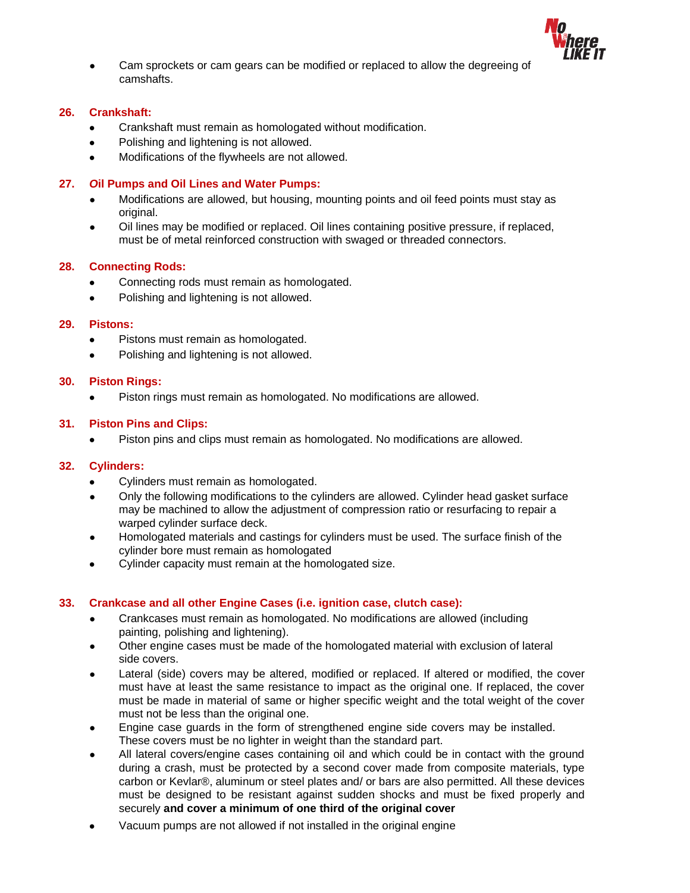- Cam sprockets or cam gears can be modified or replaced to allow the degreeing of camshafts.

### 26. Crankshaft:

- Crankshaft must remain as homologated without modification.
- Polishing and lightening is not allowed.
- Modifications of the flywheels are not allowed.

### 27. *O*il Pumps and Oil Lines and Water Pumps:

- Modifications are allowed, but housing, mounting points and oil feed points must stay as original.
- Oil lines may be modified or replaced. Oil lines containing positive pressure, if replaced, must be of metal reinforced construction with swaged or threaded connectors.

### 28. Connecting Rods:

- Connecting rods must remain as homologated.
- Polishing and lightening is not allowed.

### 29. Pistons:

- Pistons must remain as homologated.
- Polishing and lightening is not allowed.

### 30. Piston Rings:

- Piston rings must remain as homologated. No modifications are allowed.

### 31. Piston Pins and Clips:

- Piston pins and clips must remain as homologated. No modifications are allowed.

### 32. Cylinders:

- Cylinders must remain as homologated.
- Only the following modifications to the cylinders are allowed. Cylinder head gasket surface may be machined to allow the adjustment of compression ratio or resurfacing to repair a warped cylinder surface deck.
- Homologated materials and castings for cylinders must be used. The surface finish of the cylinder bore must remain as homologated
- Cylinder capacity must remain at the homologated size.

### 33. Crankcase and all other Engine Cases (i.e. ignition case, clutch case):

- Crankcases must remain as homologated. No modifications are allowed (including painting, polishing and lightening).
- Other engine cases must be made of the homologated material with exclusion of lateral side covers.
- Lateral (side) covers may be altered, modified or replaced. If altered or modified, the cover must have at least the same resistance to impact as the original one. If replaced, the cover must be made in material of same or higher specific weight and the total weight of the cover must not be less than the original one.
- Engine case guards in the form of strengthened engine side covers may be installed. These covers must be no lighter in weight than the standard part.
- All lateral covers/engine cases containing oil and which could be in contact with the ground during a crash, must be protected by a second cover made from composite materials, type carbon or Kevlar®, aluminum or steel plates and/ or bars are also permitted. All these devices must be designed to be resistant against sudden shocks and must be fixed properly and securely **and cover a minimum of one third of the original cover**
- Vacuum pumps are not allowed if not installed in the original engine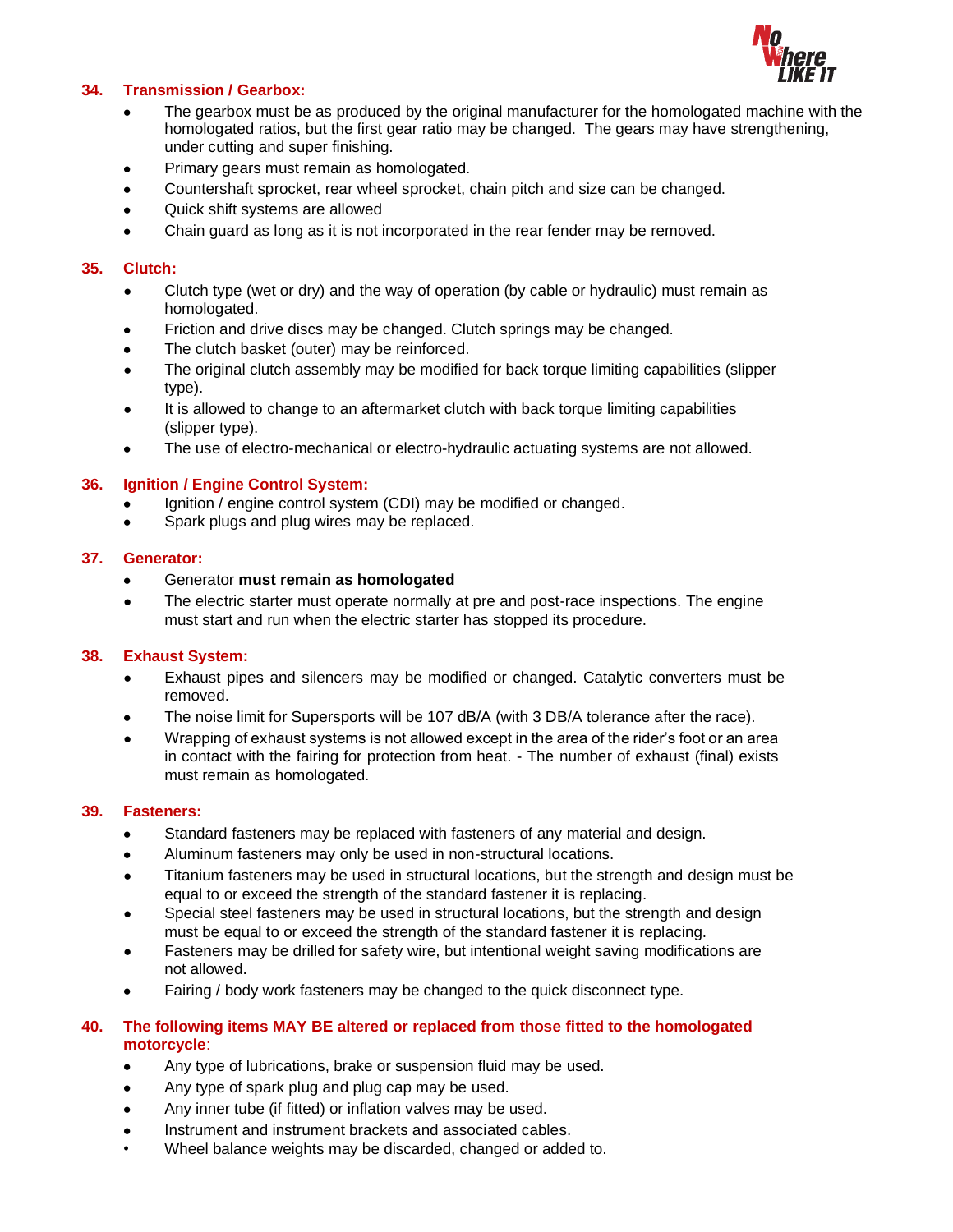## 34. Transmission / Gearbox:

- The gearbox must be as produced by the original manufacturer for the homologated machine with the homologated ratios, but the first gear ratio may be changed. The gears may have strengthening, under cutting and super finishing.
- Primary gears must remain as homologated.
- Countershaft sprocket, rear wheel sprocket, chain pitch and size can be changed.
- Quick shift systems are allowed
- Chain guard as long as it is not incorporated in the rear fender may be removed.

## 35. Clutch:

- Clutch type (wet or dry) and the way of operation (by cable or hydraulic) must remain as homologated.
- Friction and drive discs may be changed. Clutch springs may be changed.
- The clutch basket (outer) may be reinforced.
- The original clutch assembly may be modified for back torque limiting capabilities (slipper type).
- It is allowed to change to an aftermarket clutch with back torque limiting capabilities (slipper type).
- The use of electro-mechanical or electro-hydraulic actuating systems are not allowed.

## 36. Ignition / Engine Control System:

- Ignition / engine control system (CDI) may be modified or changed.
- Spark plugs and plug wires may be replaced.

## 37. Generator:

- Generator **must remain as homologated**
- The electric starter must operate normally at pre and post-race inspections. The engine must start and run when the electric starter has stopped its procedure.

## 38. Exhaust System:

- Exhaust pipes and silencers may be modified or changed. Catalytic converters must be removed.
- The noise limit for Supersports will be 107 dB/A (with 3 DB/A tolerance after the race).
- Wrapping of exhaust systems is not allowed except in the area of the rider's foot or an area in contact with the fairing for protection from heat. - The number of exhaust (final) exists must remain as homologated.

## 39. Fasteners:

- Standard fasteners may be replaced with fasteners of any material and design.
- Aluminum fasteners may only be used in non-structural locations.
- Titanium fasteners may be used in structural locations, but the strength and design must be equal to or exceed the strength of the standard fastener it is replacing.
- Special steel fasteners may be used in structural locations, but the strength and design must be equal to or exceed the strength of the standard fastener it is replacing.
- Fasteners may be drilled for safety wire, but intentional weight saving modifications are not allowed.
- Fairing / body work fasteners may be changed to the quick disconnect type.

## 40. The following items MAY BE altered or replaced from those fitted to the homologated motorcycle:

- Any type of lubrications, brake or suspension fluid may be used.
- Any type of spark plug and plug cap may be used.
- Any inner tube (if fitted) or inflation valves may be used.
- Instrument and instrument brackets and associated cables.
- Wheel balance weights may be discarded, changed or added to.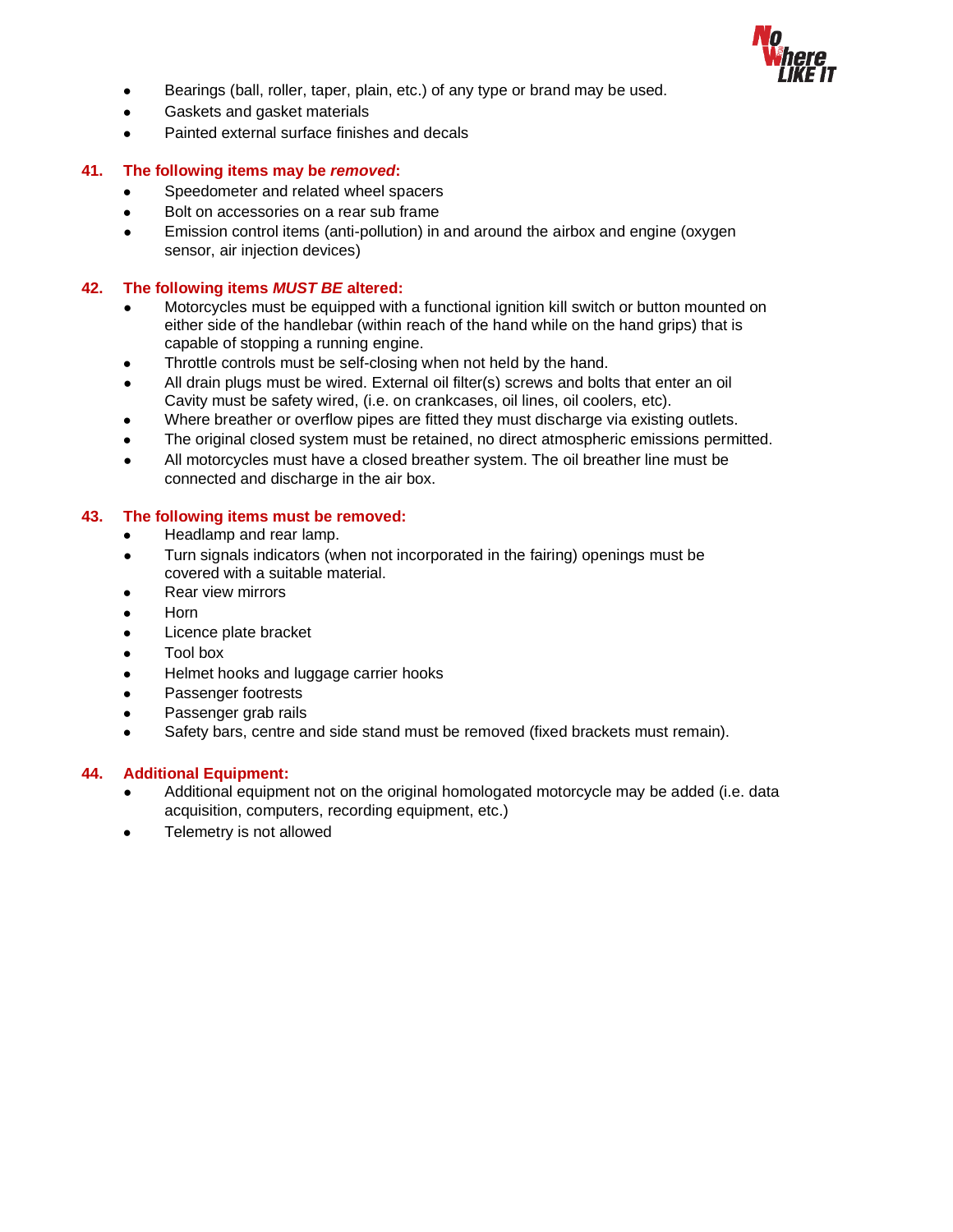- Bearings (ball, roller, taper, plain, etc.) of any type or brand may be used.
- Gaskets and gasket materials
- Painted external surface finishes and decals

## 41. The following items may be *removed*:

- Speedometer and related wheel spacers
- Bolt on accessories on a rear sub frame
- Emission control items (anti-pollution) in and around the airbox and engine (oxygen sensor, air injection devices)

## 42. The following items *MUST BE* altered:

- Motorcycles must be equipped with a functional ignition kill switch or button mounted on either side of the handlebar (within reach of the hand while on the hand grips) that is capable of stopping a running engine.
- Throttle controls must be self-closing when not held by the hand.
- All drain plugs must be wired. External oil filter(s) screws and bolts that enter an oil Cavity must be safety wired, (i.e. on crankcases, oil lines, oil coolers, etc).
- Where breather or overflow pipes are fitted they must discharge via existing outlets.
- The original closed system must be retained, no direct atmospheric emissions permitted.
- All motorcycles must have a closed breather system. The oil breather line must be connected and discharge in the air box.

## 43. The following items must be removed:

- Headlamp and rear lamp.
- Turn signals indicators (when not incorporated in the fairing) openings must be covered with a suitable material.
- Rear view mirrors
- Horn
- Licence plate bracket
- Tool box
- Helmet hooks and luggage carrier hooks
- Passenger footrests
- Passenger grab rails
- Safety bars, centre and side stand must be removed (fixed brackets must remain).

## 44. Additional Equipment:

- Additional equipment not on the original homologated motorcycle may be added (i.e. data acquisition, computers, recording equipment, etc.)
- Telemetry is not allowed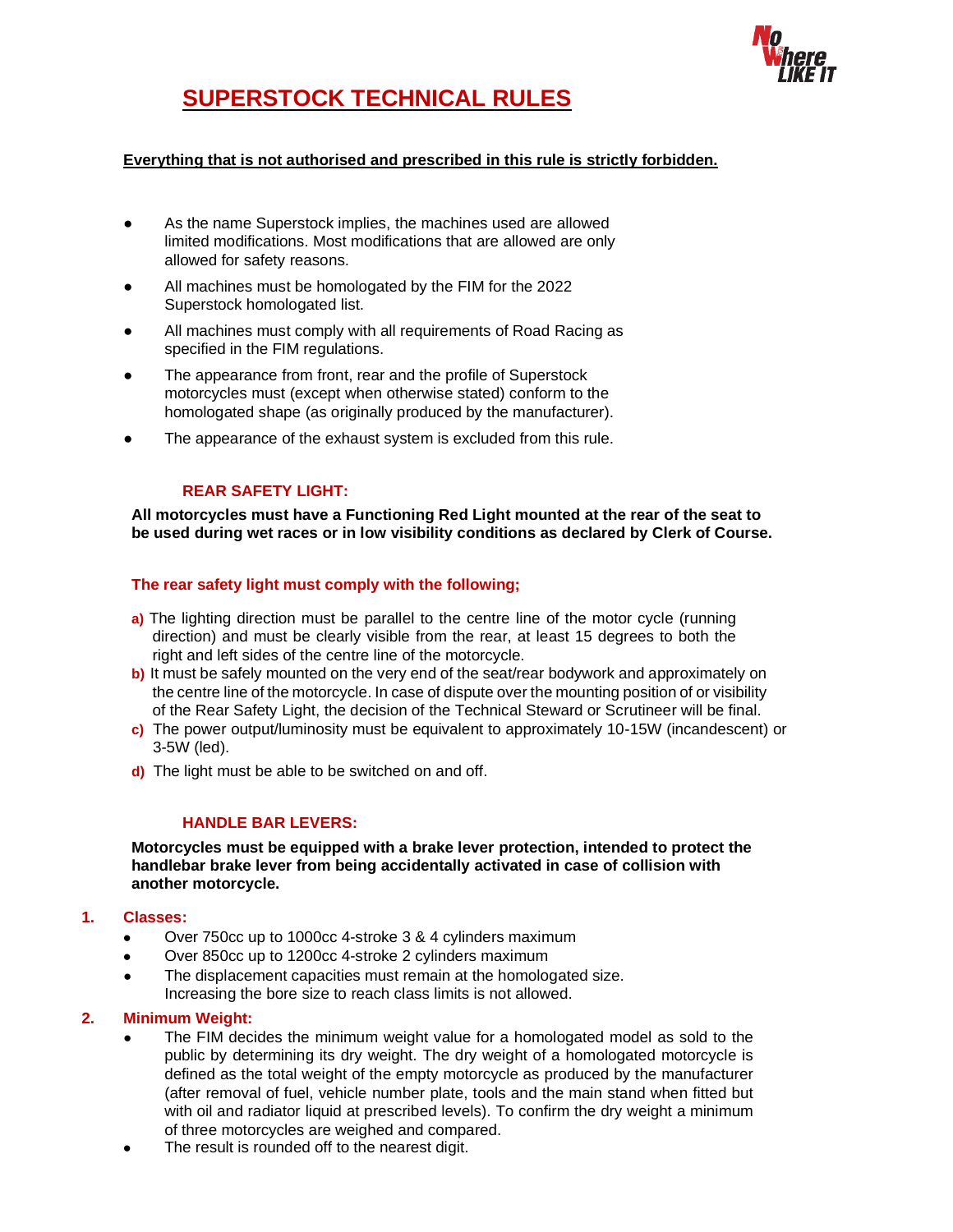# SUPERSTOCK TECHNICAL RULES

**Everything that is not authorised and prescribed in this rule is strictly forbidden.**

- As the name Superstock implies, the machines used are allowed limited modifications. Most modifications that are allowed are only allowed for safety reasons.
- All machines must be homologated by the FIM for the 2022 Superstock homologated list.
- All machines must comply with all requirements of Road Racing as specified in the FIM regulations.
- The appearance from front, rear and the profile of Superstock motorcycles must (except when otherwise stated) conform to the homologated shape (as originally produced by the manufacturer).
- The appearance of the exhaust system is excluded from this rule.

## REAR SAFETY LIGHT:

**All motorcycles must have a Functioning Red Light mounted at the rear of the seat to be used during wet races or in low visibility conditions as declared by Clerk of Course.**

**The rear safety light must comply with the following;**

**a)** The lighting direction must be parallel to the centre line of the motor cycle (running direction) and must be clearly visible from the rear, at least 15 degrees to both the right and left sides of the centre line of the motorcycle.

**b)** It must be safely mounted on the very end of the seat/rear bodywork and approximately on the centre line of the motorcycle. In case of dispute over the mounting position of or visibility of the Rear Safety Light, the decision of the Technical Steward or Scrutineer will be final.

**c)** The power output/luminosity must be equivalent to approximately 10-15W (incandescent) or 3-5W (led).

**d)** The light must be able to be switched on and off.

## HANDLE BAR LEVERS:

**Motorcycles must be equipped with a brake lever protection, intended to protect the handlebar brake lever from being accidentally activated in case of collision with another motorcycle.**

## 1. Classes:

- Over 750cc up to 1000cc 4-stroke 3 & 4 cylinders maximum
- Over 850cc up to 1200cc 4-stroke 2 cylinders maximum
- The displacement capacities must remain at the homologated size. Increasing the bore size to reach class limits is not allowed.

## 2. Minimum Weight:

- The FIM decides the minimum weight value for a homologated model as sold to the public by determining its dry weight. The dry weight of a homologated motorcycle is defined as the total weight of the empty motorcycle as produced by the manufacturer (after removal of fuel, vehicle number plate, tools and the main stand when fitted but with oil and radiator liquid at prescribed levels). To confirm the dry weight a minimum of three motorcycles are weighed and compared.
- The result is rounded off to the nearest digit.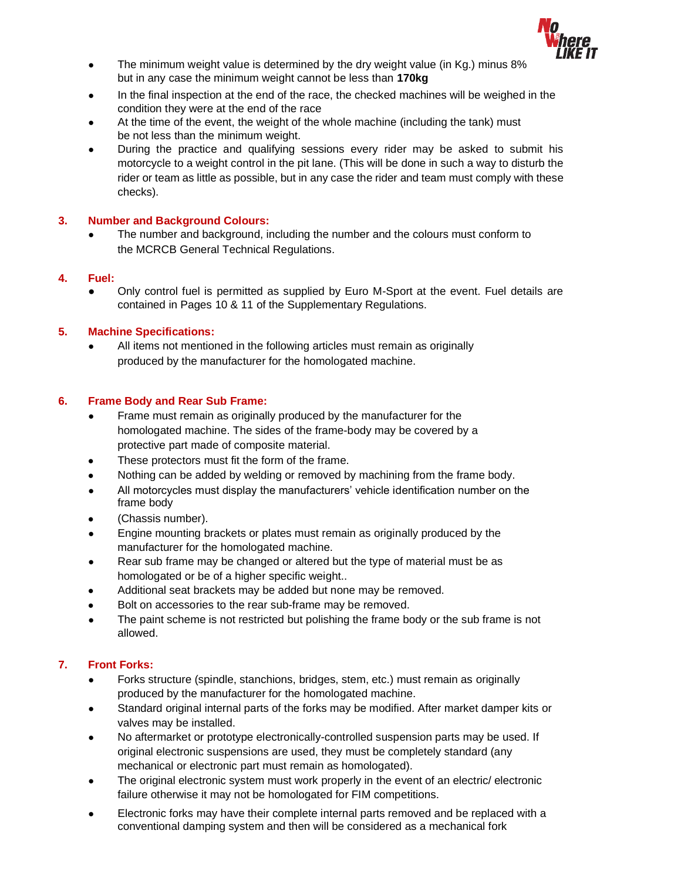- The minimum weight value is determined by the dry weight value (in Kg.) minus 8% but in any case the minimum weight cannot be less than **170kg**
- In the final inspection at the end of the race, the checked machines will be weighed in the condition they were at the end of the race
- At the time of the event, the weight of the whole machine (including the tank) must be not less than the minimum weight.
- During the practice and qualifying sessions every rider may be asked to submit his motorcycle to a weight control in the pit lane. (This will be done in such a way to disturb the rider or team as little as possible, but in any case the rider and team must comply with these checks).

## 3. Number and Background Colours:

- The number and background, including the number and the colours must conform to the MCRCB General Technical Regulations.

## 4. Fuel:

- Only control fuel is permitted as supplied by Euro M-Sport at the event. Fuel details are contained in Pages 10 & 11 of the Supplementary Regulations.

## 5. Machine Specifications:

- All items not mentioned in the following articles must remain as originally produced by the manufacturer for the homologated machine.

## 6. Frame Body and Rear Sub Frame:

- Frame must remain as originally produced by the manufacturer for the homologated machine. The sides of the frame-body may be covered by a protective part made of composite material.
- These protectors must fit the form of the frame.
- Nothing can be added by welding or removed by machining from the frame body.
- All motorcycles must display the manufacturers' vehicle identification number on the frame body
- (Chassis number).
- Engine mounting brackets or plates must remain as originally produced by the manufacturer for the homologated machine.
- Rear sub frame may be changed or altered but the type of material must be as homologated or be of a higher specific weight..
- Additional seat brackets may be added but none may be removed.
- Bolt on accessories to the rear sub-frame may be removed.
- The paint scheme is not restricted but polishing the frame body or the sub frame is not allowed.

## 7. Front Forks:

- Forks structure (spindle, stanchions, bridges, stem, etc.) must remain as originally produced by the manufacturer for the homologated machine.
- Standard original internal parts of the forks may be modified. After market damper kits or valves may be installed.
- No aftermarket or prototype electronically-controlled suspension parts may be used. If original electronic suspensions are used, they must be completely standard (any mechanical or electronic part must remain as homologated).
- The original electronic system must work properly in the event of an electric/ electronic failure otherwise it may not be homologated for FIM competitions.
- Electronic forks may have their complete internal parts removed and be replaced with a conventional damping system and then will be considered as a mechanical fork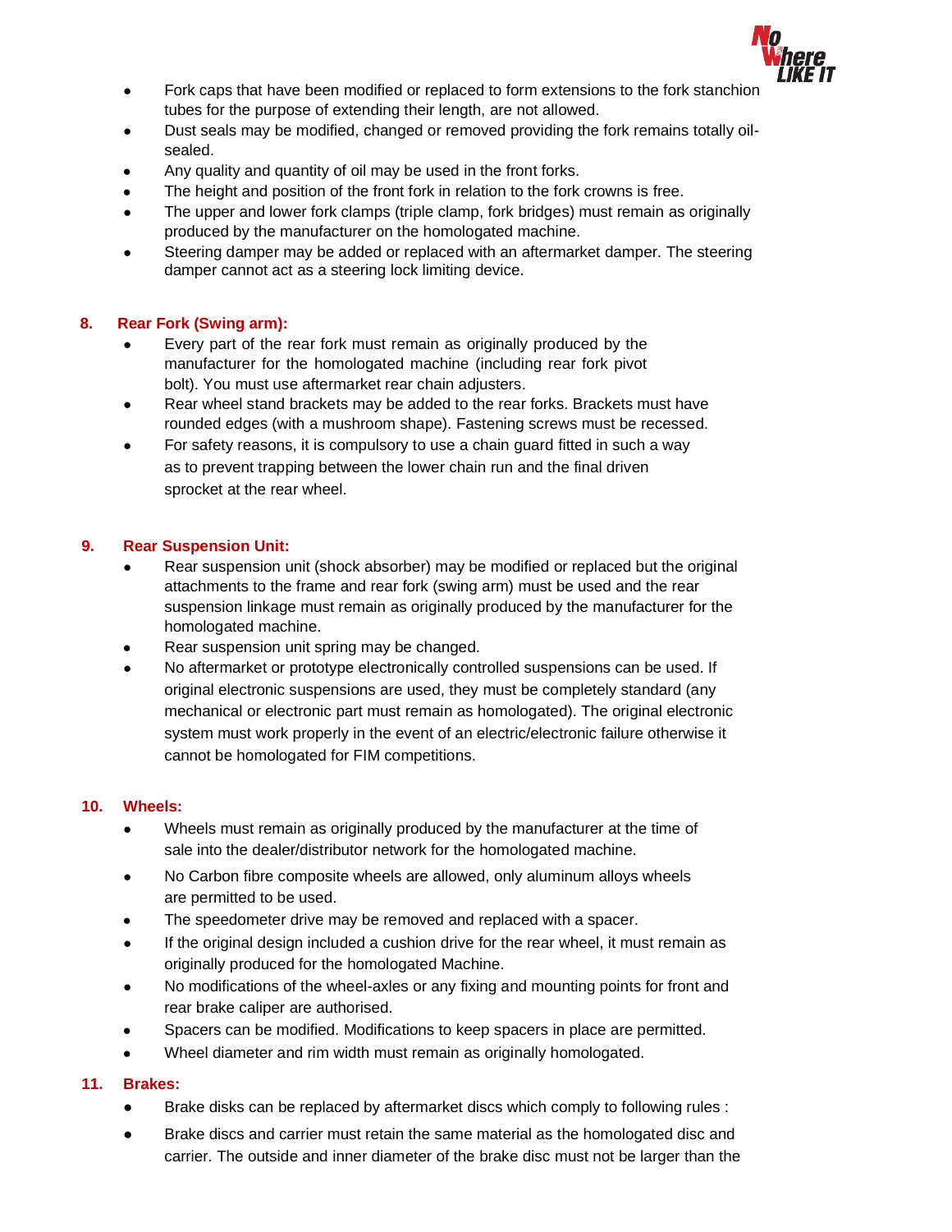- Fork caps that have been modified or replaced to form extensions to the fork stanchion tubes for the purpose of extending their length, are not allowed.
- Dust seals may be modified, changed or removed providing the fork remains totally oil-sealed.
- Any quality and quantity of oil may be used in the front forks.
- The height and position of the front fork in relation to the fork crowns is free.
- The upper and lower fork clamps (triple clamp, fork bridges) must remain as originally produced by the manufacturer on the homologated machine.
- Steering damper may be added or replaced with an aftermarket damper. The steering damper cannot act as a steering lock limiting device.

## 8. Rear Fork (Swing arm):

- Every part of the rear fork must remain as originally produced by the manufacturer for the homologated machine (including rear fork pivot bolt). You must use aftermarket rear chain adjusters.
- Rear wheel stand brackets may be added to the rear forks. Brackets must have rounded edges (with a mushroom shape). Fastening screws must be recessed.
- For safety reasons, it is compulsory to use a chain guard fitted in such a way as to prevent trapping between the lower chain run and the final driven sprocket at the rear wheel.

## 9. Rear Suspension Unit:

- Rear suspension unit (shock absorber) may be modified or replaced but the original attachments to the frame and rear fork (swing arm) must be used and the rear suspension linkage must remain as originally produced by the manufacturer for the homologated machine.
- Rear suspension unit spring may be changed.
- No aftermarket or prototype electronically controlled suspensions can be used. If original electronic suspensions are used, they must be completely standard (any mechanical or electronic part must remain as homologated). The original electronic system must work properly in the event of an electric/electronic failure otherwise it cannot be homologated for FIM competitions.

## 10. Wheels:

- Wheels must remain as originally produced by the manufacturer at the time of sale into the dealer/distributor network for the homologated machine.
- No Carbon fibre composite wheels are allowed, only aluminum alloys wheels are permitted to be used.
- The speedometer drive may be removed and replaced with a spacer.
- If the original design included a cushion drive for the rear wheel, it must remain as originally produced for the homologated Machine.
- No modifications of the wheel-axles or any fixing and mounting points for front and rear brake caliper are authorised.
- Spacers can be modified. Modifications to keep spacers in place are permitted.
- Wheel diameter and rim width must remain as originally homologated.

## 11. Brakes:

- Brake disks can be replaced by aftermarket discs which comply to following rules :
- Brake discs and carrier must retain the same material as the homologated disc and carrier. The outside and inner diameter of the brake disc must not be larger than the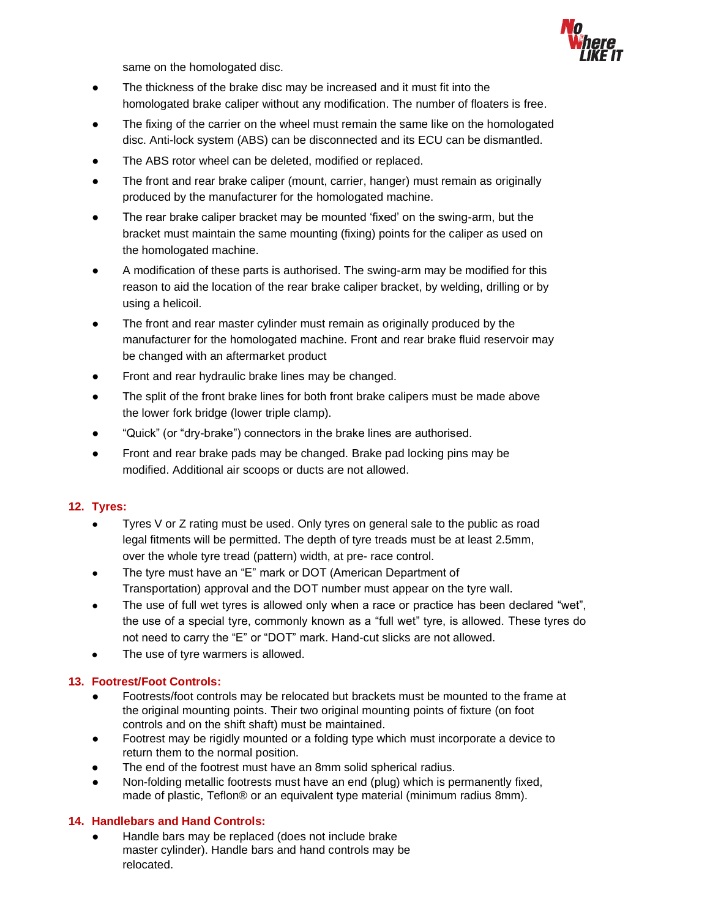same on the homologated disc.

- The thickness of the brake disc may be increased and it must fit into the homologated brake caliper without any modification. The number of floaters is free.
- The fixing of the carrier on the wheel must remain the same like on the homologated disc. Anti-lock system (ABS) can be disconnected and its ECU can be dismantled.
- The ABS rotor wheel can be deleted, modified or replaced.
- The front and rear brake caliper (mount, carrier, hanger) must remain as originally produced by the manufacturer for the homologated machine.
- The rear brake caliper bracket may be mounted 'fixed' on the swing-arm, but the bracket must maintain the same mounting (fixing) points for the caliper as used on the homologated machine.
- A modification of these parts is authorised. The swing-arm may be modified for this reason to aid the location of the rear brake caliper bracket, by welding, drilling or by using a helicoil.
- The front and rear master cylinder must remain as originally produced by the manufacturer for the homologated machine. Front and rear brake fluid reservoir may be changed with an aftermarket product
- Front and rear hydraulic brake lines may be changed.
- The split of the front brake lines for both front brake calipers must be made above the lower fork bridge (lower triple clamp).
- "Quick" (or "dry-brake") connectors in the brake lines are authorised.
- Front and rear brake pads may be changed. Brake pad locking pins may be modified. Additional air scoops or ducts are not allowed.

## 12. Tyres:

- Tyres V or Z rating must be used. Only tyres on general sale to the public as road legal fitments will be permitted. The depth of tyre treads must be at least 2.5mm, over the whole tyre tread (pattern) width, at pre- race control.
- The tyre must have an "E" mark or DOT (American Department of Transportation) approval and the DOT number must appear on the tyre wall.
- The use of full wet tyres is allowed only when a race or practice has been declared "wet", the use of a special tyre, commonly known as a "full wet" tyre, is allowed. These tyres do not need to carry the "E" or "DOT" mark. Hand-cut slicks are not allowed.
- The use of tyre warmers is allowed.

## 13. Footrest/Foot Controls:

- Footrests/foot controls may be relocated but brackets must be mounted to the frame at the original mounting points. Their two original mounting points of fixture (on foot controls and on the shift shaft) must be maintained.
- Footrest may be rigidly mounted or a folding type which must incorporate a device to return them to the normal position.
- The end of the footrest must have an 8mm solid spherical radius.
- Non-folding metallic footrests must have an end (plug) which is permanently fixed, made of plastic, Teflon® or an equivalent type material (minimum radius 8mm).

## 14. Handlebars and Hand Controls:

- Handle bars may be replaced (does not include brake master cylinder). Handle bars and hand controls may be relocated.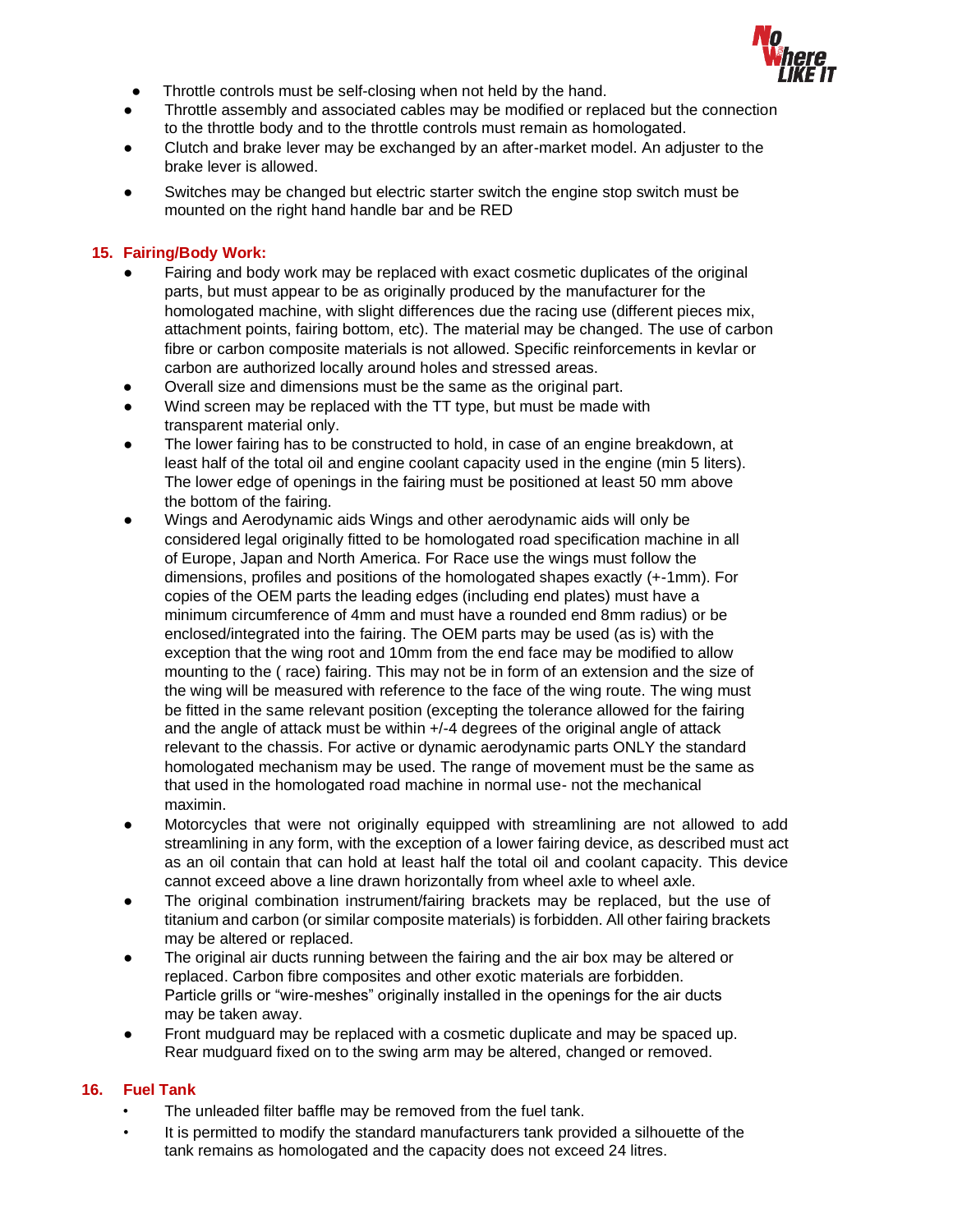- Throttle controls must be self-closing when not held by the hand.
- Throttle assembly and associated cables may be modified or replaced but the connection to the throttle body and to the throttle controls must remain as homologated.
- Clutch and brake lever may be exchanged by an after-market model. An adjuster to the brake lever is allowed.
- Switches may be changed but electric starter switch the engine stop switch must be mounted on the right hand handle bar and be RED

## 15. Fairing/Body Work:

- Fairing and body work may be replaced with exact cosmetic duplicates of the original parts, but must appear to be as originally produced by the manufacturer for the homologated machine, with slight differences due the racing use (different pieces mix, attachment points, fairing bottom, etc). The material may be changed. The use of carbon fibre or carbon composite materials is not allowed. Specific reinforcements in kevlar or carbon are authorized locally around holes and stressed areas.
- Overall size and dimensions must be the same as the original part.
- Wind screen may be replaced with the TT type, but must be made with transparent material only.
- The lower fairing has to be constructed to hold, in case of an engine breakdown, at least half of the total oil and engine coolant capacity used in the engine (min 5 liters). The lower edge of openings in the fairing must be positioned at least 50 mm above the bottom of the fairing.
- Wings and Aerodynamic aids Wings and other aerodynamic aids will only be considered legal originally fitted to be homologated road specification machine in all of Europe, Japan and North America. For Race use the wings must follow the dimensions, profiles and positions of the homologated shapes exactly (+-1mm). For copies of the OEM parts the leading edges (including end plates) must have a minimum circumference of 4mm and must have a rounded end 8mm radius) or be enclosed/integrated into the fairing. The OEM parts may be used (as is) with the exception that the wing root and 10mm from the end face may be modified to allow mounting to the ( race) fairing. This may not be in form of an extension and the size of the wing will be measured with reference to the face of the wing route. The wing must be fitted in the same relevant position (excepting the tolerance allowed for the fairing and the angle of attack must be within +/-4 degrees of the original angle of attack relevant to the chassis. For active or dynamic aerodynamic parts ONLY the standard homologated mechanism may be used. The range of movement must be the same as that used in the homologated road machine in normal use- not the mechanical maximin.
- Motorcycles that were not originally equipped with streamlining are not allowed to add streamlining in any form, with the exception of a lower fairing device, as described must act as an oil contain that can hold at least half the total oil and coolant capacity. This device cannot exceed above a line drawn horizontally from wheel axle to wheel axle.
- The original combination instrument/fairing brackets may be replaced, but the use of titanium and carbon (or similar composite materials) is forbidden. All other fairing brackets may be altered or replaced.
- The original air ducts running between the fairing and the air box may be altered or replaced. Carbon fibre composites and other exotic materials are forbidden. Particle grills or "wire-meshes" originally installed in the openings for the air ducts may be taken away.
- Front mudguard may be replaced with a cosmetic duplicate and may be spaced up. Rear mudguard fixed on to the swing arm may be altered, changed or removed.

## 16. Fuel Tank

- The unleaded filter baffle may be removed from the fuel tank.
- It is permitted to modify the standard manufacturers tank provided a silhouette of the tank remains as homologated and the capacity does not exceed 24 litres.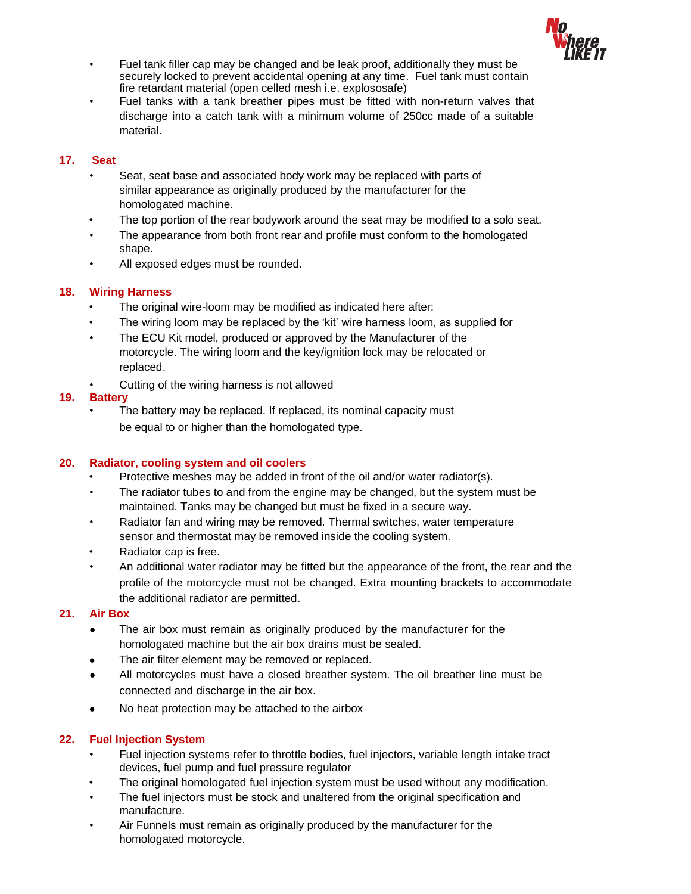- Fuel tank filler cap may be changed and be leak proof, additionally they must be securely locked to prevent accidental opening at any time. Fuel tank must contain fire retardant material (open celled mesh i.e. explososafe)
- Fuel tanks with a tank breather pipes must be fitted with non-return valves that discharge into a catch tank with a minimum volume of 250cc made of a suitable material.

## 17. Seat

- Seat, seat base and associated body work may be replaced with parts of similar appearance as originally produced by the manufacturer for the homologated machine.
- The top portion of the rear bodywork around the seat may be modified to a solo seat.
- The appearance from both front rear and profile must conform to the homologated shape.
- All exposed edges must be rounded.

## 18. Wiring Harness

- The original wire-loom may be modified as indicated here after:
- The wiring loom may be replaced by the 'kit' wire harness loom, as supplied for
- The ECU Kit model, produced or approved by the Manufacturer of the motorcycle. The wiring loom and the key/ignition lock may be relocated or replaced.
- Cutting of the wiring harness is not allowed

## 19. Battery

- The battery may be replaced. If replaced, its nominal capacity must be equal to or higher than the homologated type.

## 20. Radiator, cooling system and oil coolers

- Protective meshes may be added in front of the oil and/or water radiator(s).
- The radiator tubes to and from the engine may be changed, but the system must be maintained. Tanks may be changed but must be fixed in a secure way.
- Radiator fan and wiring may be removed. Thermal switches, water temperature sensor and thermostat may be removed inside the cooling system.
- Radiator cap is free.
- An additional water radiator may be fitted but the appearance of the front, the rear and the profile of the motorcycle must not be changed. Extra mounting brackets to accommodate the additional radiator are permitted.

## 21. Air Box

- The air box must remain as originally produced by the manufacturer for the homologated machine but the air box drains must be sealed.
- The air filter element may be removed or replaced.
- All motorcycles must have a closed breather system. The oil breather line must be connected and discharge in the air box.
- No heat protection may be attached to the airbox

## 22. Fuel Injection System

- Fuel injection systems refer to throttle bodies, fuel injectors, variable length intake tract devices, fuel pump and fuel pressure regulator
- The original homologated fuel injection system must be used without any modification.
- The fuel injectors must be stock and unaltered from the original specification and manufacture.
- Air Funnels must remain as originally produced by the manufacturer for the homologated motorcycle.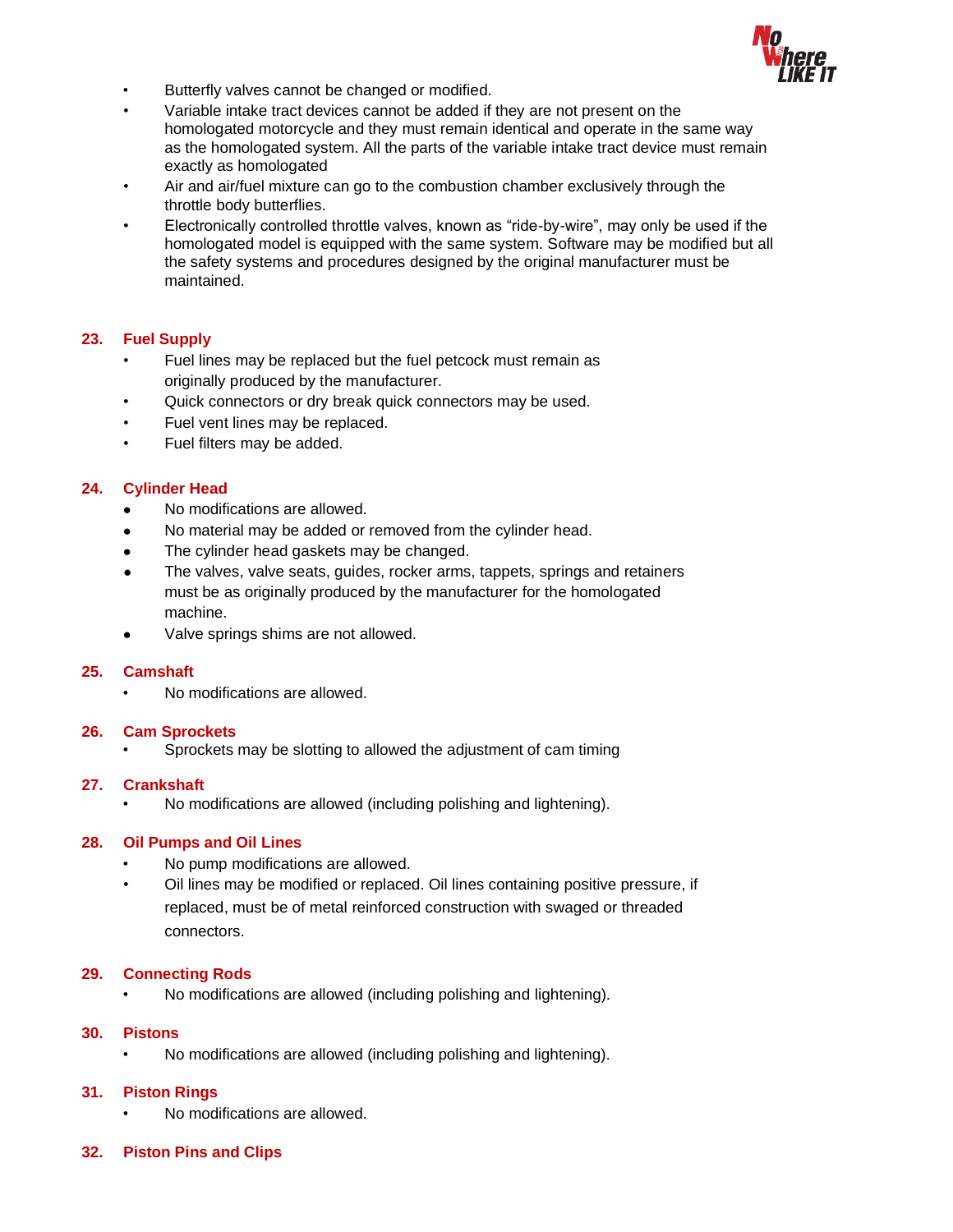- Butterfly valves cannot be changed or modified.
- Variable intake tract devices cannot be added if they are not present on the homologated motorcycle and they must remain identical and operate in the same way as the homologated system. All the parts of the variable intake tract device must remain exactly as homologated
- Air and air/fuel mixture can go to the combustion chamber exclusively through the throttle body butterflies.
- Electronically controlled throttle valves, known as “ride-by-wire”, may only be used if the homologated model is equipped with the same system. Software may be modified but all the safety systems and procedures designed by the original manufacturer must be maintained.

## 23. Fuel Supply

- Fuel lines may be replaced but the fuel petcock must remain as originally produced by the manufacturer.
- Quick connectors or dry break quick connectors may be used.
- Fuel vent lines may be replaced.
- Fuel filters may be added.

## 24. Cylinder Head

- No modifications are allowed.
- No material may be added or removed from the cylinder head.
- The cylinder head gaskets may be changed.
- The valves, valve seats, guides, rocker arms, tappets, springs and retainers must be as originally produced by the manufacturer for the homologated machine.
- Valve springs shims are not allowed.

## 25. Camshaft

- No modifications are allowed.

## 26. Cam Sprockets

- Sprockets may be slotting to allowed the adjustment of cam timing

## 27. Crankshaft

- No modifications are allowed (including polishing and lightening).

## 28. Oil Pumps and Oil Lines

- No pump modifications are allowed.
- Oil lines may be modified or replaced. Oil lines containing positive pressure, if replaced, must be of metal reinforced construction with swaged or threaded connectors.

## 29. Connecting Rods

- No modifications are allowed (including polishing and lightening).

## 30. Pistons

- No modifications are allowed (including polishing and lightening).

## 31. Piston Rings

- No modifications are allowed.

## 32. Piston Pins and Clips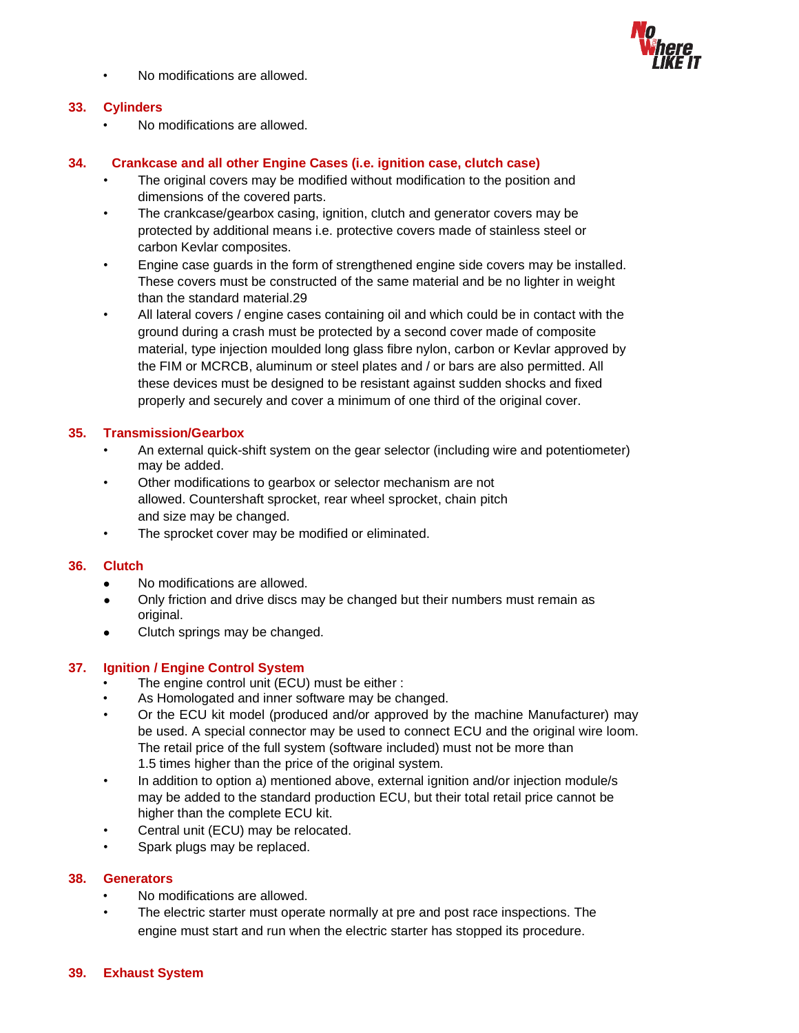- No modifications are allowed.

## 33. Cylinders

- No modifications are allowed.

## 34. Crankcase and all other Engine Cases (i.e. ignition case, clutch case)

- The original covers may be modified without modification to the position and dimensions of the covered parts.
- The crankcase/gearbox casing, ignition, clutch and generator covers may be protected by additional means i.e. protective covers made of stainless steel or carbon Kevlar composites.
- Engine case guards in the form of strengthened engine side covers may be installed. These covers must be constructed of the same material and be no lighter in weight than the standard material.29
- All lateral covers / engine cases containing oil and which could be in contact with the ground during a crash must be protected by a second cover made of composite material, type injection moulded long glass fibre nylon, carbon or Kevlar approved by the FIM or MCRCB, aluminum or steel plates and / or bars are also permitted. All these devices must be designed to be resistant against sudden shocks and fixed properly and securely and cover a minimum of one third of the original cover.

## 35. Transmission/Gearbox

- An external quick-shift system on the gear selector (including wire and potentiometer) may be added.
- Other modifications to gearbox or selector mechanism are not allowed. Countershaft sprocket, rear wheel sprocket, chain pitch and size may be changed.
- The sprocket cover may be modified or eliminated.

## 36. Clutch

- No modifications are allowed.
- Only friction and drive discs may be changed but their numbers must remain as original.
- Clutch springs may be changed.

## 37. Ignition / Engine Control System

- The engine control unit (ECU) must be either :
- As Homologated and inner software may be changed.
- Or the ECU kit model (produced and/or approved by the machine Manufacturer) may be used. A special connector may be used to connect ECU and the original wire loom. The retail price of the full system (software included) must not be more than 1.5 times higher than the price of the original system.
- In addition to option a) mentioned above, external ignition and/or injection module/s may be added to the standard production ECU, but their total retail price cannot be higher than the complete ECU kit.
- Central unit (ECU) may be relocated.
- Spark plugs may be replaced.

## 38. Generators

- No modifications are allowed.
- The electric starter must operate normally at pre and post race inspections. The engine must start and run when the electric starter has stopped its procedure.

## 39. Exhaust System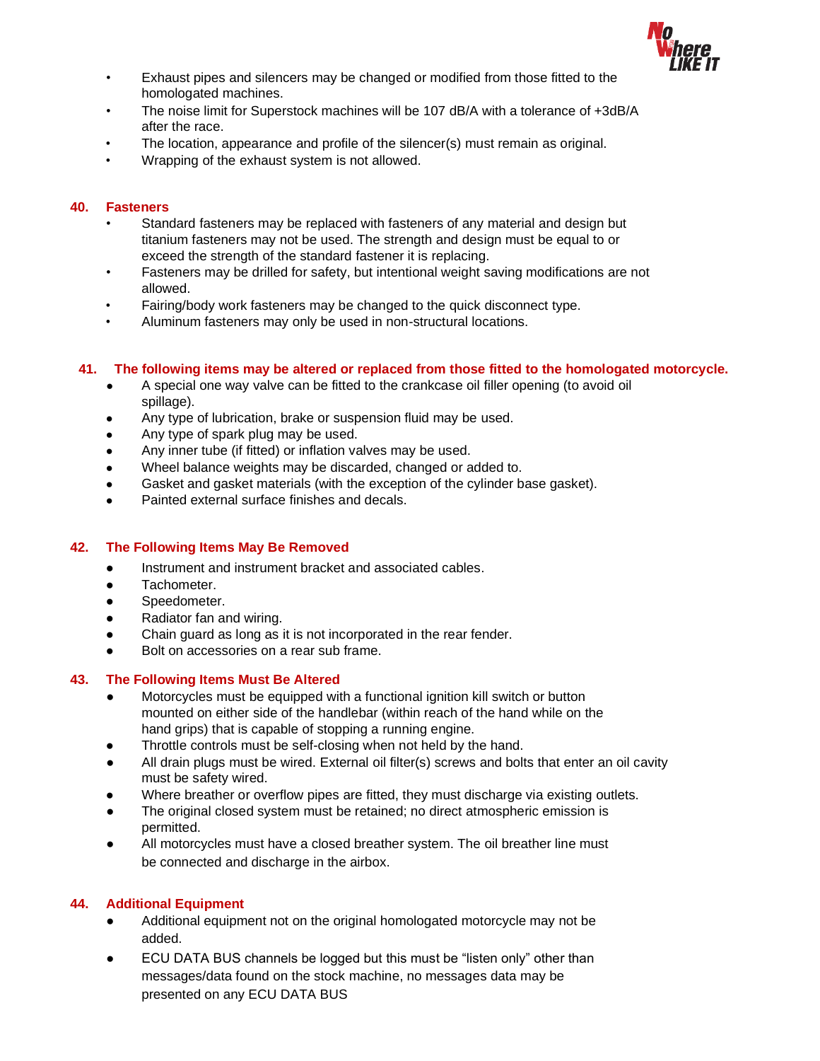- Exhaust pipes and silencers may be changed or modified from those fitted to the homologated machines.
- The noise limit for Superstock machines will be 107 dB/A with a tolerance of +3dB/A after the race.
- The location, appearance and profile of the silencer(s) must remain as original.
- Wrapping of the exhaust system is not allowed.

## 40. Fasteners

- Standard fasteners may be replaced with fasteners of any material and design but titanium fasteners may not be used. The strength and design must be equal to or exceed the strength of the standard fastener it is replacing.
- Fasteners may be drilled for safety, but intentional weight saving modifications are not allowed.
- Fairing/body work fasteners may be changed to the quick disconnect type.
- Aluminum fasteners may only be used in non-structural locations.

## 41. The following items may be altered or replaced from those fitted to the homologated motorcycle.

- A special one way valve can be fitted to the crankcase oil filler opening (to avoid oil spillage).
- Any type of lubrication, brake or suspension fluid may be used.
- Any type of spark plug may be used.
- Any inner tube (if fitted) or inflation valves may be used.
- Wheel balance weights may be discarded, changed or added to.
- Gasket and gasket materials (with the exception of the cylinder base gasket).
- Painted external surface finishes and decals.

## 42. The Following Items May Be Removed

- Instrument and instrument bracket and associated cables.
- Tachometer.
- Speedometer.
- Radiator fan and wiring.
- Chain guard as long as it is not incorporated in the rear fender.
- Bolt on accessories on a rear sub frame.

## 43. The Following Items Must Be Altered

- Motorcycles must be equipped with a functional ignition kill switch or button mounted on either side of the handlebar (within reach of the hand while on the hand grips) that is capable of stopping a running engine.
- Throttle controls must be self-closing when not held by the hand.
- All drain plugs must be wired. External oil filter(s) screws and bolts that enter an oil cavity must be safety wired.
- Where breather or overflow pipes are fitted, they must discharge via existing outlets.
- The original closed system must be retained; no direct atmospheric emission is permitted.
- All motorcycles must have a closed breather system. The oil breather line must be connected and discharge in the airbox.

## 44. Additional Equipment

- Additional equipment not on the original homologated motorcycle may not be added.
- ECU DATA BUS channels be logged but this must be "listen only" other than messages/data found on the stock machine, no messages data may be presented on any ECU DATA BUS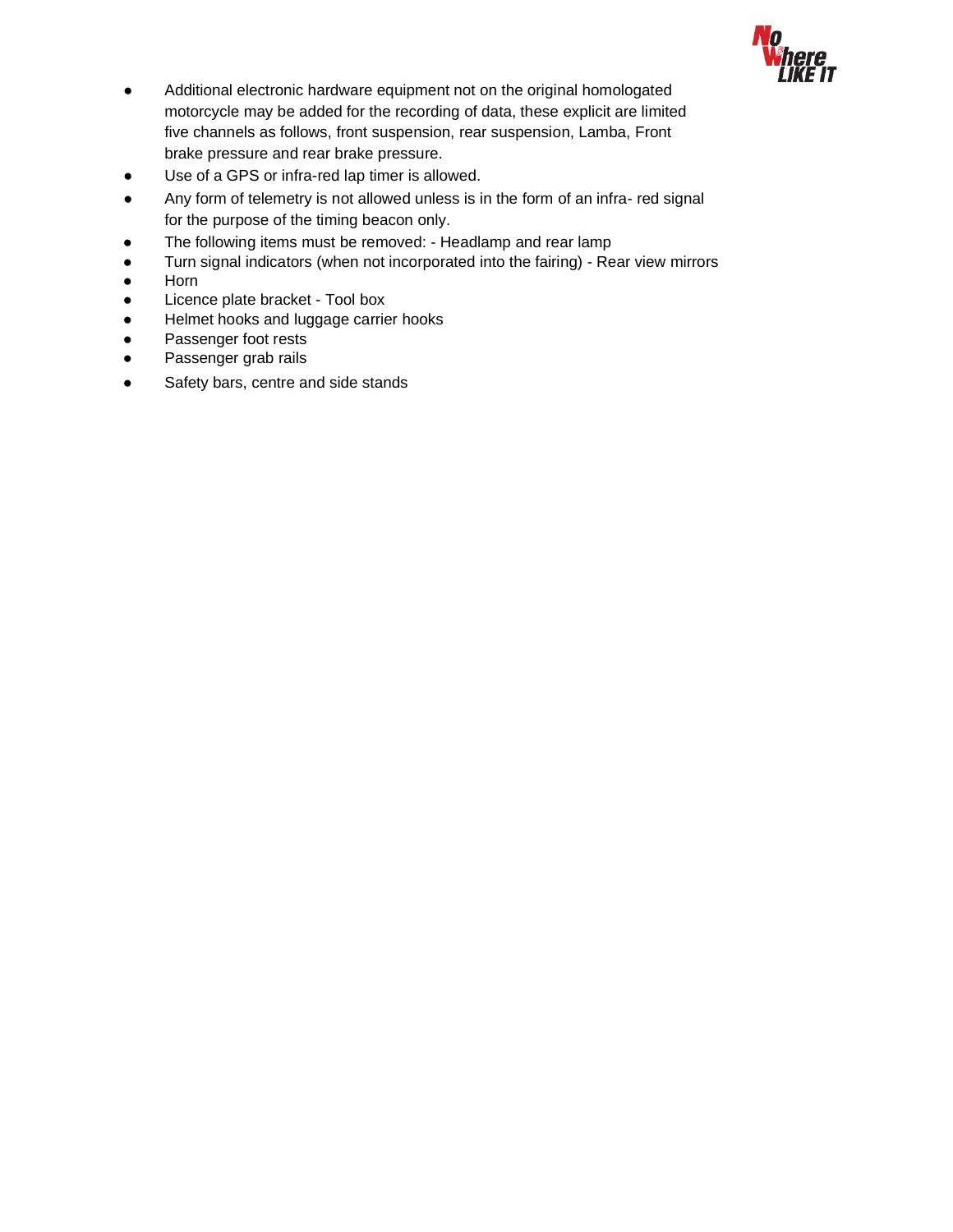- Additional electronic hardware equipment not on the original homologated motorcycle may be added for the recording of data, these explicit are limited five channels as follows, front suspension, rear suspension, Lamba, Front brake pressure and rear brake pressure.
- Use of a GPS or infra-red lap timer is allowed.
- Any form of telemetry is not allowed unless is in the form of an infra- red signal for the purpose of the timing beacon only.
- The following items must be removed: - Headlamp and rear lamp
- Turn signal indicators (when not incorporated into the fairing) - Rear view mirrors
- Horn
- Licence plate bracket - Tool box
- Helmet hooks and luggage carrier hooks
- Passenger foot rests
- Passenger grab rails
- Safety bars, centre and side stands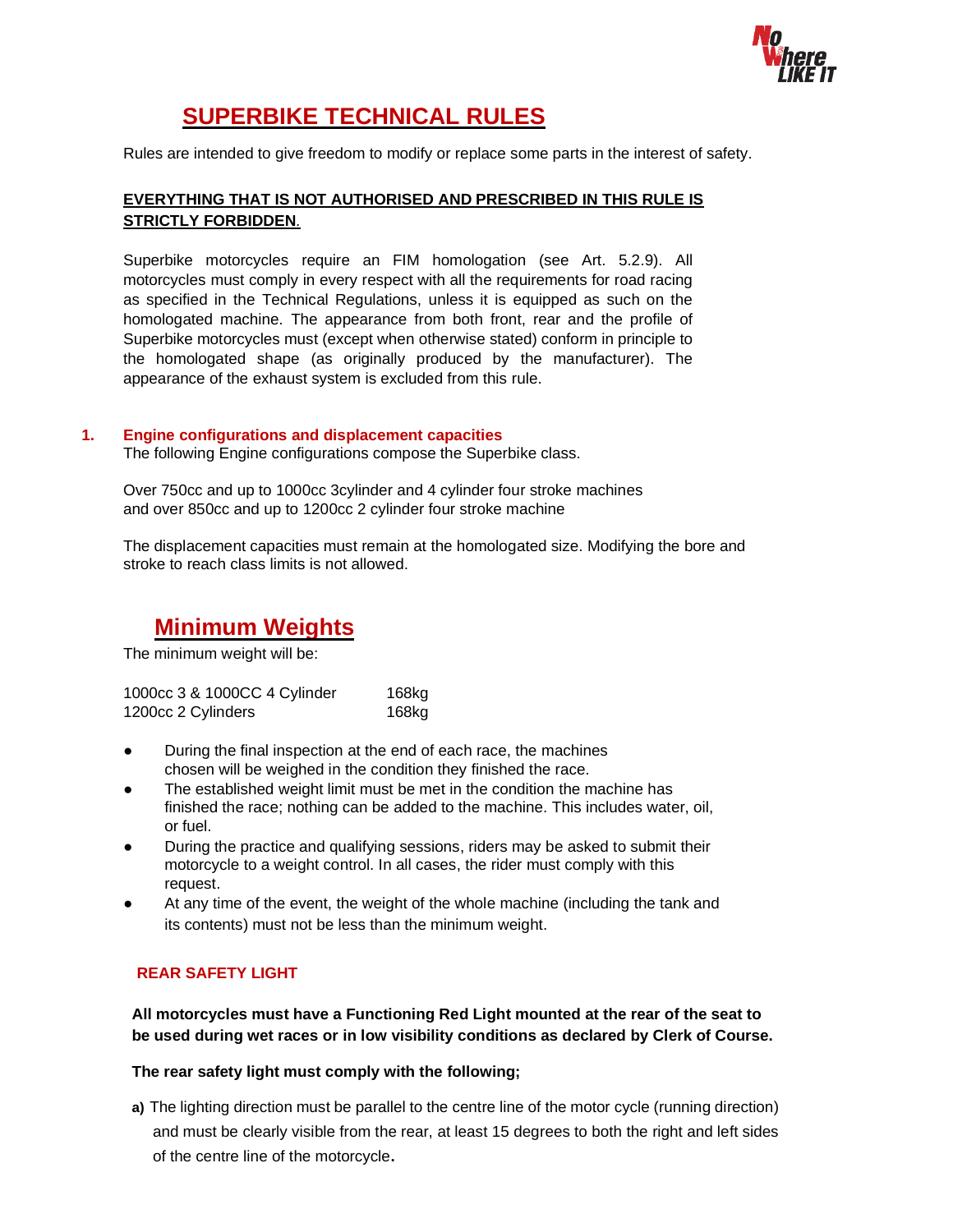# SUPERBIKE TECHNICAL RULES

Rules are intended to give freedom to modify or replace some parts in the interest of safety.

**EVERYTHING THAT IS NOT AUTHORISED AND PRESCRIBED IN THIS RULE IS STRICTLY FORBIDDEN**.

Superbike motorcycles require an FIM homologation (see Art. 5.2.9). All motorcycles must comply in every respect with all the requirements for road racing as specified in the Technical Regulations, unless it is equipped as such on the homologated machine. The appearance from both front, rear and the profile of Superbike motorcycles must (except when otherwise stated) conform in principle to the homologated shape (as originally produced by the manufacturer). The appearance of the exhaust system is excluded from this rule.

## 1. Engine configurations and displacement capacities

The following Engine configurations compose the Superbike class.

Over 750cc and up to 1000cc 3cylinder and 4 cylinder four stroke machines
and over 850cc and up to 1200cc 2 cylinder four stroke machine

The displacement capacities must remain at the homologated size. Modifying the bore and stroke to reach class limits is not allowed.

## Minimum Weights

The minimum weight will be:

| | |
|---|---|
| 1000cc 3 & 1000CC 4 Cylinder | 168kg |
| 1200cc 2 Cylinders | 168kg |

- During the final inspection at the end of each race, the machines chosen will be weighed in the condition they finished the race.
- The established weight limit must be met in the condition the machine has finished the race; nothing can be added to the machine. This includes water, oil, or fuel.
- During the practice and qualifying sessions, riders may be asked to submit their motorcycle to a weight control. In all cases, the rider must comply with this request.
- At any time of the event, the weight of the whole machine (including the tank and its contents) must not be less than the minimum weight.

### REAR SAFETY LIGHT

**All motorcycles must have a Functioning Red Light mounted at the rear of the seat to be used during wet races or in low visibility conditions as declared by Clerk of Course.**

**The rear safety light must comply with the following;**

**a)** The lighting direction must be parallel to the centre line of the motor cycle (running direction) and must be clearly visible from the rear, at least 15 degrees to both the right and left sides of the centre line of the motorcycle.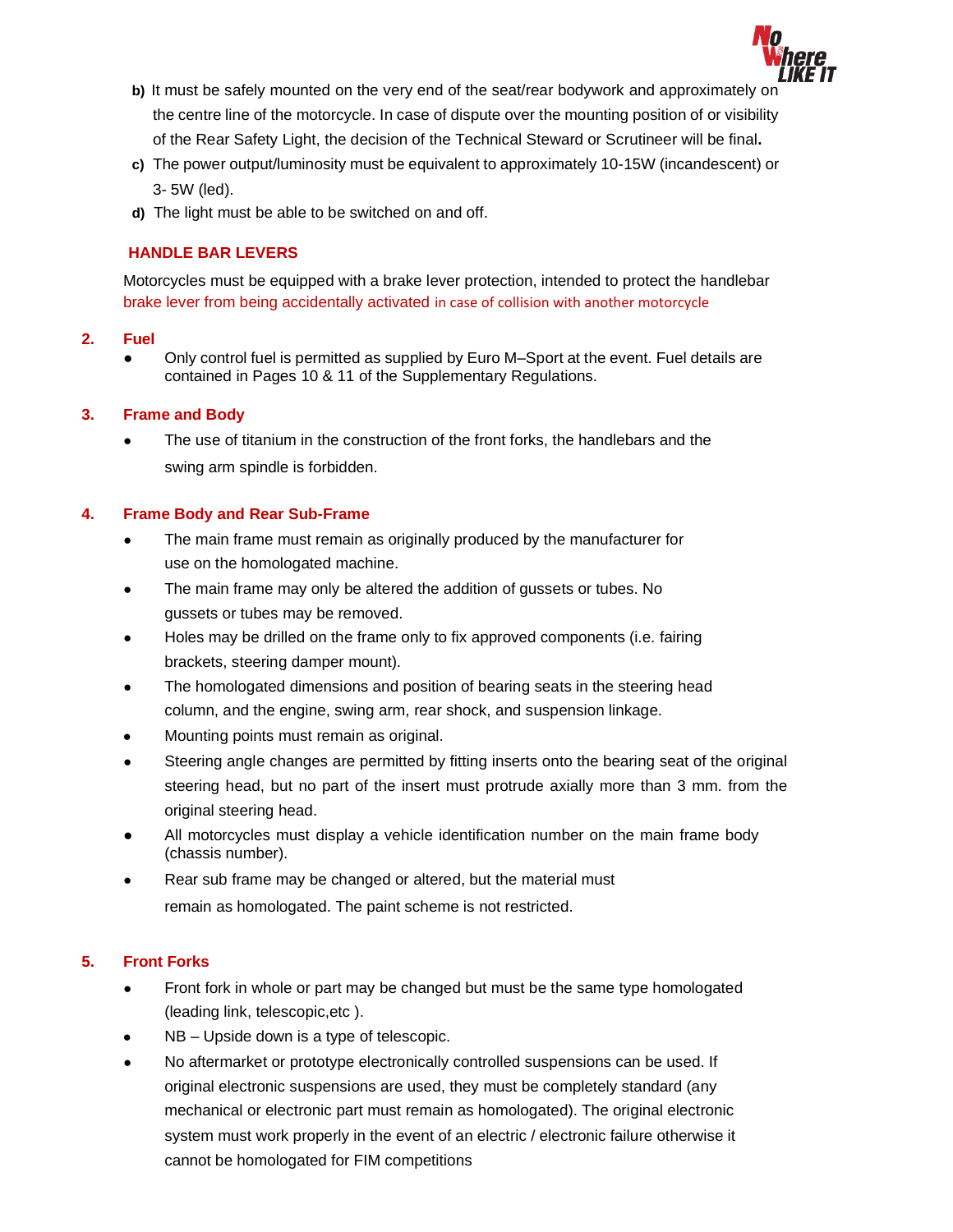b) It must be safely mounted on the very end of the seat/rear bodywork and approximately on the centre line of the motorcycle. In case of dispute over the mounting position of or visibility of the Rear Safety Light, the decision of the Technical Steward or Scrutineer will be final**.**

c) The power output/luminosity must be equivalent to approximately 10-15W (incandescent) or 3- 5W (led).

d) The light must be able to be switched on and off.

### HANDLE BAR LEVERS

Motorcycles must be equipped with a brake lever protection, intended to protect the handlebar brake lever from being accidentally activated in case of collision with another motorcycle

### 2. Fuel

- Only control fuel is permitted as supplied by Euro M–Sport at the event. Fuel details are contained in Pages 10 & 11 of the Supplementary Regulations.

### 3. Frame and Body

- The use of titanium in the construction of the front forks, the handlebars and the swing arm spindle is forbidden.

### 4. Frame Body and Rear Sub-Frame

- The main frame must remain as originally produced by the manufacturer for use on the homologated machine.
- The main frame may only be altered the addition of gussets or tubes. No gussets or tubes may be removed.
- Holes may be drilled on the frame only to fix approved components (i.e. fairing brackets, steering damper mount).
- The homologated dimensions and position of bearing seats in the steering head column, and the engine, swing arm, rear shock, and suspension linkage.
- Mounting points must remain as original.
- Steering angle changes are permitted by fitting inserts onto the bearing seat of the original steering head, but no part of the insert must protrude axially more than 3 mm. from the original steering head.
- All motorcycles must display a vehicle identification number on the main frame body (chassis number).
- Rear sub frame may be changed or altered, but the material must remain as homologated. The paint scheme is not restricted.

### 5. Front Forks

- Front fork in whole or part may be changed but must be the same type homologated (leading link, telescopic,etc ).
- NB – Upside down is a type of telescopic.
- No aftermarket or prototype electronically controlled suspensions can be used. If original electronic suspensions are used, they must be completely standard (any mechanical or electronic part must remain as homologated). The original electronic system must work properly in the event of an electric / electronic failure otherwise it cannot be homologated for FIM competitions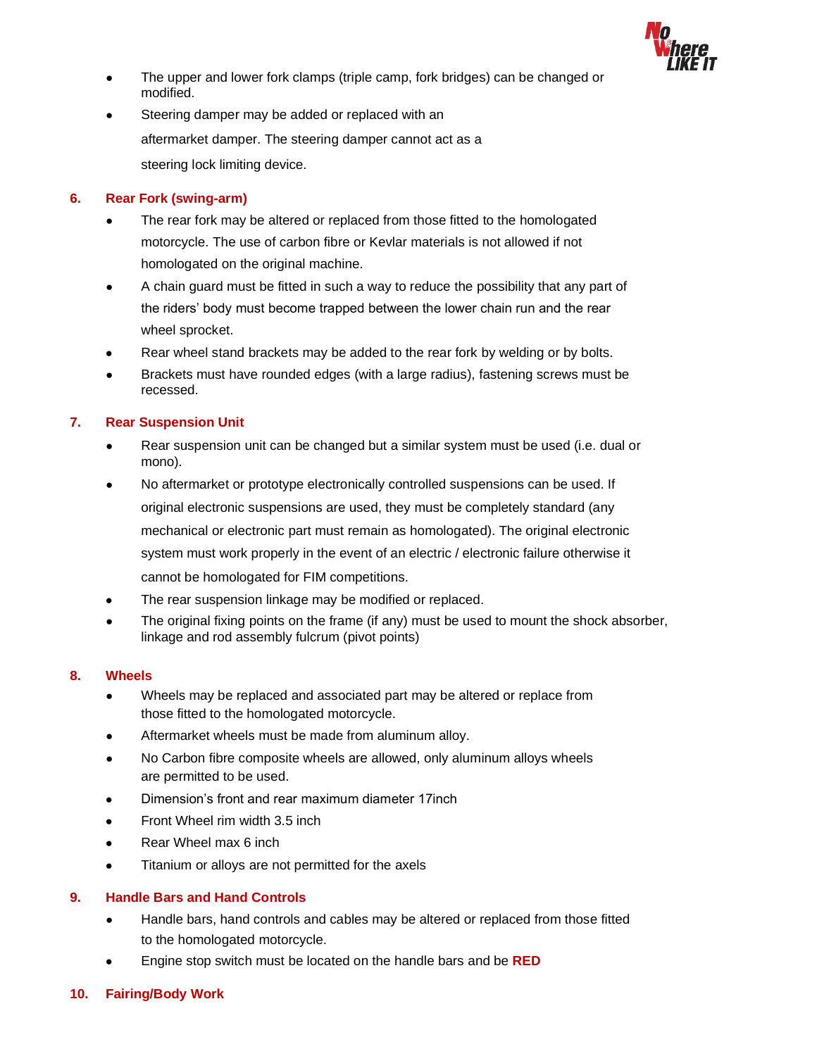- The upper and lower fork clamps (triple camp, fork bridges) can be changed or modified.
- Steering damper may be added or replaced with an aftermarket damper. The steering damper cannot act as a steering lock limiting device.

## 6. Rear Fork (swing-arm)

- The rear fork may be altered or replaced from those fitted to the homologated motorcycle. The use of carbon fibre or Kevlar materials is not allowed if not homologated on the original machine.
- A chain guard must be fitted in such a way to reduce the possibility that any part of the riders' body must become trapped between the lower chain run and the rear wheel sprocket.
- Rear wheel stand brackets may be added to the rear fork by welding or by bolts.
- Brackets must have rounded edges (with a large radius), fastening screws must be recessed.

## 7. Rear Suspension Unit

- Rear suspension unit can be changed but a similar system must be used (i.e. dual or mono).
- No aftermarket or prototype electronically controlled suspensions can be used. If original electronic suspensions are used, they must be completely standard (any mechanical or electronic part must remain as homologated). The original electronic system must work properly in the event of an electric / electronic failure otherwise it cannot be homologated for FIM competitions.
- The rear suspension linkage may be modified or replaced.
- The original fixing points on the frame (if any) must be used to mount the shock absorber, linkage and rod assembly fulcrum (pivot points)

## 8. Wheels

- Wheels may be replaced and associated part may be altered or replace from those fitted to the homologated motorcycle.
- Aftermarket wheels must be made from aluminum alloy.
- No Carbon fibre composite wheels are allowed, only aluminum alloys wheels are permitted to be used.
- Dimension's front and rear maximum diameter 17inch
- Front Wheel rim width 3.5 inch
- Rear Wheel max 6 inch
- Titanium or alloys are not permitted for the axels

## 9. Handle Bars and Hand Controls

- Handle bars, hand controls and cables may be altered or replaced from those fitted to the homologated motorcycle.
- Engine stop switch must be located on the handle bars and be **RED**

## 10. Fairing/Body Work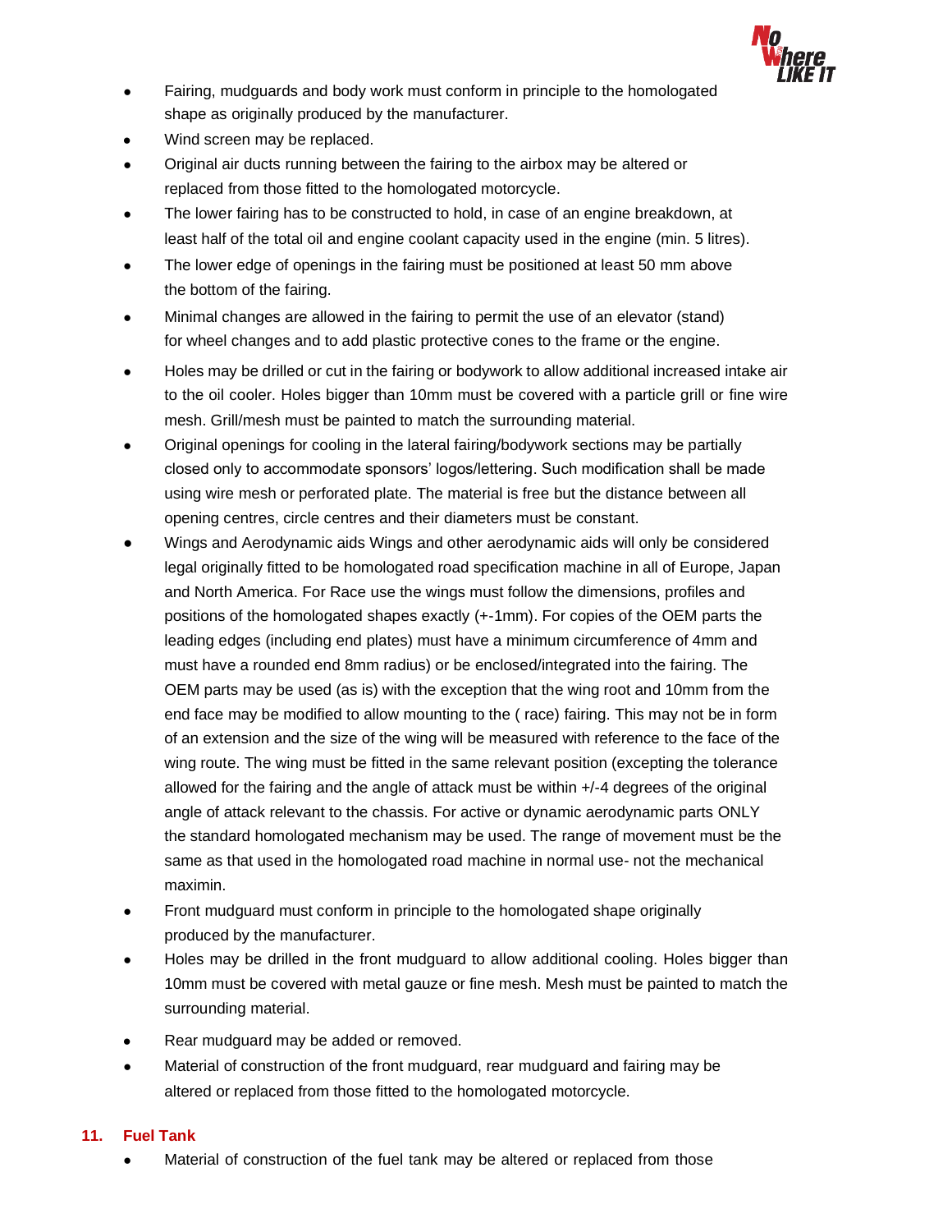- Fairing, mudguards and body work must conform in principle to the homologated shape as originally produced by the manufacturer.
- Wind screen may be replaced.
- Original air ducts running between the fairing to the airbox may be altered or replaced from those fitted to the homologated motorcycle.
- The lower fairing has to be constructed to hold, in case of an engine breakdown, at least half of the total oil and engine coolant capacity used in the engine (min. 5 litres).
- The lower edge of openings in the fairing must be positioned at least 50 mm above the bottom of the fairing.
- Minimal changes are allowed in the fairing to permit the use of an elevator (stand) for wheel changes and to add plastic protective cones to the frame or the engine.
- Holes may be drilled or cut in the fairing or bodywork to allow additional increased intake air to the oil cooler. Holes bigger than 10mm must be covered with a particle grill or fine wire mesh. Grill/mesh must be painted to match the surrounding material.
- Original openings for cooling in the lateral fairing/bodywork sections may be partially closed only to accommodate sponsors' logos/lettering. Such modification shall be made using wire mesh or perforated plate. The material is free but the distance between all opening centres, circle centres and their diameters must be constant.
- Wings and Aerodynamic aids Wings and other aerodynamic aids will only be considered legal originally fitted to be homologated road specification machine in all of Europe, Japan and North America. For Race use the wings must follow the dimensions, profiles and positions of the homologated shapes exactly (+-1mm). For copies of the OEM parts the leading edges (including end plates) must have a minimum circumference of 4mm and must have a rounded end 8mm radius) or be enclosed/integrated into the fairing. The OEM parts may be used (as is) with the exception that the wing root and 10mm from the end face may be modified to allow mounting to the ( race) fairing. This may not be in form of an extension and the size of the wing will be measured with reference to the face of the wing route. The wing must be fitted in the same relevant position (excepting the tolerance allowed for the fairing and the angle of attack must be within +/-4 degrees of the original angle of attack relevant to the chassis. For active or dynamic aerodynamic parts ONLY the standard homologated mechanism may be used. The range of movement must be the same as that used in the homologated road machine in normal use- not the mechanical maximin.
- Front mudguard must conform in principle to the homologated shape originally produced by the manufacturer.
- Holes may be drilled in the front mudguard to allow additional cooling. Holes bigger than 10mm must be covered with metal gauze or fine mesh. Mesh must be painted to match the surrounding material.
- Rear mudguard may be added or removed.
- Material of construction of the front mudguard, rear mudguard and fairing may be altered or replaced from those fitted to the homologated motorcycle.

## 11. Fuel Tank

- Material of construction of the fuel tank may be altered or replaced from those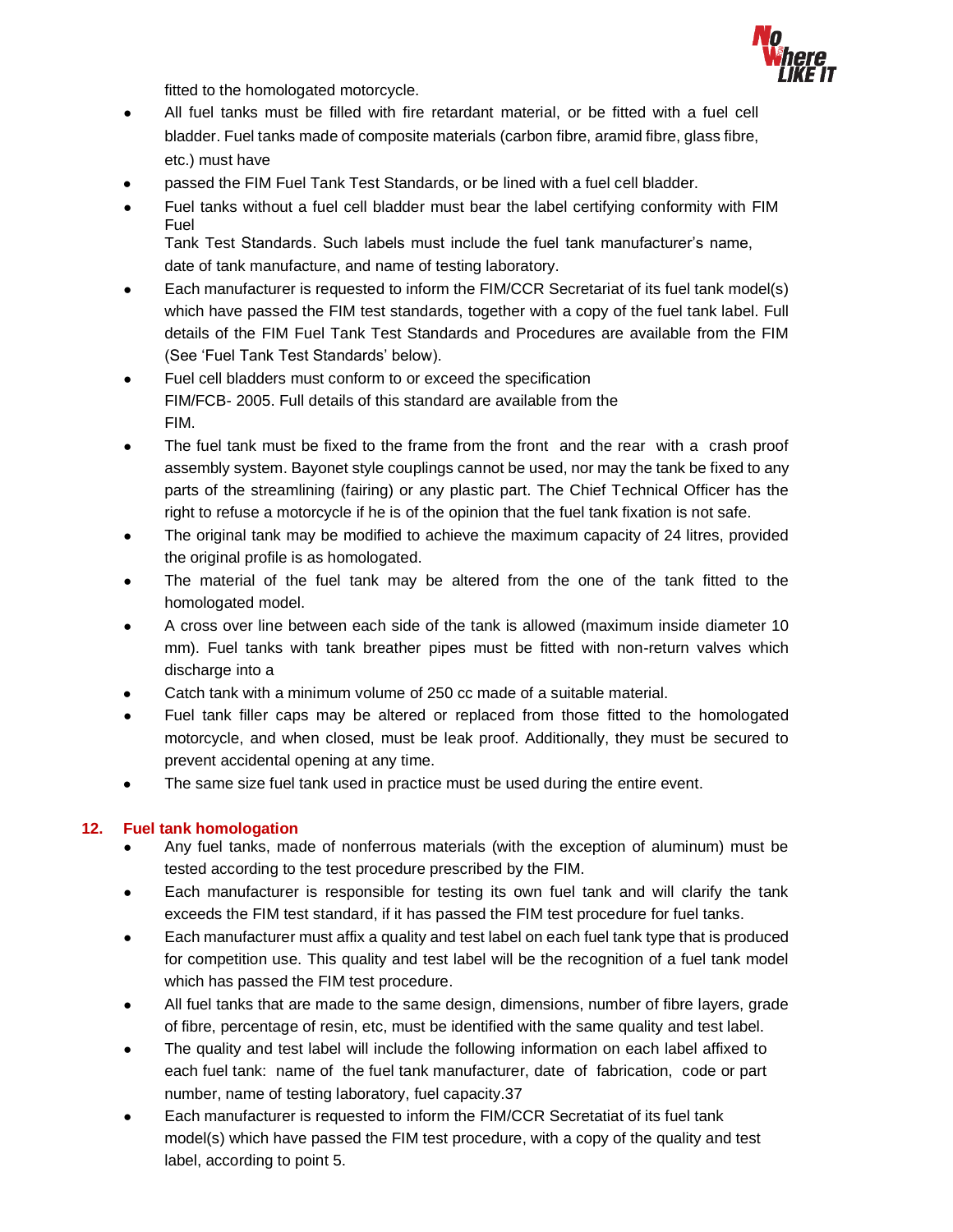fitted to the homologated motorcycle.

- All fuel tanks must be filled with fire retardant material, or be fitted with a fuel cell bladder. Fuel tanks made of composite materials (carbon fibre, aramid fibre, glass fibre, etc.) must have
- passed the FIM Fuel Tank Test Standards, or be lined with a fuel cell bladder.
- Fuel tanks without a fuel cell bladder must bear the label certifying conformity with FIM Fuel Tank Test Standards. Such labels must include the fuel tank manufacturer's name, date of tank manufacture, and name of testing laboratory.
- Each manufacturer is requested to inform the FIM/CCR Secretariat of its fuel tank model(s) which have passed the FIM test standards, together with a copy of the fuel tank label. Full details of the FIM Fuel Tank Test Standards and Procedures are available from the FIM (See 'Fuel Tank Test Standards' below).
- Fuel cell bladders must conform to or exceed the specification FIM/FCB- 2005. Full details of this standard are available from the FIM.
- The fuel tank must be fixed to the frame from the front and the rear with a crash proof assembly system. Bayonet style couplings cannot be used, nor may the tank be fixed to any parts of the streamlining (fairing) or any plastic part. The Chief Technical Officer has the right to refuse a motorcycle if he is of the opinion that the fuel tank fixation is not safe.
- The original tank may be modified to achieve the maximum capacity of 24 litres, provided the original profile is as homologated.
- The material of the fuel tank may be altered from the one of the tank fitted to the homologated model.
- A cross over line between each side of the tank is allowed (maximum inside diameter 10 mm). Fuel tanks with tank breather pipes must be fitted with non-return valves which discharge into a
- Catch tank with a minimum volume of 250 cc made of a suitable material.
- Fuel tank filler caps may be altered or replaced from those fitted to the homologated motorcycle, and when closed, must be leak proof. Additionally, they must be secured to prevent accidental opening at any time.
- The same size fuel tank used in practice must be used during the entire event.

## 12. Fuel tank homologation

- Any fuel tanks, made of nonferrous materials (with the exception of aluminum) must be tested according to the test procedure prescribed by the FIM.
- Each manufacturer is responsible for testing its own fuel tank and will clarify the tank exceeds the FIM test standard, if it has passed the FIM test procedure for fuel tanks.
- Each manufacturer must affix a quality and test label on each fuel tank type that is produced for competition use. This quality and test label will be the recognition of a fuel tank model which has passed the FIM test procedure.
- All fuel tanks that are made to the same design, dimensions, number of fibre layers, grade of fibre, percentage of resin, etc, must be identified with the same quality and test label.
- The quality and test label will include the following information on each label affixed to each fuel tank: name of the fuel tank manufacturer, date of fabrication, code or part number, name of testing laboratory, fuel capacity.37
- Each manufacturer is requested to inform the FIM/CCR Secretatiat of its fuel tank model(s) which have passed the FIM test procedure, with a copy of the quality and test label, according to point 5.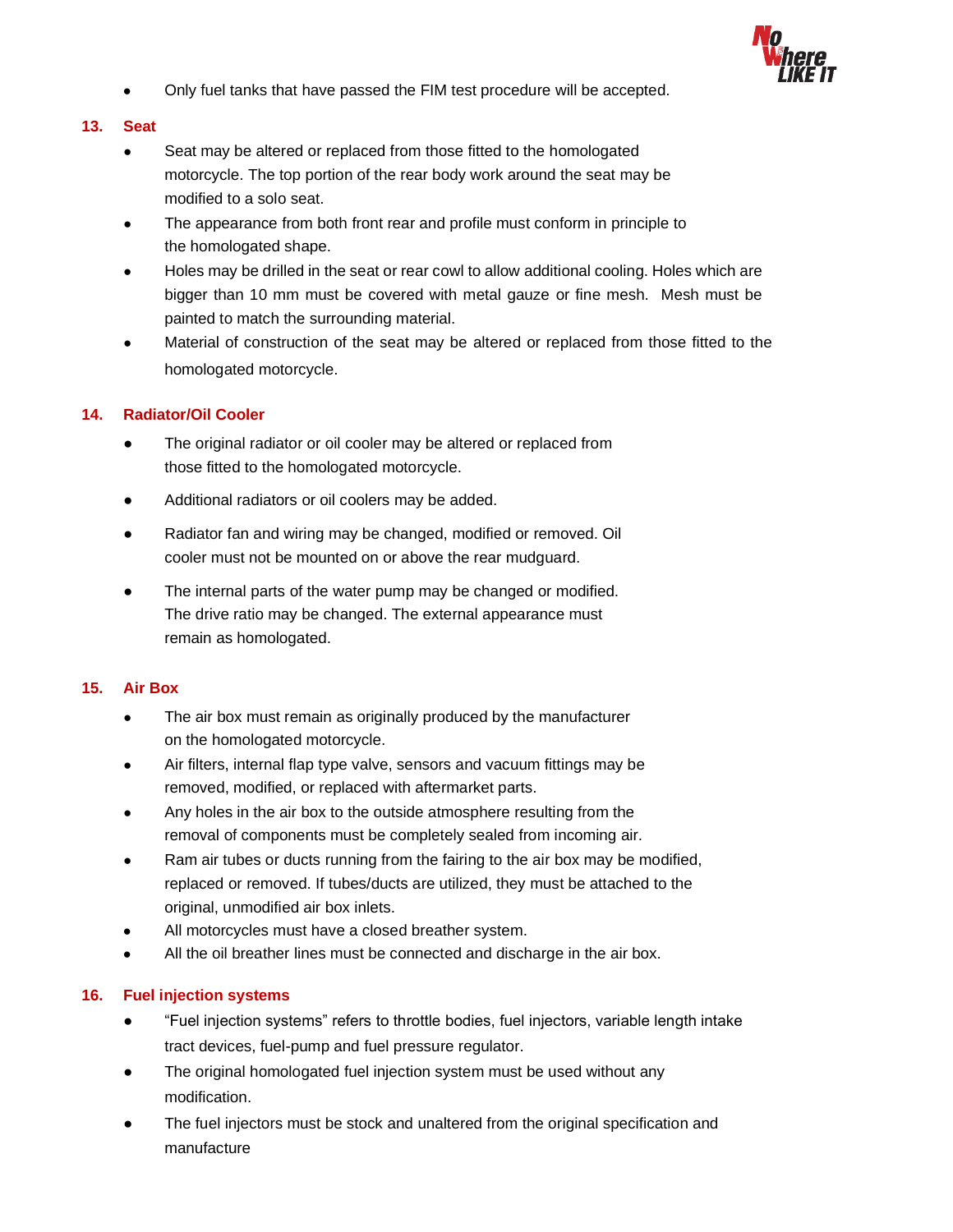- Only fuel tanks that have passed the FIM test procedure will be accepted.

## 13. Seat

- Seat may be altered or replaced from those fitted to the homologated motorcycle. The top portion of the rear body work around the seat may be modified to a solo seat.
- The appearance from both front rear and profile must conform in principle to the homologated shape.
- Holes may be drilled in the seat or rear cowl to allow additional cooling. Holes which are bigger than 10 mm must be covered with metal gauze or fine mesh. Mesh must be painted to match the surrounding material.
- Material of construction of the seat may be altered or replaced from those fitted to the homologated motorcycle.

## 14. Radiator/Oil Cooler

- The original radiator or oil cooler may be altered or replaced from those fitted to the homologated motorcycle.
- Additional radiators or oil coolers may be added.
- Radiator fan and wiring may be changed, modified or removed. Oil cooler must not be mounted on or above the rear mudguard.
- The internal parts of the water pump may be changed or modified. The drive ratio may be changed. The external appearance must remain as homologated.

## 15. Air Box

- The air box must remain as originally produced by the manufacturer on the homologated motorcycle.
- Air filters, internal flap type valve, sensors and vacuum fittings may be removed, modified, or replaced with aftermarket parts.
- Any holes in the air box to the outside atmosphere resulting from the removal of components must be completely sealed from incoming air.
- Ram air tubes or ducts running from the fairing to the air box may be modified, replaced or removed. If tubes/ducts are utilized, they must be attached to the original, unmodified air box inlets.
- All motorcycles must have a closed breather system.
- All the oil breather lines must be connected and discharge in the air box.

## 16. Fuel injection systems

- "Fuel injection systems" refers to throttle bodies, fuel injectors, variable length intake tract devices, fuel-pump and fuel pressure regulator.
- The original homologated fuel injection system must be used without any modification.
- The fuel injectors must be stock and unaltered from the original specification and manufacture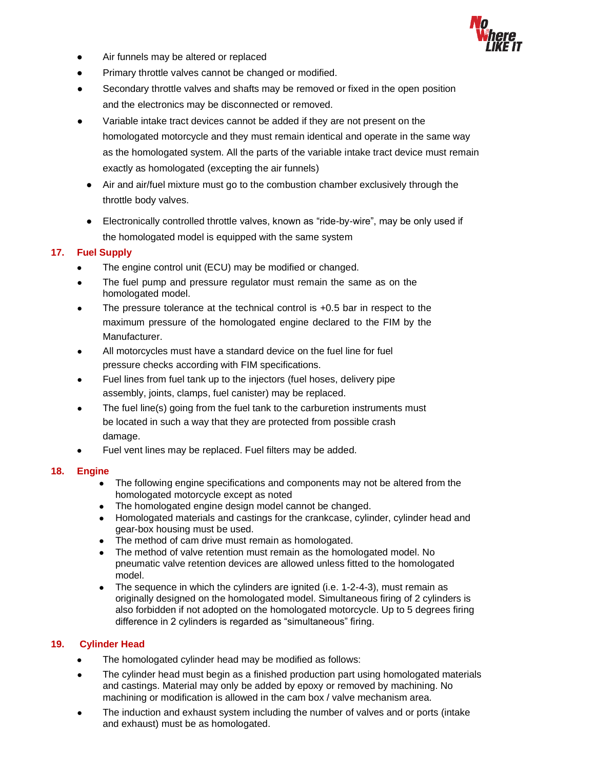- Air funnels may be altered or replaced
- Primary throttle valves cannot be changed or modified.
- Secondary throttle valves and shafts may be removed or fixed in the open position and the electronics may be disconnected or removed.
- Variable intake tract devices cannot be added if they are not present on the homologated motorcycle and they must remain identical and operate in the same way as the homologated system. All the parts of the variable intake tract device must remain exactly as homologated (excepting the air funnels)
- Air and air/fuel mixture must go to the combustion chamber exclusively through the throttle body valves.
- Electronically controlled throttle valves, known as “ride-by-wire”, may be only used if the homologated model is equipped with the same system

## 17. Fuel Supply

- The engine control unit (ECU) may be modified or changed.
- The fuel pump and pressure regulator must remain the same as on the homologated model.
- The pressure tolerance at the technical control is +0.5 bar in respect to the maximum pressure of the homologated engine declared to the FIM by the Manufacturer.
- All motorcycles must have a standard device on the fuel line for fuel pressure checks according with FIM specifications.
- Fuel lines from fuel tank up to the injectors (fuel hoses, delivery pipe assembly, joints, clamps, fuel canister) may be replaced.
- The fuel line(s) going from the fuel tank to the carburetion instruments must be located in such a way that they are protected from possible crash damage.
- Fuel vent lines may be replaced. Fuel filters may be added.

## 18. Engine

- The following engine specifications and components may not be altered from the homologated motorcycle except as noted
- The homologated engine design model cannot be changed.
- Homologated materials and castings for the crankcase, cylinder, cylinder head and gear-box housing must be used.
- The method of cam drive must remain as homologated.
- The method of valve retention must remain as the homologated model. No pneumatic valve retention devices are allowed unless fitted to the homologated model.
- The sequence in which the cylinders are ignited (i.e. 1-2-4-3), must remain as originally designed on the homologated model. Simultaneous firing of 2 cylinders is also forbidden if not adopted on the homologated motorcycle. Up to 5 degrees firing difference in 2 cylinders is regarded as “simultaneous” firing.

## 19. Cylinder Head

- The homologated cylinder head may be modified as follows:
- The cylinder head must begin as a finished production part using homologated materials and castings. Material may only be added by epoxy or removed by machining. No machining or modification is allowed in the cam box / valve mechanism area.
- The induction and exhaust system including the number of valves and or ports (intake and exhaust) must be as homologated.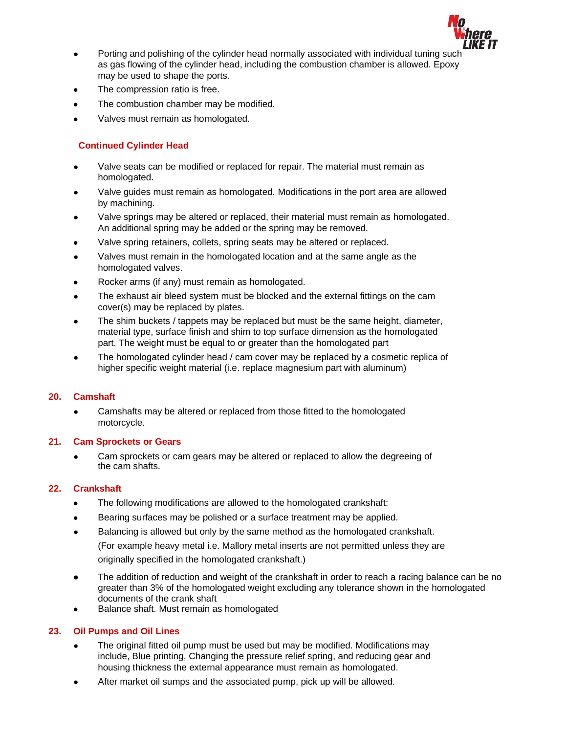- Porting and polishing of the cylinder head normally associated with individual tuning such as gas flowing of the cylinder head, including the combustion chamber is allowed. Epoxy may be used to shape the ports.
- The compression ratio is free.
- The combustion chamber may be modified.
- Valves must remain as homologated.

**Continued Cylinder Head**

- Valve seats can be modified or replaced for repair. The material must remain as homologated.
- Valve guides must remain as homologated. Modifications in the port area are allowed by machining.
- Valve springs may be altered or replaced, their material must remain as homologated. An additional spring may be added or the spring may be removed.
- Valve spring retainers, collets, spring seats may be altered or replaced.
- Valves must remain in the homologated location and at the same angle as the homologated valves.
- Rocker arms (if any) must remain as homologated.
- The exhaust air bleed system must be blocked and the external fittings on the cam cover(s) may be replaced by plates.
- The shim buckets / tappets may be replaced but must be the same height, diameter, material type, surface finish and shim to top surface dimension as the homologated part. The weight must be equal to or greater than the homologated part
- The homologated cylinder head / cam cover may be replaced by a cosmetic replica of higher specific weight material (i.e. replace magnesium part with aluminum)

## 20. Camshaft

- Camshafts may be altered or replaced from those fitted to the homologated motorcycle.

## 21. Cam Sprockets or Gears

- Cam sprockets or cam gears may be altered or replaced to allow the degreeing of the cam shafts.

## 22. Crankshaft

- The following modifications are allowed to the homologated crankshaft:
- Bearing surfaces may be polished or a surface treatment may be applied.
- Balancing is allowed but only by the same method as the homologated crankshaft.

  (For example heavy metal i.e. Mallory metal inserts are not permitted unless they are originally specified in the homologated crankshaft.)
- The addition of reduction and weight of the crankshaft in order to reach a racing balance can be no greater than 3% of the homologated weight excluding any tolerance shown in the homologated documents of the crank shaft
- Balance shaft. Must remain as homologated

## 23. Oil Pumps and Oil Lines

- The original fitted oil pump must be used but may be modified. Modifications may include, Blue printing, Changing the pressure relief spring, and reducing gear and housing thickness the external appearance must remain as homologated.
- After market oil sumps and the associated pump, pick up will be allowed.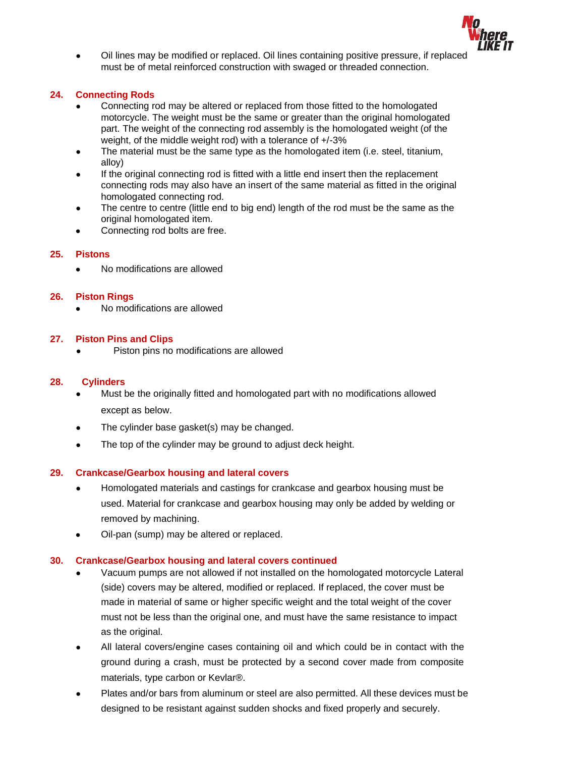- Oil lines may be modified or replaced. Oil lines containing positive pressure, if replaced must be of metal reinforced construction with swaged or threaded connection.

## 24. Connecting Rods

- Connecting rod may be altered or replaced from those fitted to the homologated motorcycle. The weight must be the same or greater than the original homologated part. The weight of the connecting rod assembly is the homologated weight (of the weight, of the middle weight rod) with a tolerance of +/-3%
- The material must be the same type as the homologated item (i.e. steel, titanium, alloy)
- If the original connecting rod is fitted with a little end insert then the replacement connecting rods may also have an insert of the same material as fitted in the original homologated connecting rod.
- The centre to centre (little end to big end) length of the rod must be the same as the original homologated item.
- Connecting rod bolts are free.

## 25. Pistons

- No modifications are allowed

## 26. Piston Rings

- No modifications are allowed

## 27. Piston Pins and Clips

- Piston pins no modifications are allowed

## 28. Cylinders

- Must be the originally fitted and homologated part with no modifications allowed except as below.
- The cylinder base gasket(s) may be changed.
- The top of the cylinder may be ground to adjust deck height.

## 29. Crankcase/Gearbox housing and lateral covers

- Homologated materials and castings for crankcase and gearbox housing must be used. Material for crankcase and gearbox housing may only be added by welding or removed by machining.
- Oil-pan (sump) may be altered or replaced.

## 30. Crankcase/Gearbox housing and lateral covers continued

- Vacuum pumps are not allowed if not installed on the homologated motorcycle Lateral (side) covers may be altered, modified or replaced. If replaced, the cover must be made in material of same or higher specific weight and the total weight of the cover must not be less than the original one, and must have the same resistance to impact as the original.
- All lateral covers/engine cases containing oil and which could be in contact with the ground during a crash, must be protected by a second cover made from composite materials, type carbon or Kevlar®.
- Plates and/or bars from aluminum or steel are also permitted. All these devices must be designed to be resistant against sudden shocks and fixed properly and securely.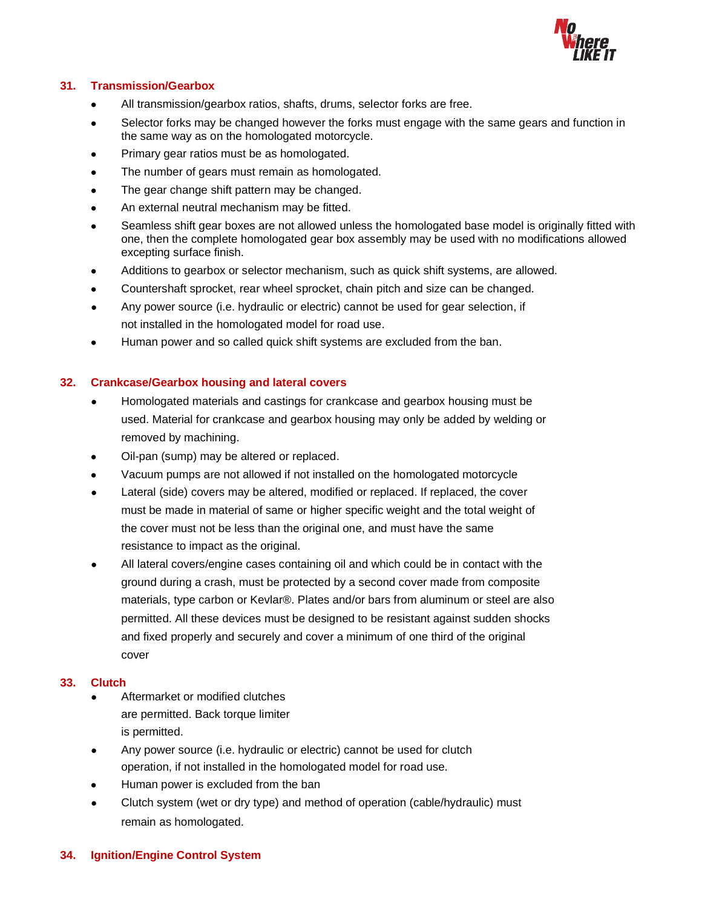## 31. Transmission/Gearbox

- All transmission/gearbox ratios, shafts, drums, selector forks are free.
- Selector forks may be changed however the forks must engage with the same gears and function in the same way as on the homologated motorcycle.
- Primary gear ratios must be as homologated.
- The number of gears must remain as homologated.
- The gear change shift pattern may be changed.
- An external neutral mechanism may be fitted.
- Seamless shift gear boxes are not allowed unless the homologated base model is originally fitted with one, then the complete homologated gear box assembly may be used with no modifications allowed excepting surface finish.
- Additions to gearbox or selector mechanism, such as quick shift systems, are allowed.
- Countershaft sprocket, rear wheel sprocket, chain pitch and size can be changed.
- Any power source (i.e. hydraulic or electric) cannot be used for gear selection, if not installed in the homologated model for road use.
- Human power and so called quick shift systems are excluded from the ban.

## 32. Crankcase/Gearbox housing and lateral covers

- Homologated materials and castings for crankcase and gearbox housing must be used. Material for crankcase and gearbox housing may only be added by welding or removed by machining.
- Oil-pan (sump) may be altered or replaced.
- Vacuum pumps are not allowed if not installed on the homologated motorcycle
- Lateral (side) covers may be altered, modified or replaced. If replaced, the cover must be made in material of same or higher specific weight and the total weight of the cover must not be less than the original one, and must have the same resistance to impact as the original.
- All lateral covers/engine cases containing oil and which could be in contact with the ground during a crash, must be protected by a second cover made from composite materials, type carbon or Kevlar®. Plates and/or bars from aluminum or steel are also permitted. All these devices must be designed to be resistant against sudden shocks and fixed properly and securely and cover a minimum of one third of the original cover

## 33. Clutch

- Aftermarket or modified clutches are permitted. Back torque limiter is permitted.
- Any power source (i.e. hydraulic or electric) cannot be used for clutch operation, if not installed in the homologated model for road use.
- Human power is excluded from the ban
- Clutch system (wet or dry type) and method of operation (cable/hydraulic) must remain as homologated.

## 34. Ignition/Engine Control System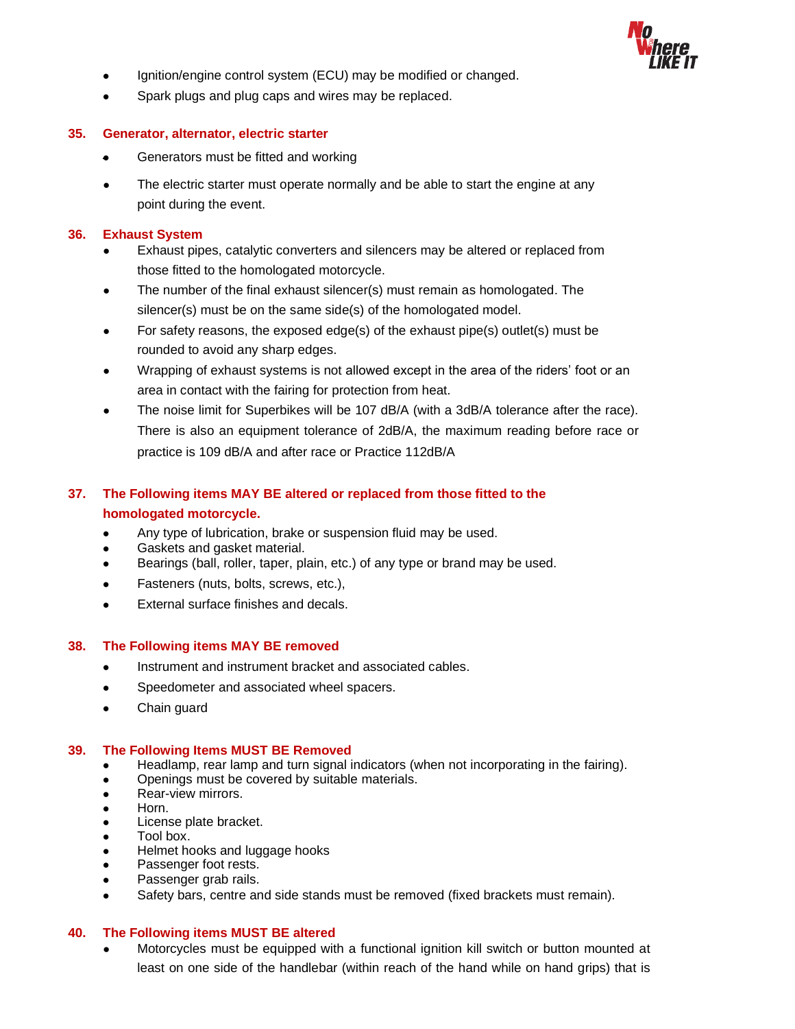- Ignition/engine control system (ECU) may be modified or changed.
- Spark plugs and plug caps and wires may be replaced.

### 35. Generator, alternator, electric starter

- Generators must be fitted and working
- The electric starter must operate normally and be able to start the engine at any point during the event.

### 36. Exhaust System

- Exhaust pipes, catalytic converters and silencers may be altered or replaced from those fitted to the homologated motorcycle.
- The number of the final exhaust silencer(s) must remain as homologated. The silencer(s) must be on the same side(s) of the homologated model.
- For safety reasons, the exposed edge(s) of the exhaust pipe(s) outlet(s) must be rounded to avoid any sharp edges.
- Wrapping of exhaust systems is not allowed except in the area of the riders' foot or an area in contact with the fairing for protection from heat.
- The noise limit for Superbikes will be 107 dB/A (with a 3dB/A tolerance after the race). There is also an equipment tolerance of 2dB/A, the maximum reading before race or practice is 109 dB/A and after race or Practice 112dB/A

### 37. The Following items MAY BE altered or replaced from those fitted to the homologated motorcycle.

- Any type of lubrication, brake or suspension fluid may be used.
- Gaskets and gasket material.
- Bearings (ball, roller, taper, plain, etc.) of any type or brand may be used.
- Fasteners (nuts, bolts, screws, etc.),
- External surface finishes and decals.

### 38. The Following items MAY BE removed

- Instrument and instrument bracket and associated cables.
- Speedometer and associated wheel spacers.
- Chain guard

### 39. The Following Items MUST BE Removed

- Headlamp, rear lamp and turn signal indicators (when not incorporating in the fairing).
- Openings must be covered by suitable materials.
- Rear-view mirrors.
- Horn.
- License plate bracket.
- Tool box.
- Helmet hooks and luggage hooks
- Passenger foot rests.
- Passenger grab rails.
- Safety bars, centre and side stands must be removed (fixed brackets must remain).

### 40. The Following items MUST BE altered

- Motorcycles must be equipped with a functional ignition kill switch or button mounted at least on one side of the handlebar (within reach of the hand while on hand grips) that is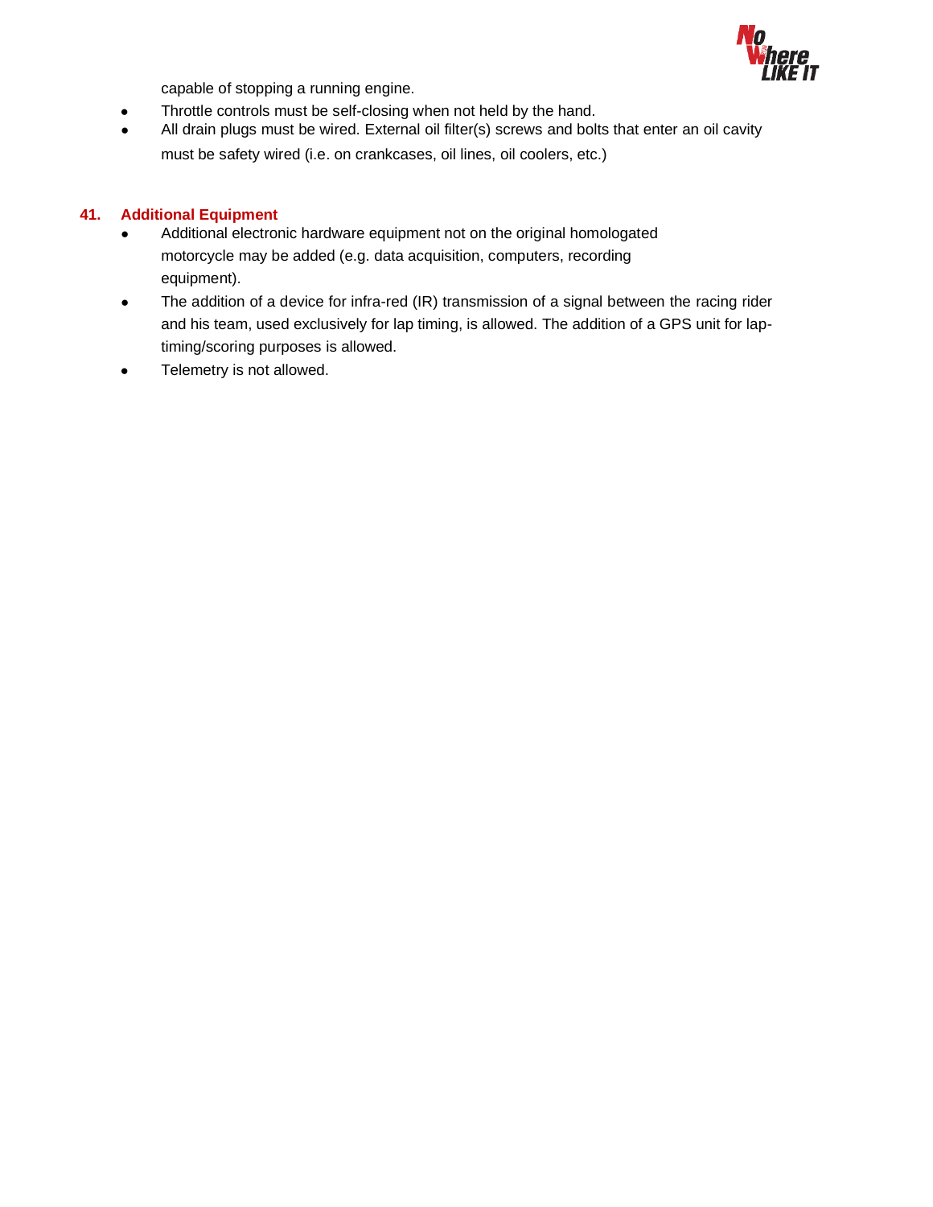capable of stopping a running engine.

- Throttle controls must be self-closing when not held by the hand.
- All drain plugs must be wired. External oil filter(s) screws and bolts that enter an oil cavity must be safety wired (i.e. on crankcases, oil lines, oil coolers, etc.)

## 41. Additional Equipment

- Additional electronic hardware equipment not on the original homologated motorcycle may be added (e.g. data acquisition, computers, recording equipment).
- The addition of a device for infra-red (IR) transmission of a signal between the racing rider and his team, used exclusively for lap timing, is allowed. The addition of a GPS unit for lap-timing/scoring purposes is allowed.
- Telemetry is not allowed.